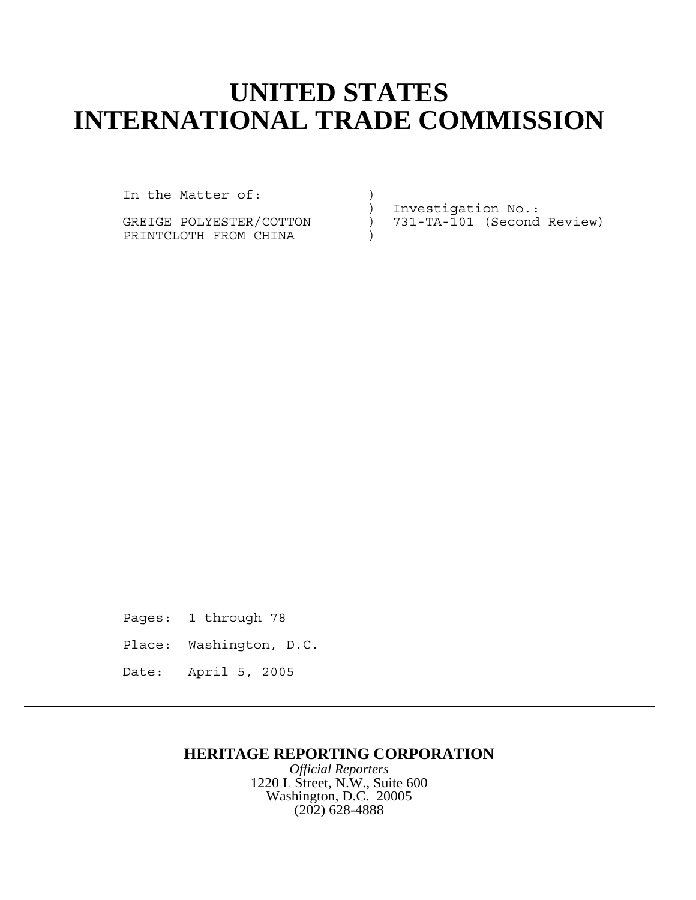# UNITED STATES
# INTERNATIONAL TRADE COMMISSION

---

```
In the Matter of:            )
                             )  Investigation No.:
GREIGE POLYESTER/COTTON      )  731-TA-101 (Second Review)
PRINTCLOTH FROM CHINA        )
```

Pages: 1 through 78

Place: Washington, D.C.

Date: April 5, 2005

---

**HERITAGE REPORTING CORPORATION**

*Official Reporters*

1220 L Street, N.W., Suite 600

Washington, D.C. 20005

(202) 628-4888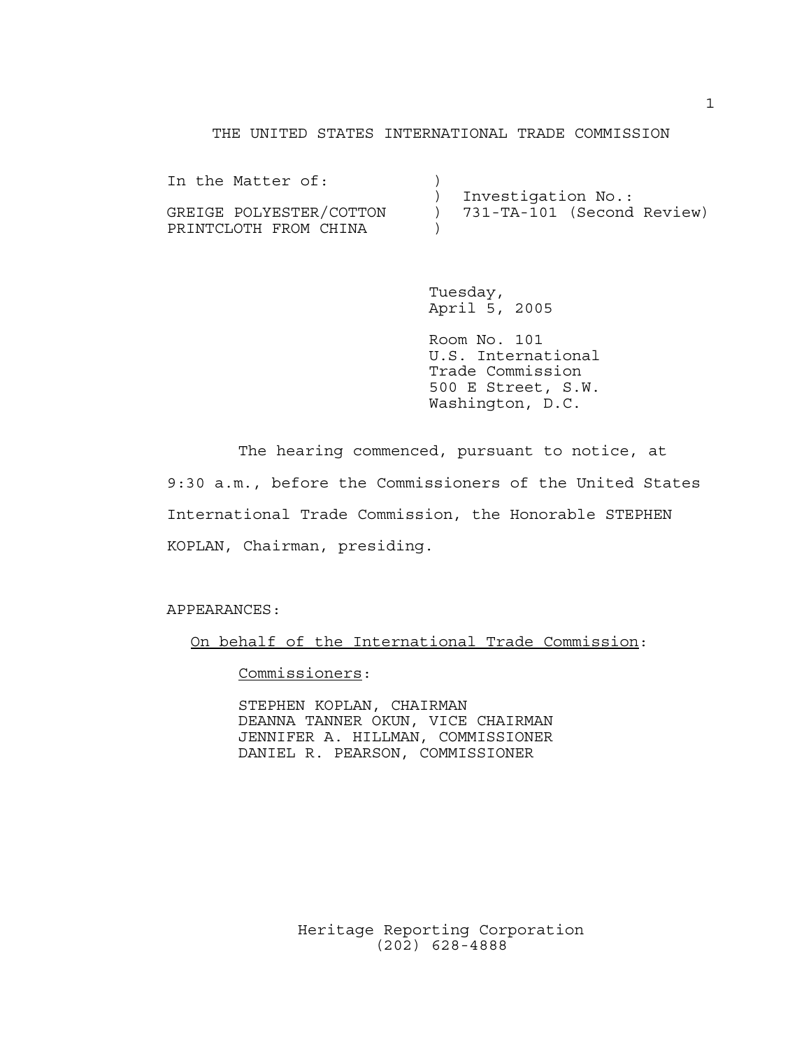THE UNITED STATES INTERNATIONAL TRADE COMMISSION

| | | |
|---|---|---|
| In the Matter of: | ) | |
| | ) | Investigation No.: |
| GREIGE POLYESTER/COTTON | ) | 731-TA-101 (Second Review) |
| PRINTCLOTH FROM CHINA | ) | |

Tuesday,
April 5, 2005

Room No. 101
U.S. International
Trade Commission
500 E Street, S.W.
Washington, D.C.

The hearing commenced, pursuant to notice, at 9:30 a.m., before the Commissioners of the United States International Trade Commission, the Honorable STEPHEN KOPLAN, Chairman, presiding.

APPEARANCES:

<u>On behalf of the International Trade Commission</u>:

<u>Commissioners</u>:

STEPHEN KOPLAN, CHAIRMAN
DEANNA TANNER OKUN, VICE CHAIRMAN
JENNIFER A. HILLMAN, COMMISSIONER
DANIEL R. PEARSON, COMMISSIONER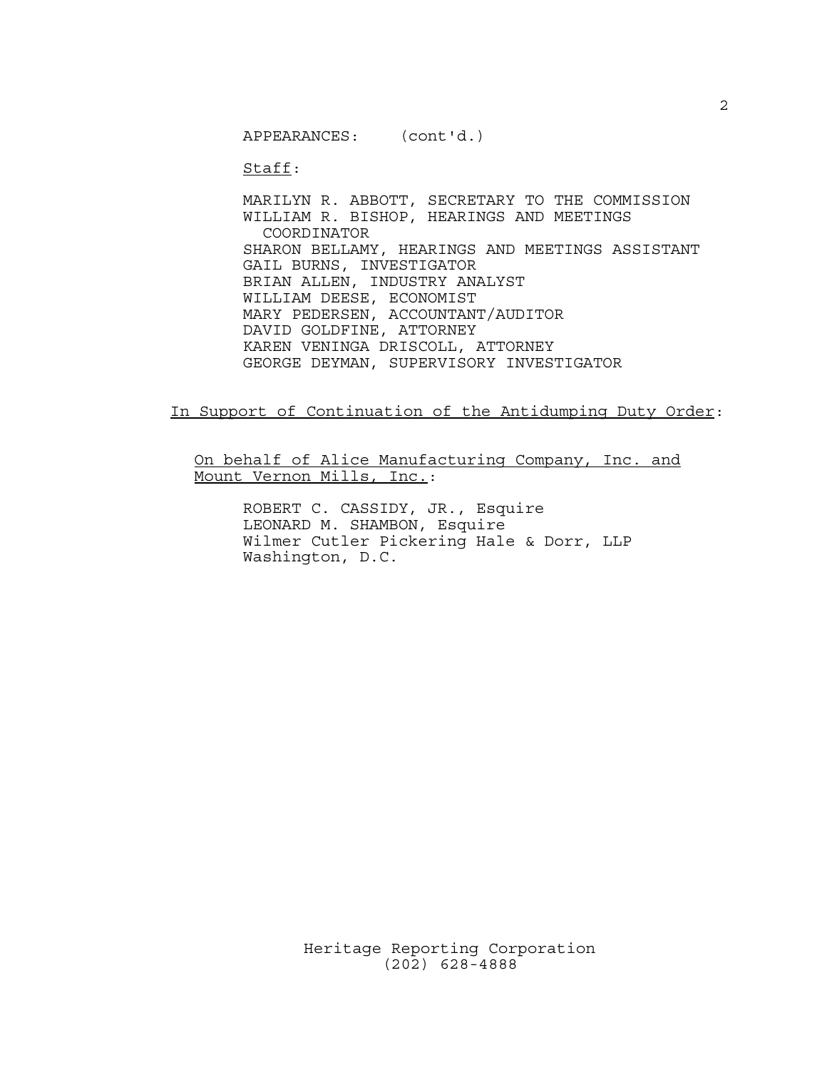APPEARANCES: (cont'd.)

Staff:

MARILYN R. ABBOTT, SECRETARY TO THE COMMISSION
WILLIAM R. BISHOP, HEARINGS AND MEETINGS COORDINATOR
SHARON BELLAMY, HEARINGS AND MEETINGS ASSISTANT
GAIL BURNS, INVESTIGATOR
BRIAN ALLEN, INDUSTRY ANALYST
WILLIAM DEESE, ECONOMIST
MARY PEDERSEN, ACCOUNTANT/AUDITOR
DAVID GOLDFINE, ATTORNEY
KAREN VENINGA DRISCOLL, ATTORNEY
GEORGE DEYMAN, SUPERVISORY INVESTIGATOR

In Support of Continuation of the Antidumping Duty Order:

On behalf of Alice Manufacturing Company, Inc. and Mount Vernon Mills, Inc.:

ROBERT C. CASSIDY, JR., Esquire
LEONARD M. SHAMBON, Esquire
Wilmer Cutler Pickering Hale & Dorr, LLP
Washington, D.C.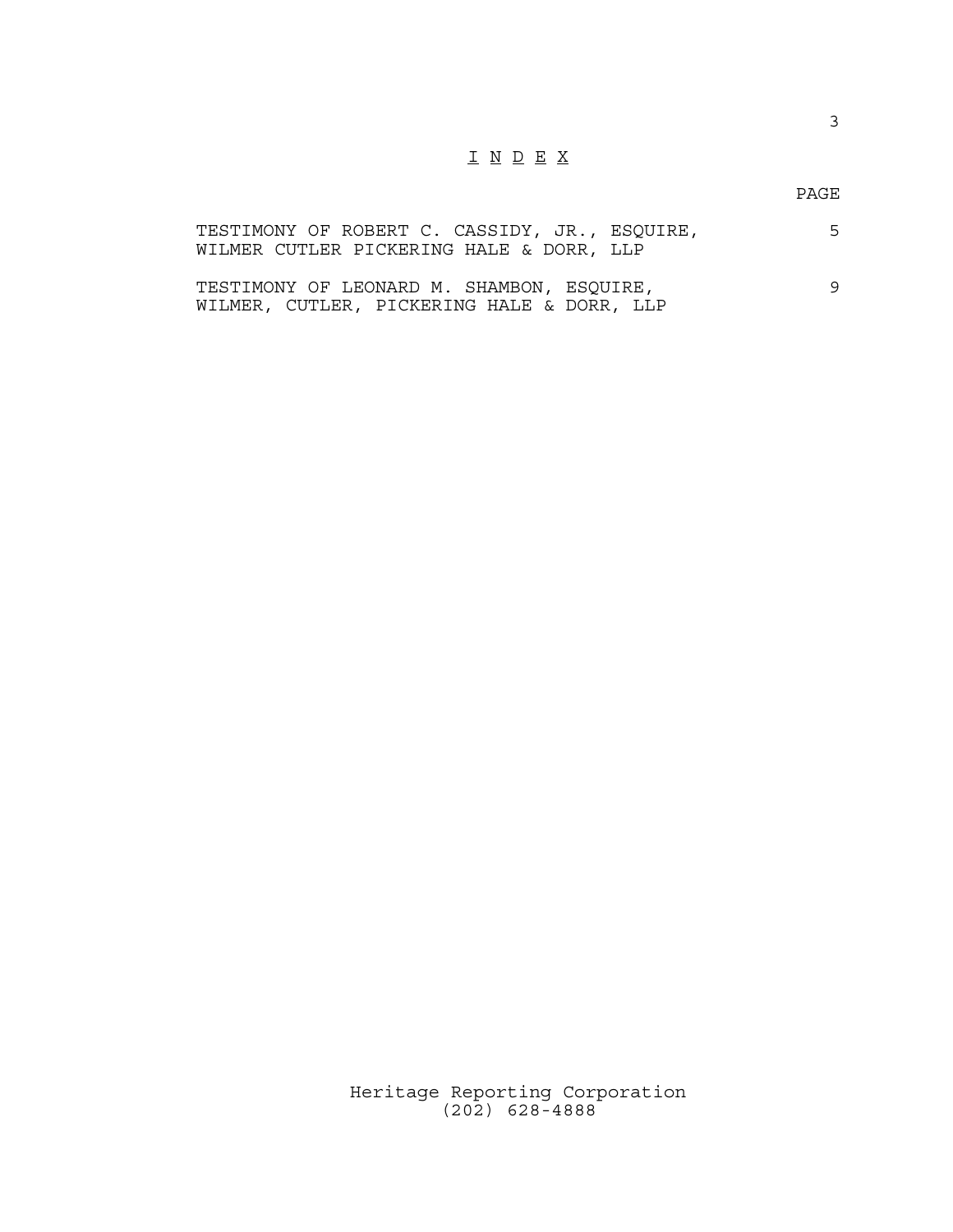# I N D E X

| | PAGE |
|---|---|
| TESTIMONY OF ROBERT C. CASSIDY, JR., ESQUIRE, WILMER CUTLER PICKERING HALE & DORR, LLP | 5 |
| TESTIMONY OF LEONARD M. SHAMBON, ESQUIRE, WILMER, CUTLER, PICKERING HALE & DORR, LLP | 9 |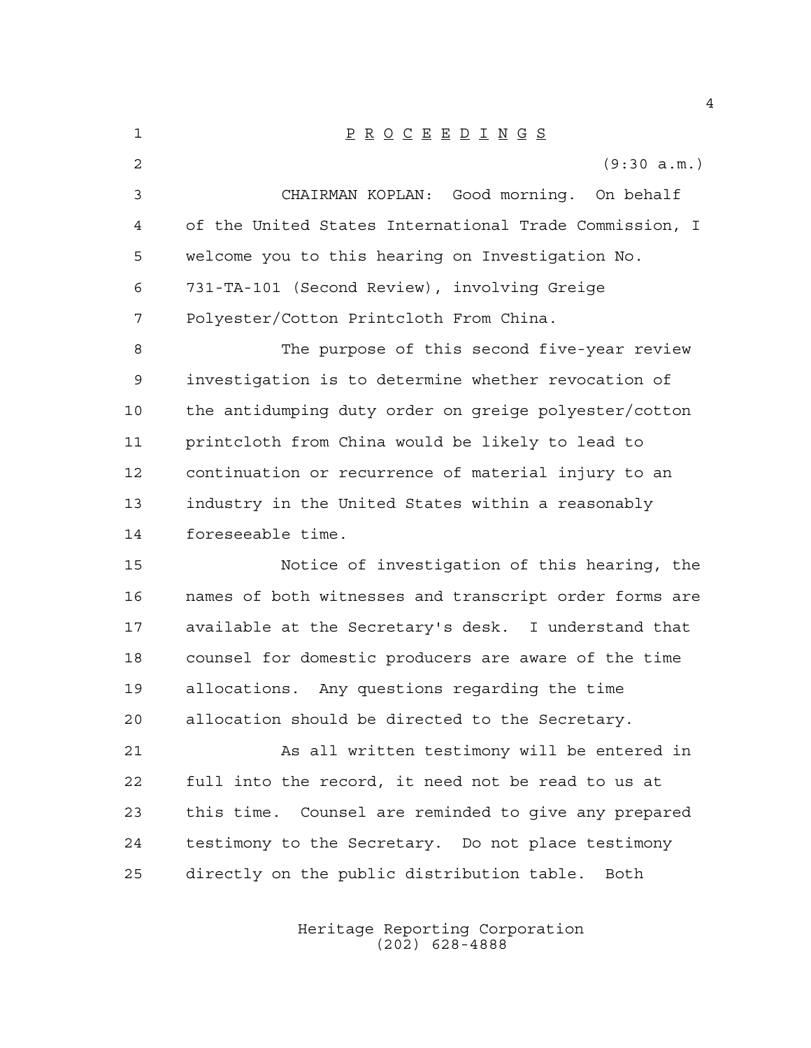P R O C E E D I N G S

(9:30 a.m.)

CHAIRMAN KOPLAN: Good morning. On behalf of the United States International Trade Commission, I welcome you to this hearing on Investigation No. 731-TA-101 (Second Review), involving Greige Polyester/Cotton Printcloth From China.

The purpose of this second five-year review investigation is to determine whether revocation of the antidumping duty order on greige polyester/cotton printcloth from China would be likely to lead to continuation or recurrence of material injury to an industry in the United States within a reasonably foreseeable time.

Notice of investigation of this hearing, the names of both witnesses and transcript order forms are available at the Secretary's desk. I understand that counsel for domestic producers are aware of the time allocations. Any questions regarding the time allocation should be directed to the Secretary.

As all written testimony will be entered in full into the record, it need not be read to us at this time. Counsel are reminded to give any prepared testimony to the Secretary. Do not place testimony directly on the public distribution table. Both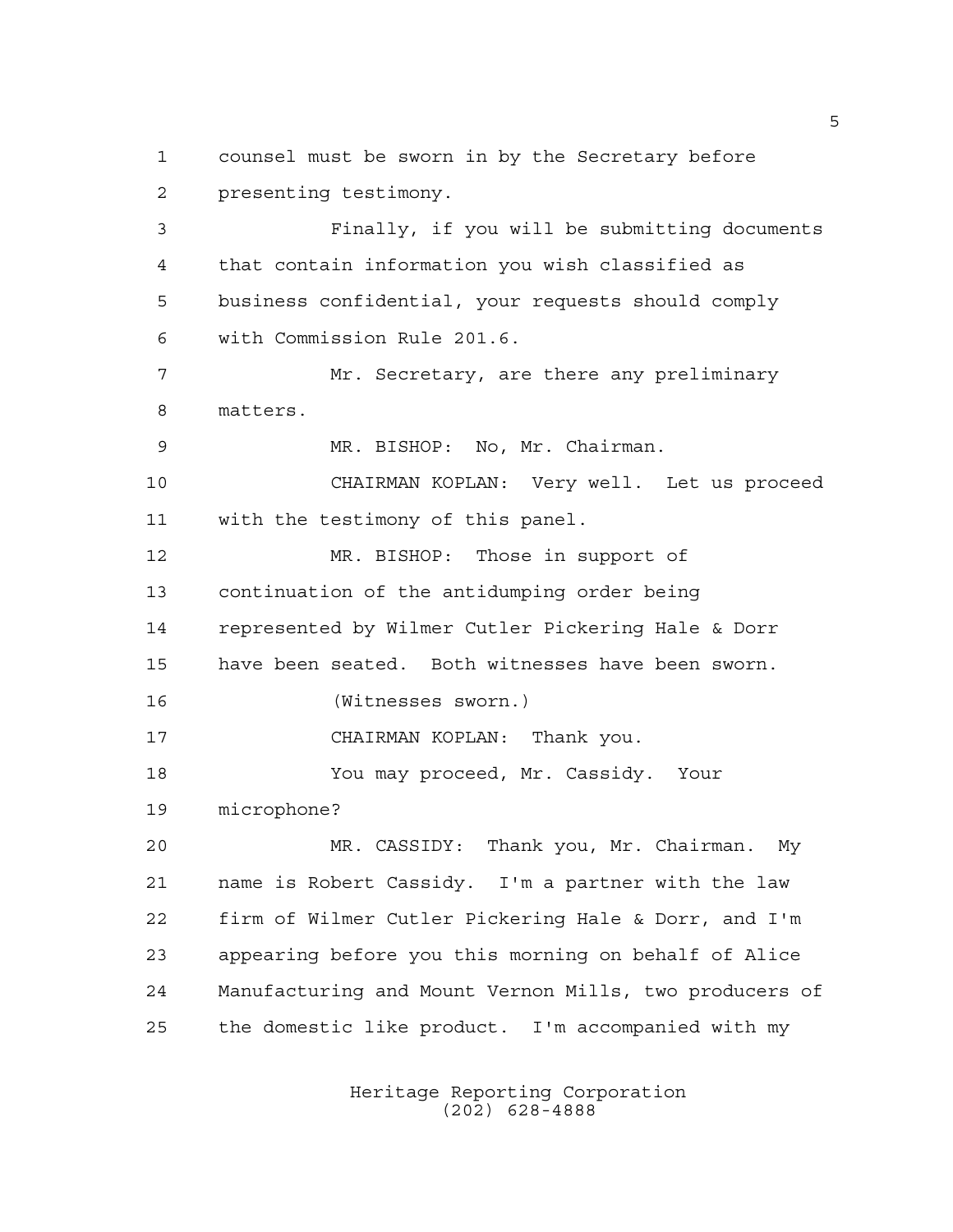counsel must be sworn in by the Secretary before presenting testimony.

Finally, if you will be submitting documents that contain information you wish classified as business confidential, your requests should comply with Commission Rule 201.6.

Mr. Secretary, are there any preliminary matters.

MR. BISHOP: No, Mr. Chairman.

CHAIRMAN KOPLAN: Very well. Let us proceed with the testimony of this panel.

MR. BISHOP: Those in support of continuation of the antidumping order being represented by Wilmer Cutler Pickering Hale & Dorr have been seated. Both witnesses have been sworn.

(Witnesses sworn.)

CHAIRMAN KOPLAN: Thank you.

You may proceed, Mr. Cassidy. Your microphone?

MR. CASSIDY: Thank you, Mr. Chairman. My name is Robert Cassidy. I'm a partner with the law firm of Wilmer Cutler Pickering Hale & Dorr, and I'm appearing before you this morning on behalf of Alice Manufacturing and Mount Vernon Mills, two producers of the domestic like product. I'm accompanied with my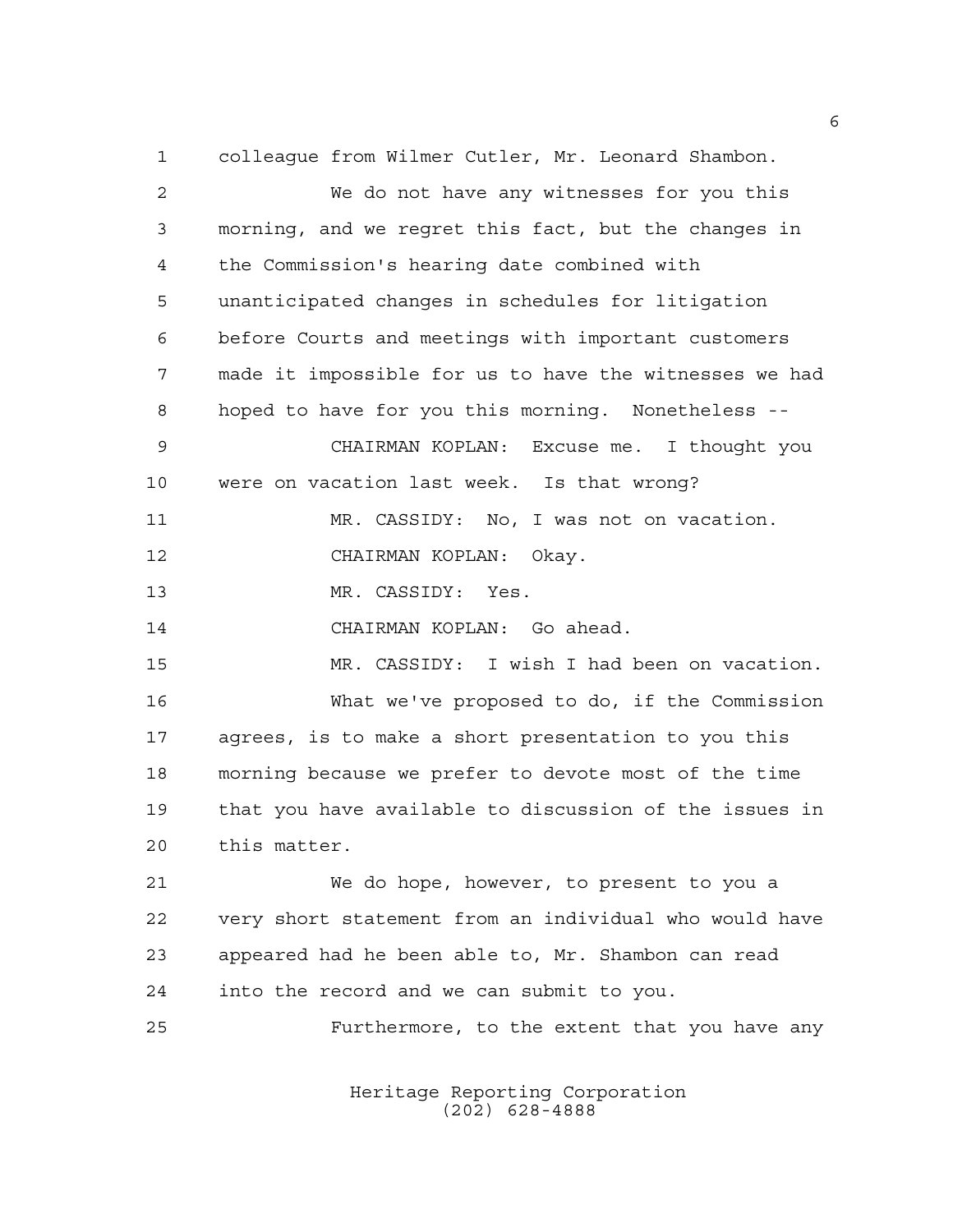colleague from Wilmer Cutler, Mr. Leonard Shambon.

We do not have any witnesses for you this morning, and we regret this fact, but the changes in the Commission's hearing date combined with unanticipated changes in schedules for litigation before Courts and meetings with important customers made it impossible for us to have the witnesses we had hoped to have for you this morning. Nonetheless --

CHAIRMAN KOPLAN: Excuse me. I thought you were on vacation last week. Is that wrong?

MR. CASSIDY: No, I was not on vacation.

CHAIRMAN KOPLAN: Okay.

MR. CASSIDY: Yes.

CHAIRMAN KOPLAN: Go ahead.

MR. CASSIDY: I wish I had been on vacation.

What we've proposed to do, if the Commission agrees, is to make a short presentation to you this morning because we prefer to devote most of the time that you have available to discussion of the issues in this matter.

We do hope, however, to present to you a very short statement from an individual who would have appeared had he been able to, Mr. Shambon can read into the record and we can submit to you.

Furthermore, to the extent that you have any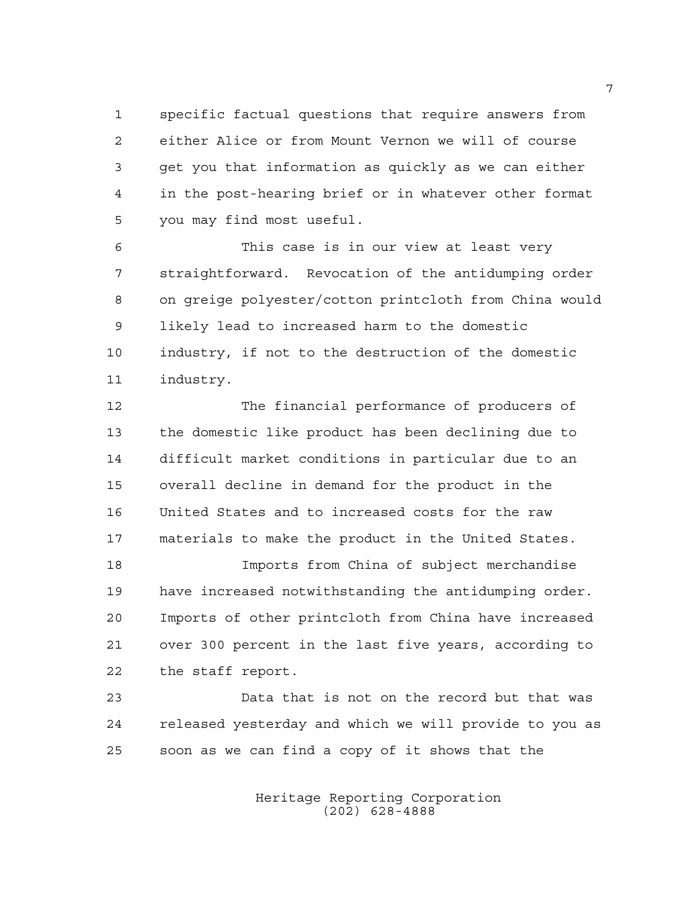specific factual questions that require answers from either Alice or from Mount Vernon we will of course get you that information as quickly as we can either in the post-hearing brief or in whatever other format you may find most useful.

This case is in our view at least very straightforward. Revocation of the antidumping order on greige polyester/cotton printcloth from China would likely lead to increased harm to the domestic industry, if not to the destruction of the domestic industry.

The financial performance of producers of the domestic like product has been declining due to difficult market conditions in particular due to an overall decline in demand for the product in the United States and to increased costs for the raw materials to make the product in the United States.

Imports from China of subject merchandise have increased notwithstanding the antidumping order. Imports of other printcloth from China have increased over 300 percent in the last five years, according to the staff report.

Data that is not on the record but that was released yesterday and which we will provide to you as soon as we can find a copy of it shows that the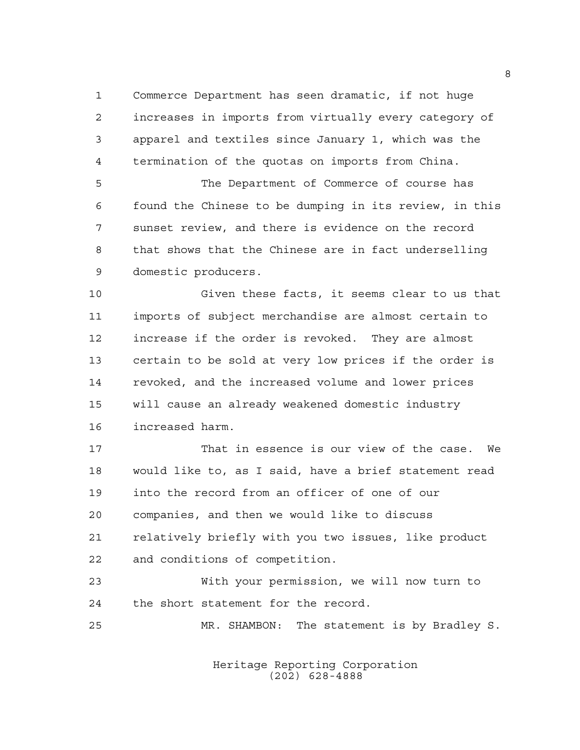Commerce Department has seen dramatic, if not huge increases in imports from virtually every category of apparel and textiles since January 1, which was the termination of the quotas on imports from China.

The Department of Commerce of course has found the Chinese to be dumping in its review, in this sunset review, and there is evidence on the record that shows that the Chinese are in fact underselling domestic producers.

Given these facts, it seems clear to us that imports of subject merchandise are almost certain to increase if the order is revoked. They are almost certain to be sold at very low prices if the order is revoked, and the increased volume and lower prices will cause an already weakened domestic industry increased harm.

That in essence is our view of the case. We would like to, as I said, have a brief statement read into the record from an officer of one of our companies, and then we would like to discuss relatively briefly with you two issues, like product and conditions of competition.

With your permission, we will now turn to the short statement for the record.

MR. SHAMBON: The statement is by Bradley S.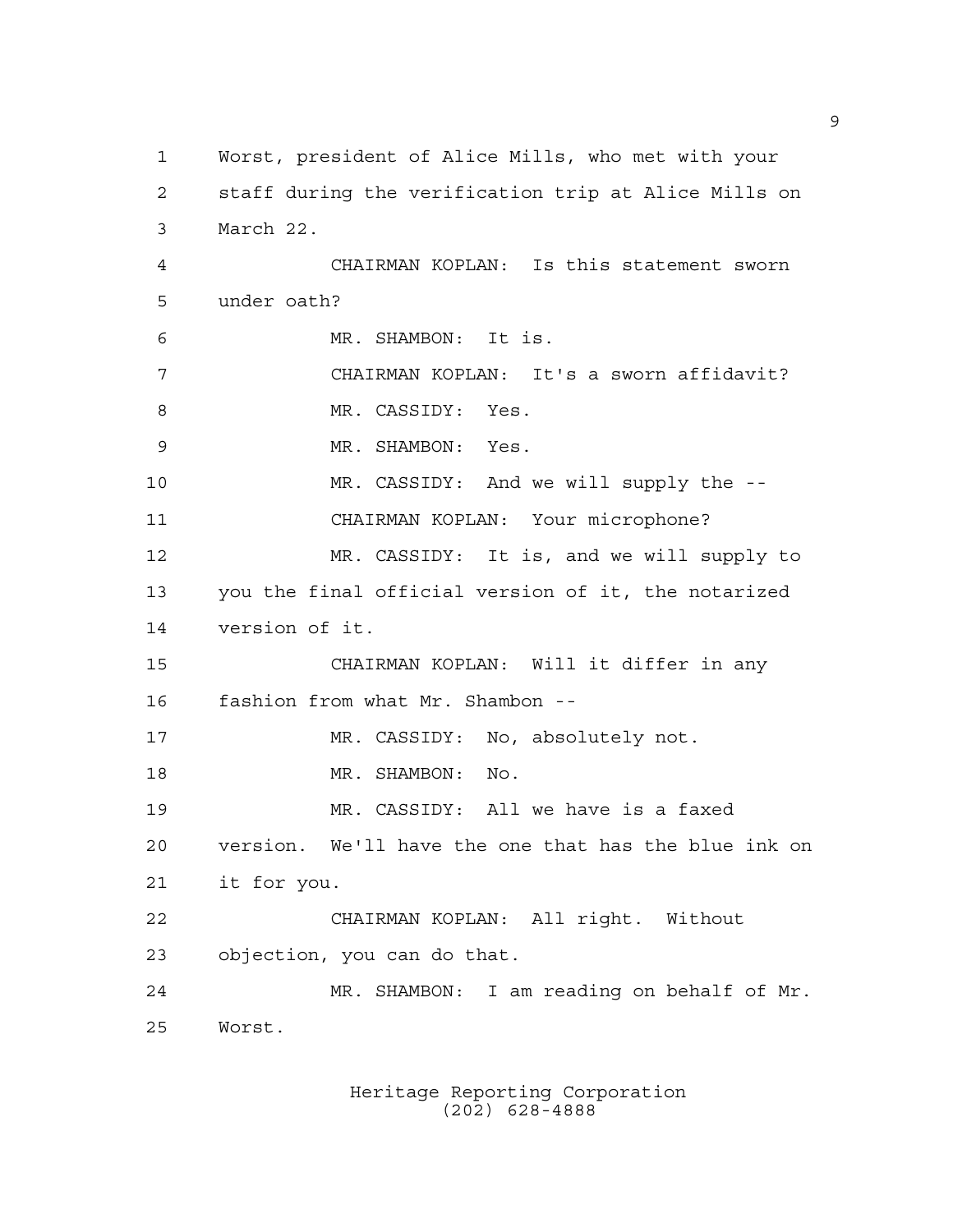Worst, president of Alice Mills, who met with your staff during the verification trip at Alice Mills on March 22.

CHAIRMAN KOPLAN: Is this statement sworn under oath?

MR. SHAMBON: It is.

CHAIRMAN KOPLAN: It's a sworn affidavit?

MR. CASSIDY: Yes.

MR. SHAMBON: Yes.

MR. CASSIDY: And we will supply the --

CHAIRMAN KOPLAN: Your microphone?

MR. CASSIDY: It is, and we will supply to you the final official version of it, the notarized version of it.

CHAIRMAN KOPLAN: Will it differ in any fashion from what Mr. Shambon --

MR. CASSIDY: No, absolutely not.

MR. SHAMBON: No.

MR. CASSIDY: All we have is a faxed version. We'll have the one that has the blue ink on it for you.

CHAIRMAN KOPLAN: All right. Without objection, you can do that.

MR. SHAMBON: I am reading on behalf of Mr. Worst.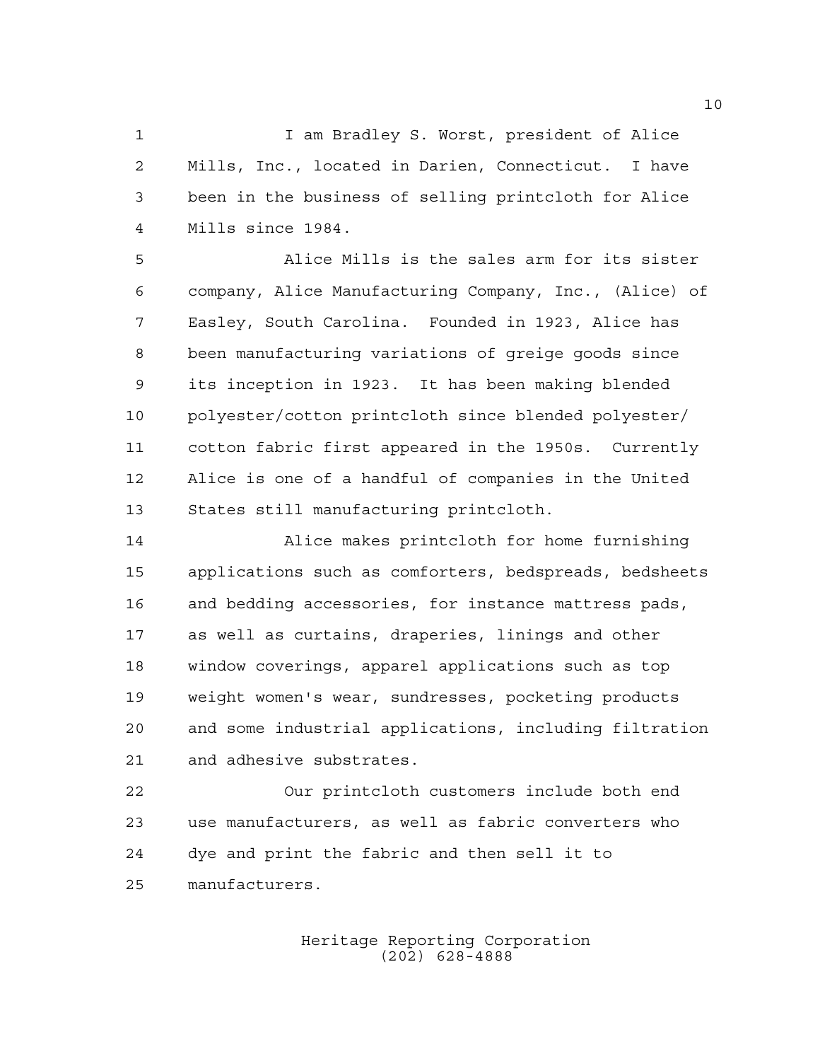I am Bradley S. Worst, president of Alice Mills, Inc., located in Darien, Connecticut. I have been in the business of selling printcloth for Alice Mills since 1984.

Alice Mills is the sales arm for its sister company, Alice Manufacturing Company, Inc., (Alice) of Easley, South Carolina. Founded in 1923, Alice has been manufacturing variations of greige goods since its inception in 1923. It has been making blended polyester/cotton printcloth since blended polyester/cotton fabric first appeared in the 1950s. Currently Alice is one of a handful of companies in the United States still manufacturing printcloth.

Alice makes printcloth for home furnishing applications such as comforters, bedspreads, bedsheets and bedding accessories, for instance mattress pads, as well as curtains, draperies, linings and other window coverings, apparel applications such as top weight women's wear, sundresses, pocketing products and some industrial applications, including filtration and adhesive substrates.

Our printcloth customers include both end use manufacturers, as well as fabric converters who dye and print the fabric and then sell it to manufacturers.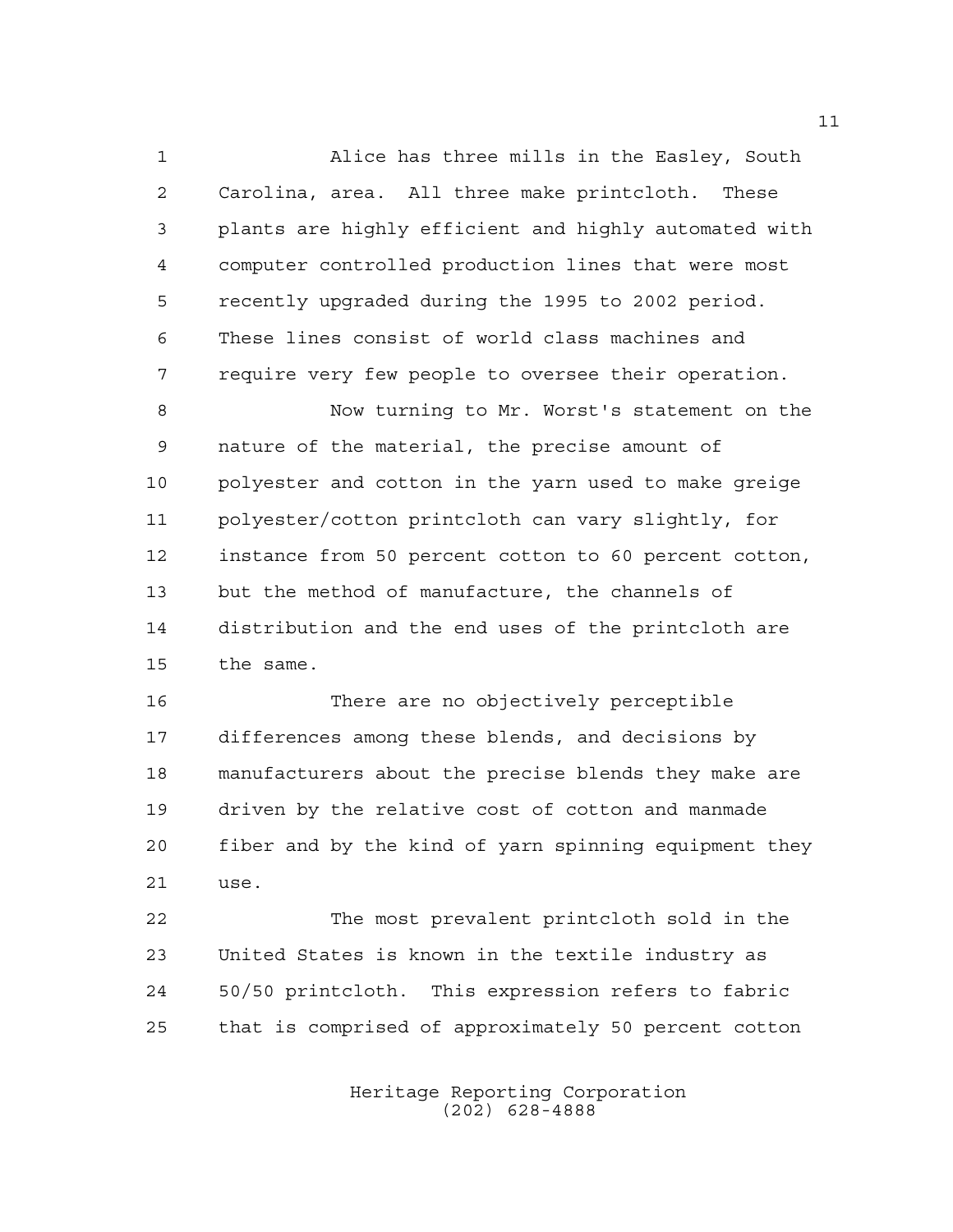Alice has three mills in the Easley, South Carolina, area. All three make printcloth. These plants are highly efficient and highly automated with computer controlled production lines that were most recently upgraded during the 1995 to 2002 period. These lines consist of world class machines and require very few people to oversee their operation.

Now turning to Mr. Worst's statement on the nature of the material, the precise amount of polyester and cotton in the yarn used to make greige polyester/cotton printcloth can vary slightly, for instance from 50 percent cotton to 60 percent cotton, but the method of manufacture, the channels of distribution and the end uses of the printcloth are the same.

There are no objectively perceptible differences among these blends, and decisions by manufacturers about the precise blends they make are driven by the relative cost of cotton and manmade fiber and by the kind of yarn spinning equipment they use.

The most prevalent printcloth sold in the United States is known in the textile industry as 50/50 printcloth. This expression refers to fabric that is comprised of approximately 50 percent cotton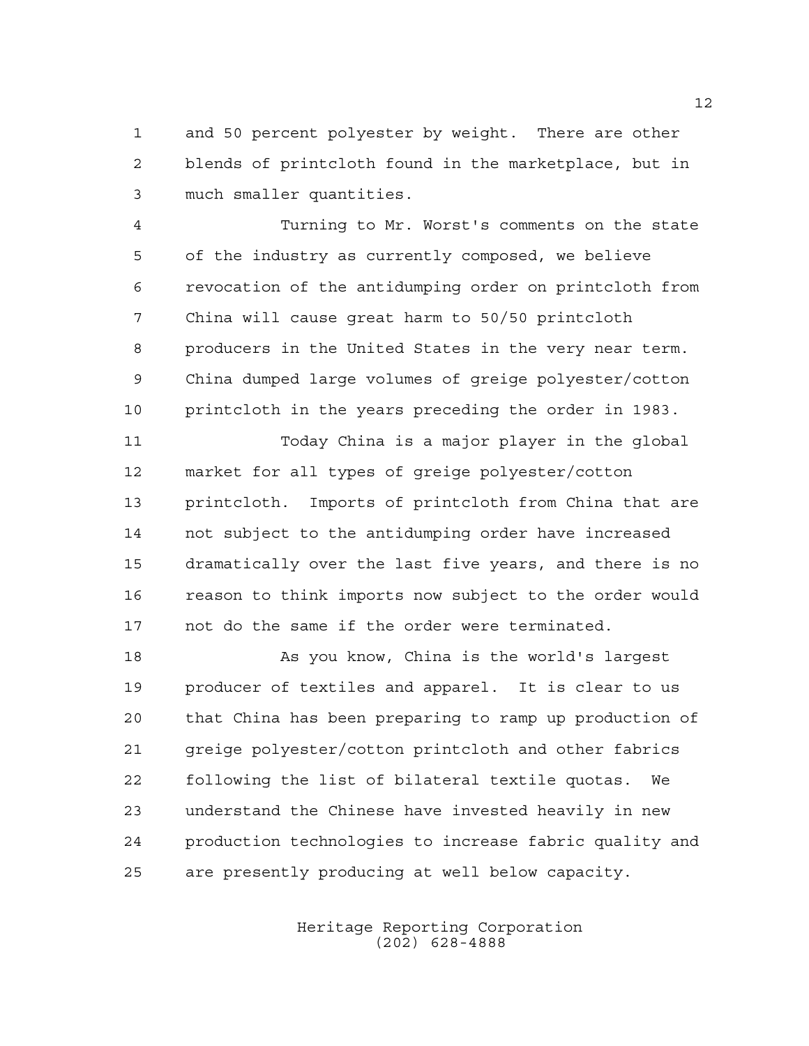and 50 percent polyester by weight. There are other blends of printcloth found in the marketplace, but in much smaller quantities.

Turning to Mr. Worst's comments on the state of the industry as currently composed, we believe revocation of the antidumping order on printcloth from China will cause great harm to 50/50 printcloth producers in the United States in the very near term. China dumped large volumes of greige polyester/cotton printcloth in the years preceding the order in 1983.

Today China is a major player in the global market for all types of greige polyester/cotton printcloth. Imports of printcloth from China that are not subject to the antidumping order have increased dramatically over the last five years, and there is no reason to think imports now subject to the order would not do the same if the order were terminated.

As you know, China is the world's largest producer of textiles and apparel. It is clear to us that China has been preparing to ramp up production of greige polyester/cotton printcloth and other fabrics following the list of bilateral textile quotas. We understand the Chinese have invested heavily in new production technologies to increase fabric quality and are presently producing at well below capacity.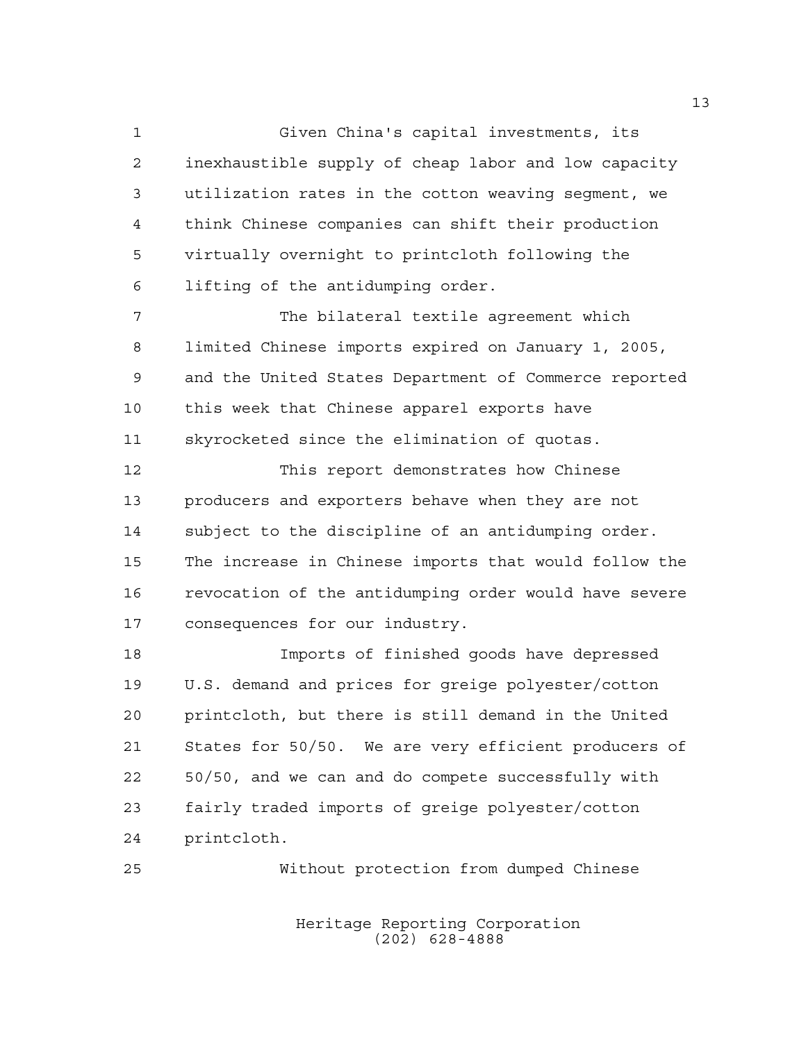Given China's capital investments, its inexhaustible supply of cheap labor and low capacity utilization rates in the cotton weaving segment, we think Chinese companies can shift their production virtually overnight to printcloth following the lifting of the antidumping order.

The bilateral textile agreement which limited Chinese imports expired on January 1, 2005, and the United States Department of Commerce reported this week that Chinese apparel exports have skyrocketed since the elimination of quotas.

This report demonstrates how Chinese producers and exporters behave when they are not subject to the discipline of an antidumping order. The increase in Chinese imports that would follow the revocation of the antidumping order would have severe consequences for our industry.

Imports of finished goods have depressed U.S. demand and prices for greige polyester/cotton printcloth, but there is still demand in the United States for 50/50. We are very efficient producers of 50/50, and we can and do compete successfully with fairly traded imports of greige polyester/cotton printcloth.

Without protection from dumped Chinese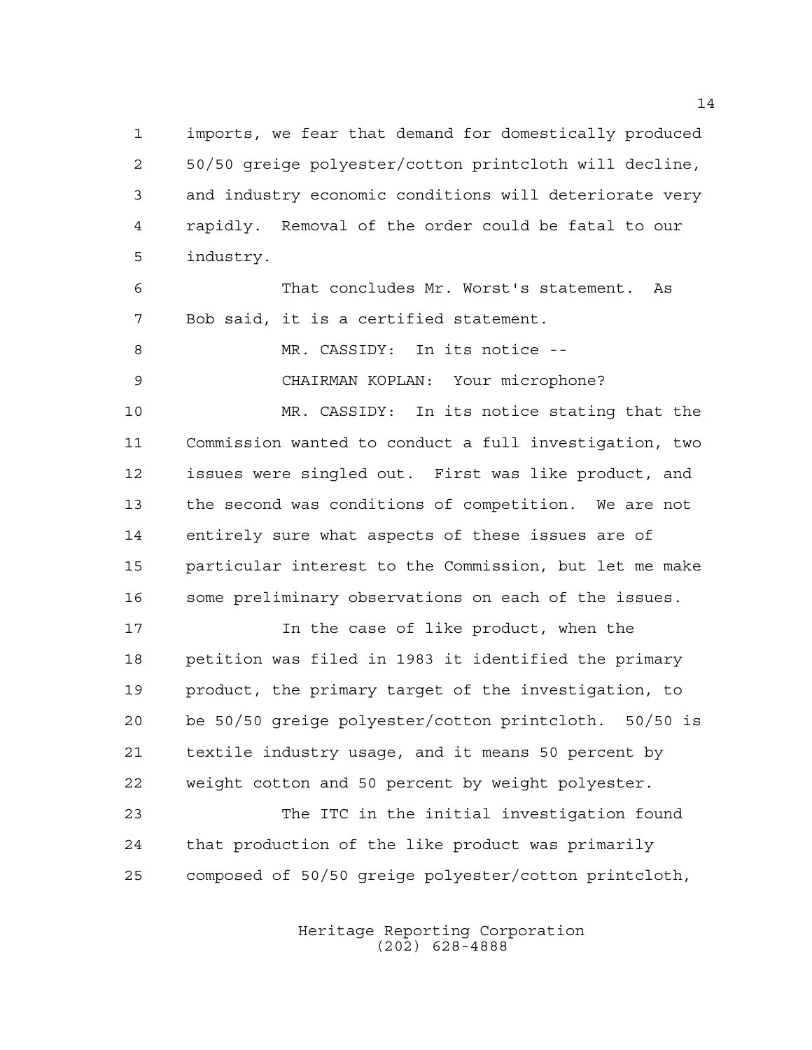imports, we fear that demand for domestically produced 50/50 greige polyester/cotton printcloth will decline, and industry economic conditions will deteriorate very rapidly. Removal of the order could be fatal to our industry.

That concludes Mr. Worst's statement. As Bob said, it is a certified statement.

MR. CASSIDY: In its notice --

CHAIRMAN KOPLAN: Your microphone?

MR. CASSIDY: In its notice stating that the Commission wanted to conduct a full investigation, two issues were singled out. First was like product, and the second was conditions of competition. We are not entirely sure what aspects of these issues are of particular interest to the Commission, but let me make some preliminary observations on each of the issues.

In the case of like product, when the petition was filed in 1983 it identified the primary product, the primary target of the investigation, to be 50/50 greige polyester/cotton printcloth. 50/50 is textile industry usage, and it means 50 percent by weight cotton and 50 percent by weight polyester.

The ITC in the initial investigation found that production of the like product was primarily composed of 50/50 greige polyester/cotton printcloth,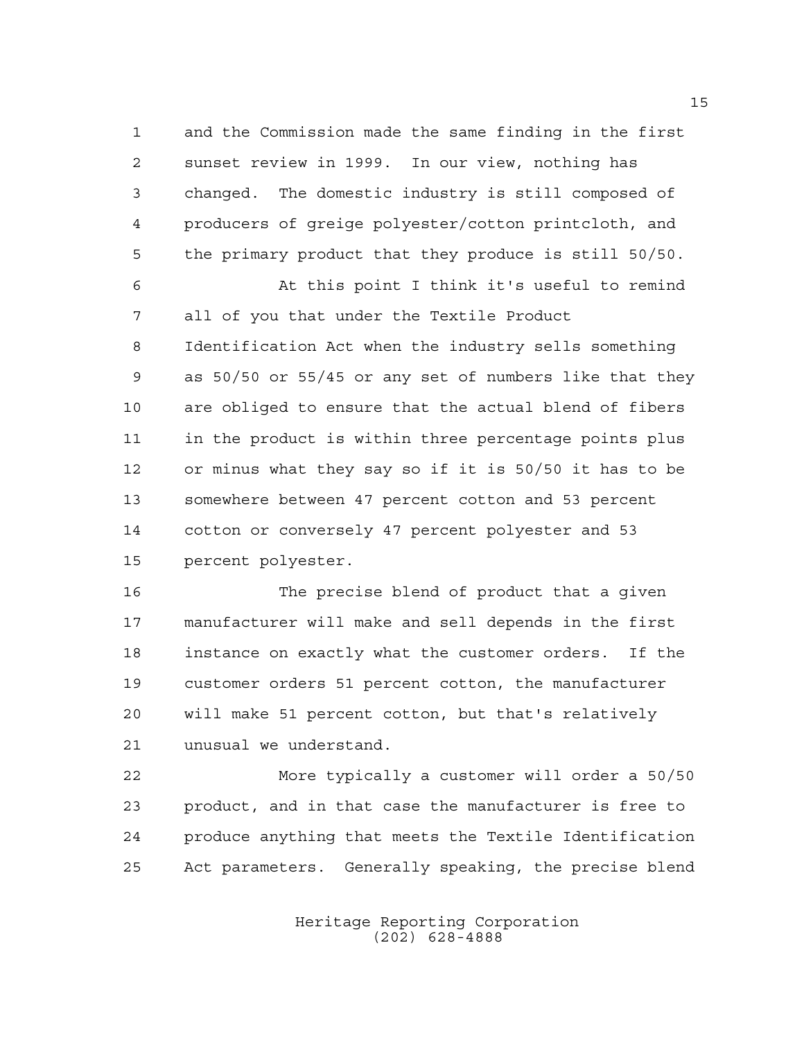and the Commission made the same finding in the first sunset review in 1999. In our view, nothing has changed. The domestic industry is still composed of producers of greige polyester/cotton printcloth, and the primary product that they produce is still 50/50.

At this point I think it's useful to remind all of you that under the Textile Product Identification Act when the industry sells something as 50/50 or 55/45 or any set of numbers like that they are obliged to ensure that the actual blend of fibers in the product is within three percentage points plus or minus what they say so if it is 50/50 it has to be somewhere between 47 percent cotton and 53 percent cotton or conversely 47 percent polyester and 53 percent polyester.

The precise blend of product that a given manufacturer will make and sell depends in the first instance on exactly what the customer orders. If the customer orders 51 percent cotton, the manufacturer will make 51 percent cotton, but that's relatively unusual we understand.

More typically a customer will order a 50/50 product, and in that case the manufacturer is free to produce anything that meets the Textile Identification Act parameters. Generally speaking, the precise blend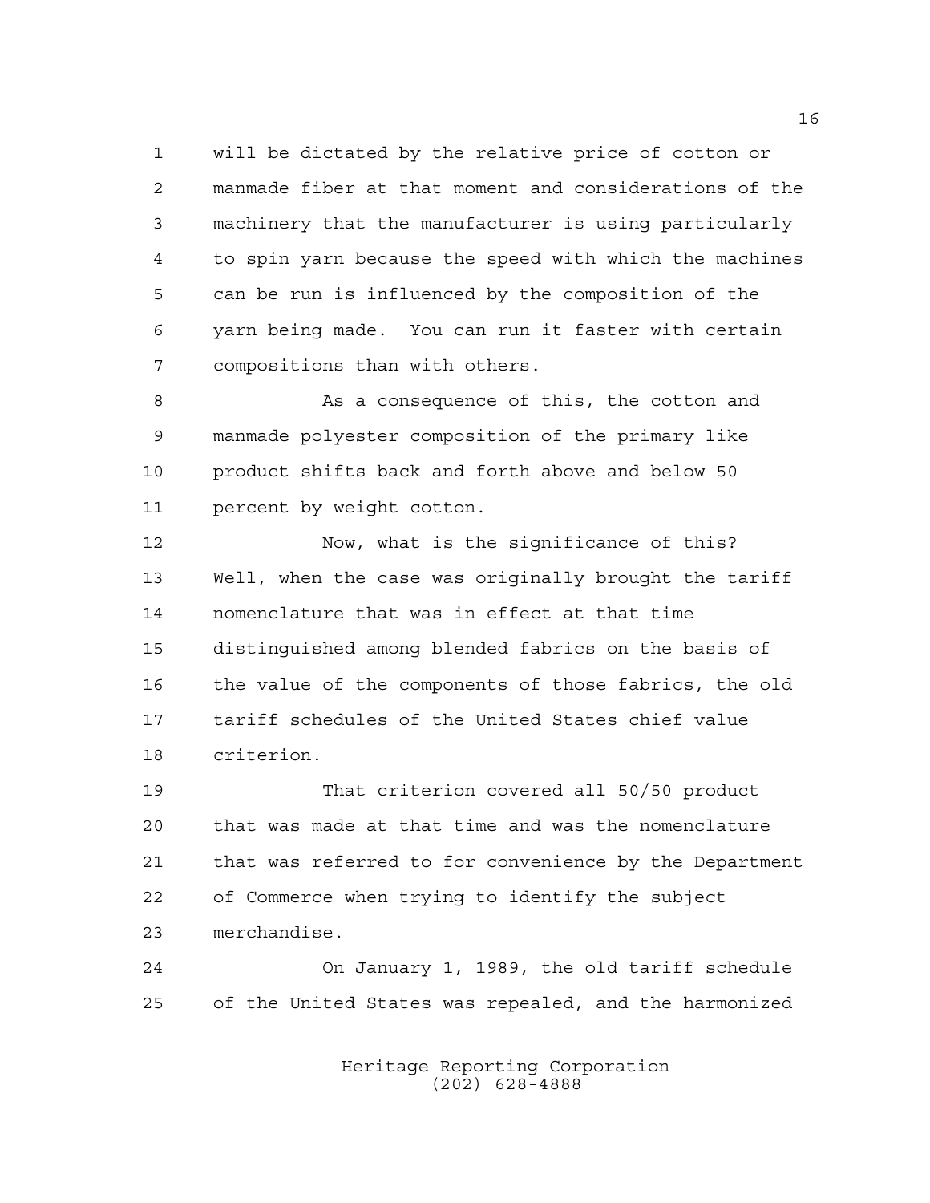will be dictated by the relative price of cotton or manmade fiber at that moment and considerations of the machinery that the manufacturer is using particularly to spin yarn because the speed with which the machines can be run is influenced by the composition of the yarn being made. You can run it faster with certain compositions than with others.

As a consequence of this, the cotton and manmade polyester composition of the primary like product shifts back and forth above and below 50 percent by weight cotton.

Now, what is the significance of this? Well, when the case was originally brought the tariff nomenclature that was in effect at that time distinguished among blended fabrics on the basis of the value of the components of those fabrics, the old tariff schedules of the United States chief value criterion.

That criterion covered all 50/50 product that was made at that time and was the nomenclature that was referred to for convenience by the Department of Commerce when trying to identify the subject merchandise.

On January 1, 1989, the old tariff schedule of the United States was repealed, and the harmonized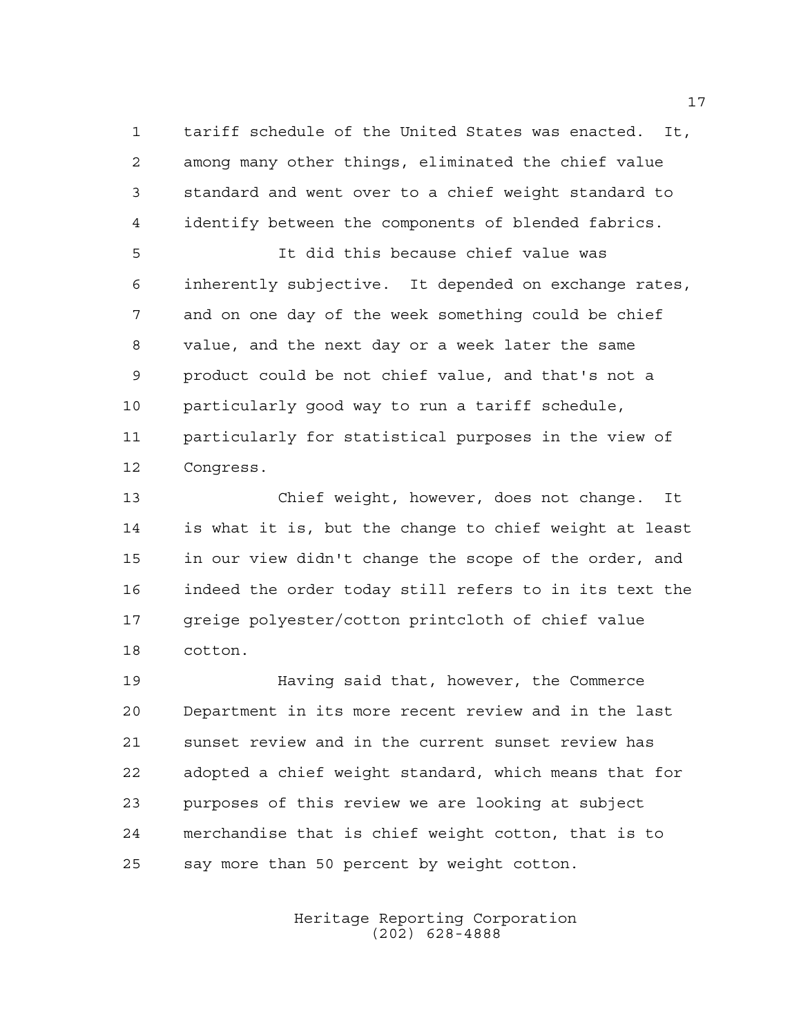tariff schedule of the United States was enacted. It, among many other things, eliminated the chief value standard and went over to a chief weight standard to identify between the components of blended fabrics.

It did this because chief value was inherently subjective. It depended on exchange rates, and on one day of the week something could be chief value, and the next day or a week later the same product could be not chief value, and that's not a particularly good way to run a tariff schedule, particularly for statistical purposes in the view of Congress.

Chief weight, however, does not change. It is what it is, but the change to chief weight at least in our view didn't change the scope of the order, and indeed the order today still refers to in its text the greige polyester/cotton printcloth of chief value cotton.

Having said that, however, the Commerce Department in its more recent review and in the last sunset review and in the current sunset review has adopted a chief weight standard, which means that for purposes of this review we are looking at subject merchandise that is chief weight cotton, that is to say more than 50 percent by weight cotton.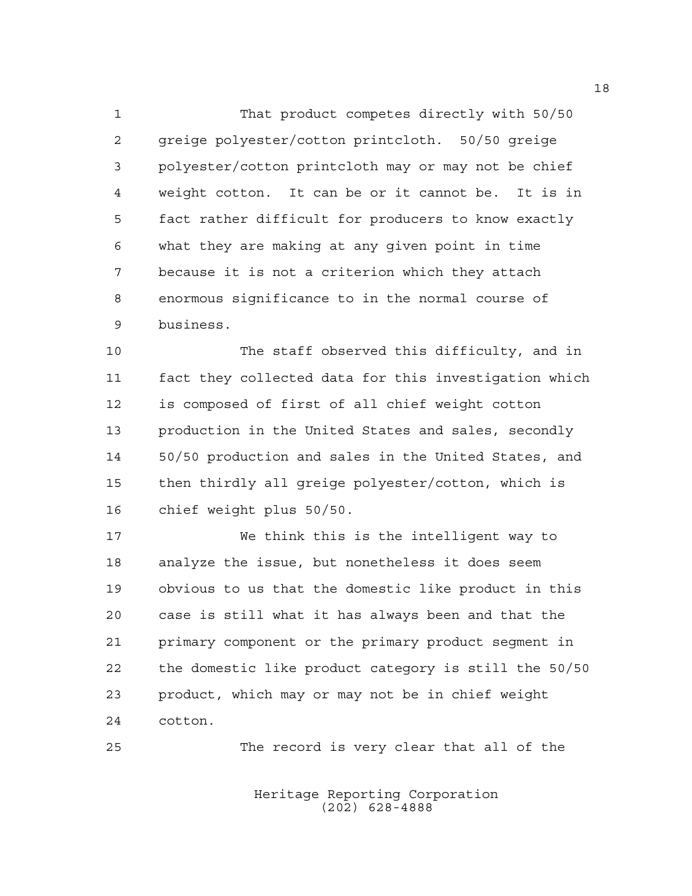That product competes directly with 50/50 greige polyester/cotton printcloth. 50/50 greige polyester/cotton printcloth may or may not be chief weight cotton. It can be or it cannot be. It is in fact rather difficult for producers to know exactly what they are making at any given point in time because it is not a criterion which they attach enormous significance to in the normal course of business.

The staff observed this difficulty, and in fact they collected data for this investigation which is composed of first of all chief weight cotton production in the United States and sales, secondly 50/50 production and sales in the United States, and then thirdly all greige polyester/cotton, which is chief weight plus 50/50.

We think this is the intelligent way to analyze the issue, but nonetheless it does seem obvious to us that the domestic like product in this case is still what it has always been and that the primary component or the primary product segment in the domestic like product category is still the 50/50 product, which may or may not be in chief weight cotton.

The record is very clear that all of the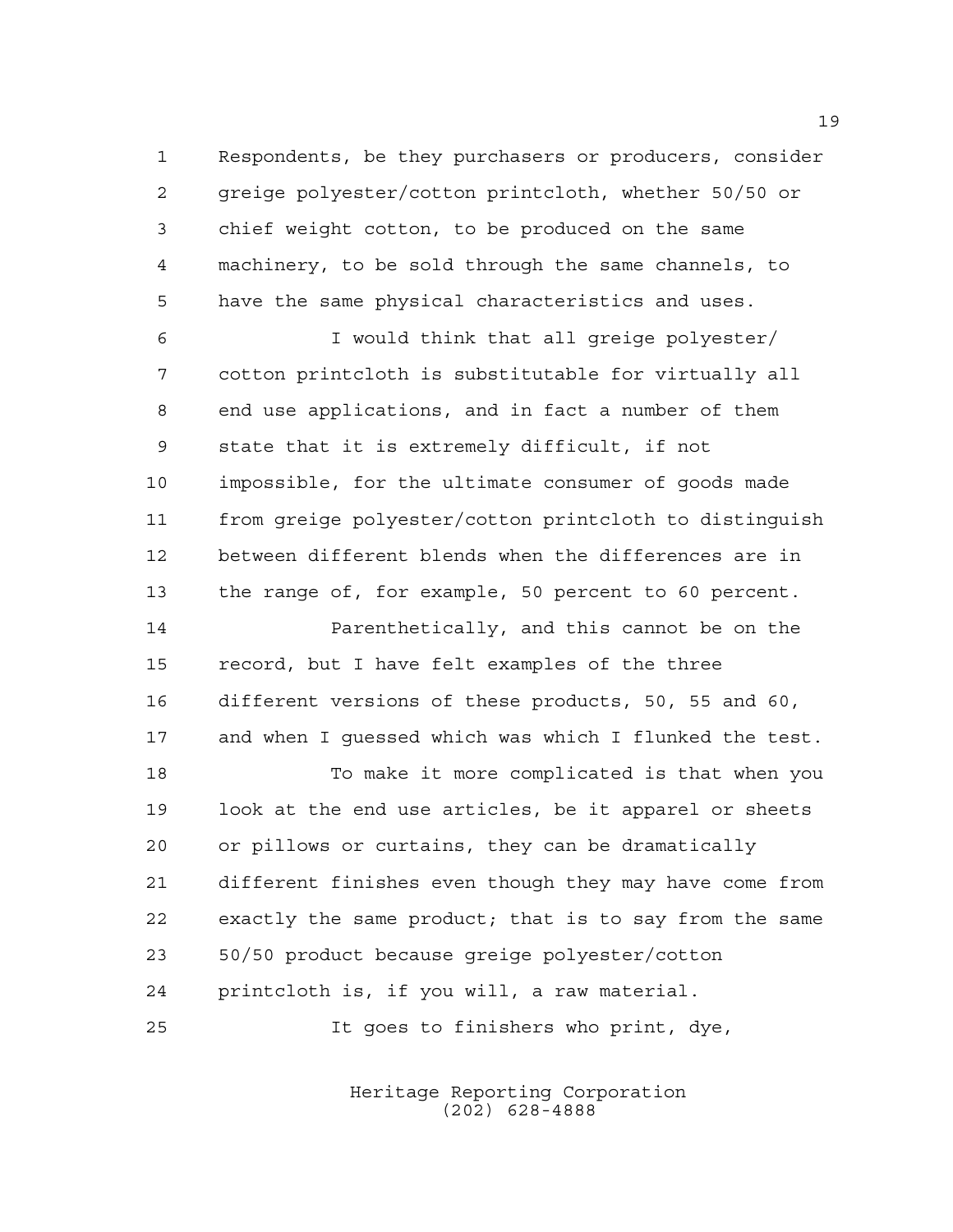Respondents, be they purchasers or producers, consider greige polyester/cotton printcloth, whether 50/50 or chief weight cotton, to be produced on the same machinery, to be sold through the same channels, to have the same physical characteristics and uses.

I would think that all greige polyester/cotton printcloth is substitutable for virtually all end use applications, and in fact a number of them state that it is extremely difficult, if not impossible, for the ultimate consumer of goods made from greige polyester/cotton printcloth to distinguish between different blends when the differences are in the range of, for example, 50 percent to 60 percent.

Parenthetically, and this cannot be on the record, but I have felt examples of the three different versions of these products, 50, 55 and 60, and when I guessed which was which I flunked the test.

To make it more complicated is that when you look at the end use articles, be it apparel or sheets or pillows or curtains, they can be dramatically different finishes even though they may have come from exactly the same product; that is to say from the same 50/50 product because greige polyester/cotton printcloth is, if you will, a raw material.

It goes to finishers who print, dye,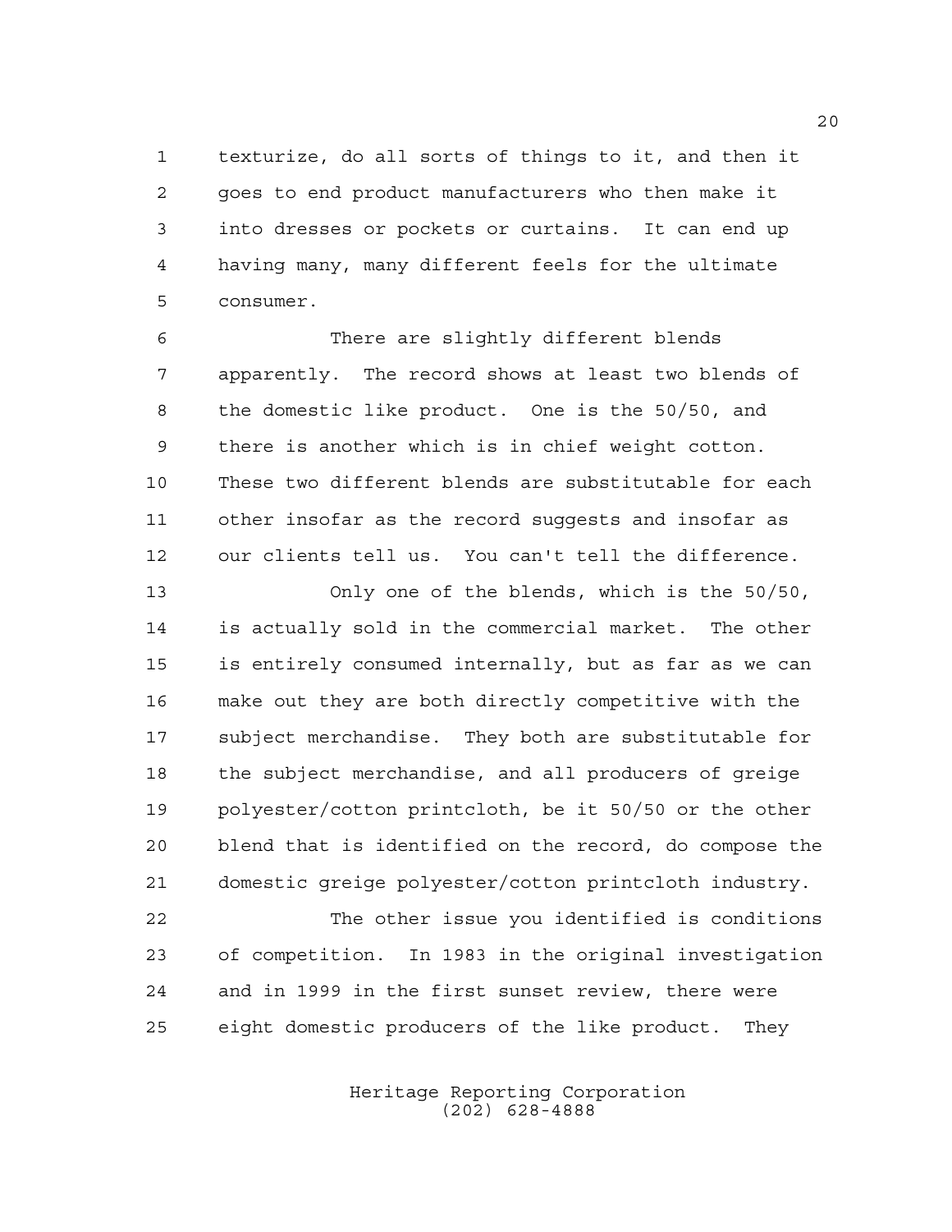texturize, do all sorts of things to it, and then it goes to end product manufacturers who then make it into dresses or pockets or curtains. It can end up having many, many different feels for the ultimate consumer.

There are slightly different blends apparently. The record shows at least two blends of the domestic like product. One is the 50/50, and there is another which is in chief weight cotton. These two different blends are substitutable for each other insofar as the record suggests and insofar as our clients tell us. You can't tell the difference.

Only one of the blends, which is the 50/50, is actually sold in the commercial market. The other is entirely consumed internally, but as far as we can make out they are both directly competitive with the subject merchandise. They both are substitutable for the subject merchandise, and all producers of greige polyester/cotton printcloth, be it 50/50 or the other blend that is identified on the record, do compose the domestic greige polyester/cotton printcloth industry.

The other issue you identified is conditions of competition. In 1983 in the original investigation and in 1999 in the first sunset review, there were eight domestic producers of the like product. They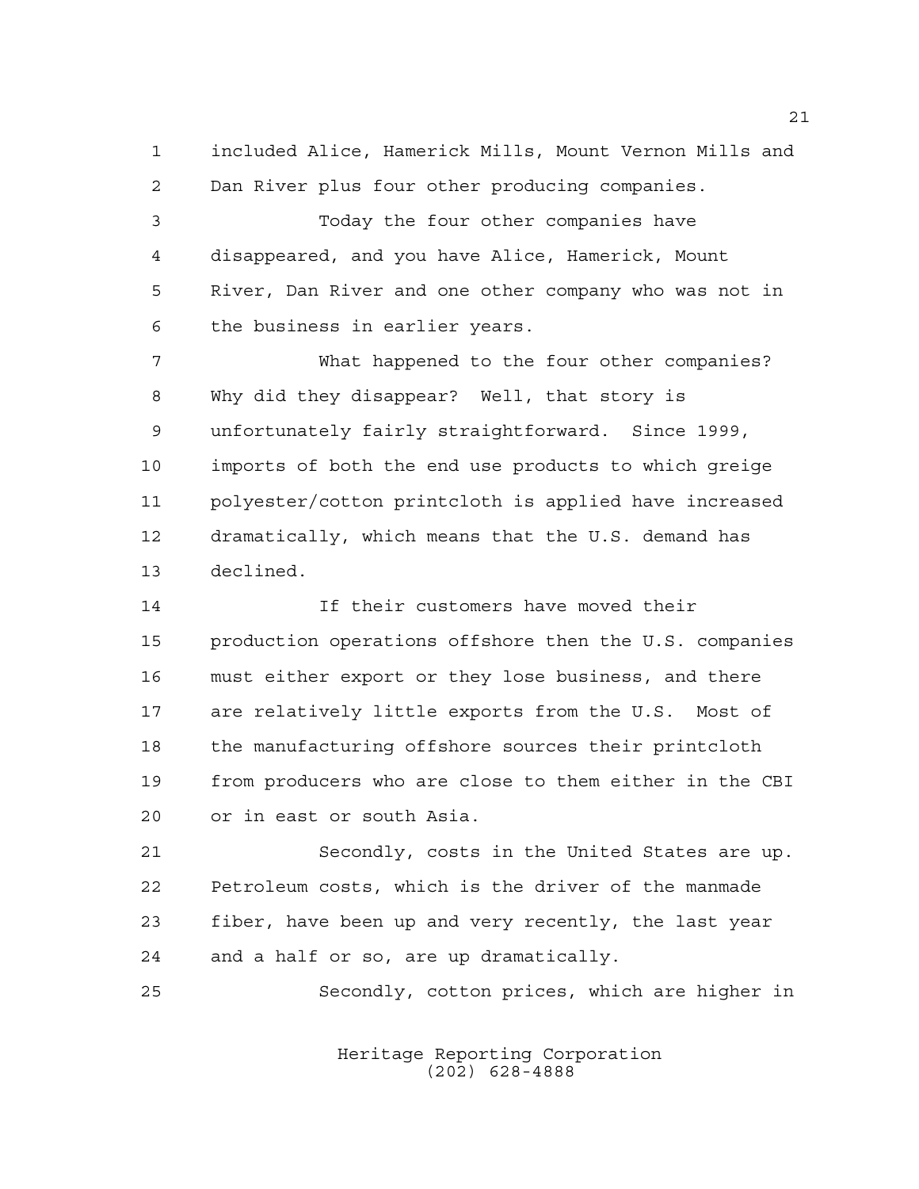included Alice, Hamerick Mills, Mount Vernon Mills and Dan River plus four other producing companies.

Today the four other companies have disappeared, and you have Alice, Hamerick, Mount River, Dan River and one other company who was not in the business in earlier years.

What happened to the four other companies? Why did they disappear? Well, that story is unfortunately fairly straightforward. Since 1999, imports of both the end use products to which greige polyester/cotton printcloth is applied have increased dramatically, which means that the U.S. demand has declined.

If their customers have moved their production operations offshore then the U.S. companies must either export or they lose business, and there are relatively little exports from the U.S. Most of the manufacturing offshore sources their printcloth from producers who are close to them either in the CBI or in east or south Asia.

Secondly, costs in the United States are up. Petroleum costs, which is the driver of the manmade fiber, have been up and very recently, the last year and a half or so, are up dramatically.

Secondly, cotton prices, which are higher in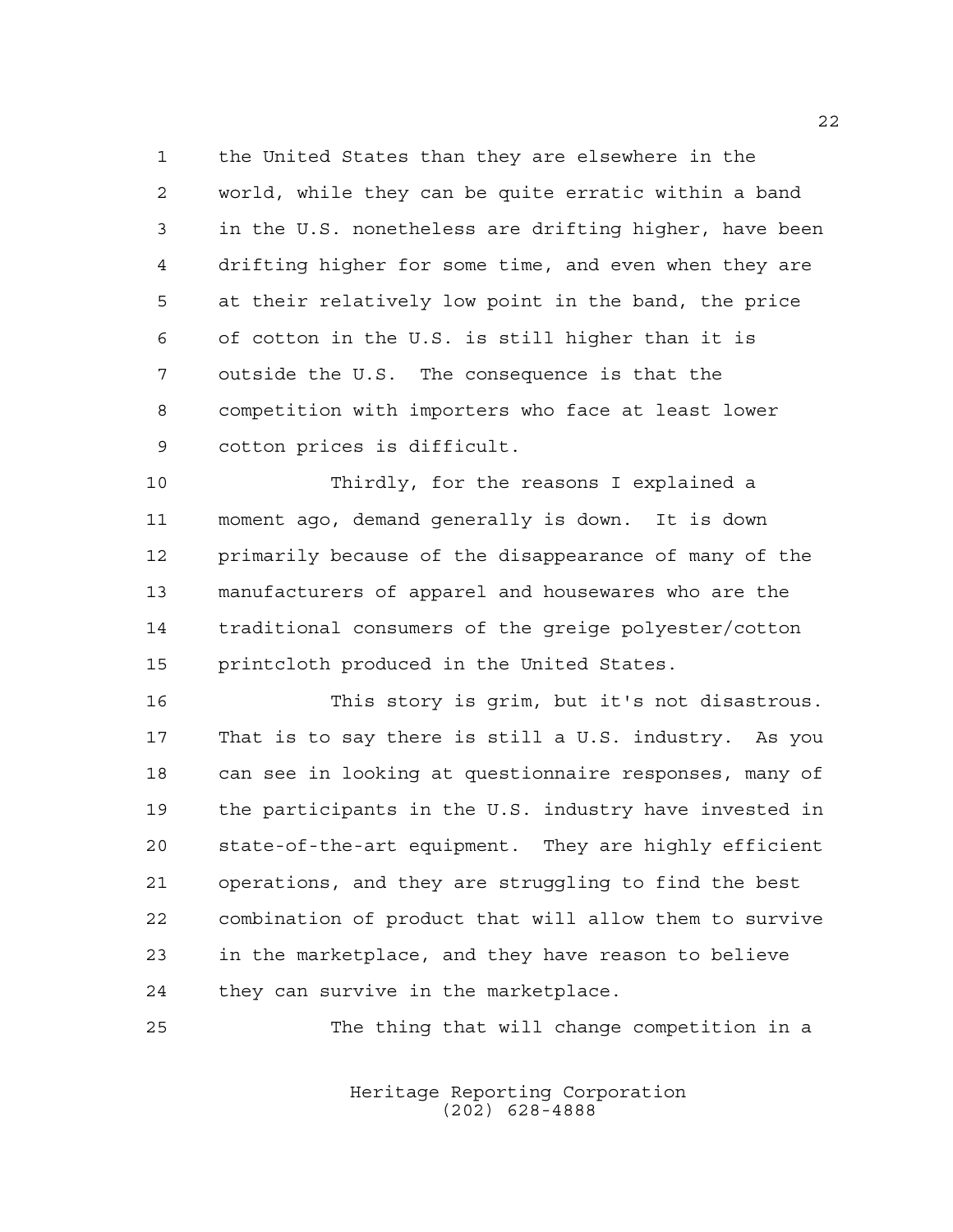the United States than they are elsewhere in the world, while they can be quite erratic within a band in the U.S. nonetheless are drifting higher, have been drifting higher for some time, and even when they are at their relatively low point in the band, the price of cotton in the U.S. is still higher than it is outside the U.S. The consequence is that the competition with importers who face at least lower cotton prices is difficult.

Thirdly, for the reasons I explained a moment ago, demand generally is down. It is down primarily because of the disappearance of many of the manufacturers of apparel and housewares who are the traditional consumers of the greige polyester/cotton printcloth produced in the United States.

This story is grim, but it's not disastrous. That is to say there is still a U.S. industry. As you can see in looking at questionnaire responses, many of the participants in the U.S. industry have invested in state-of-the-art equipment. They are highly efficient operations, and they are struggling to find the best combination of product that will allow them to survive in the marketplace, and they have reason to believe they can survive in the marketplace.

The thing that will change competition in a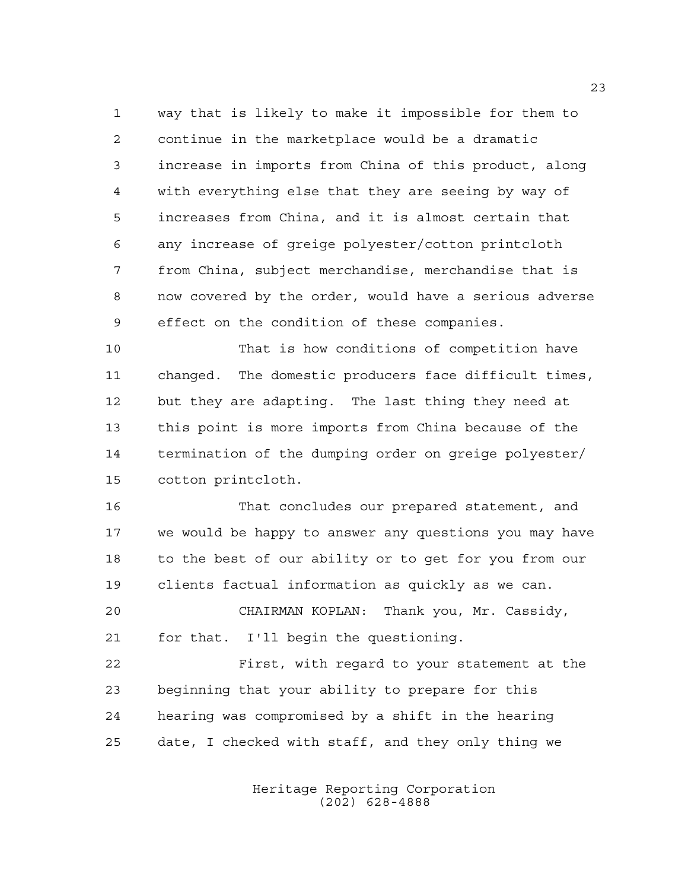way that is likely to make it impossible for them to continue in the marketplace would be a dramatic increase in imports from China of this product, along with everything else that they are seeing by way of increases from China, and it is almost certain that any increase of greige polyester/cotton printcloth from China, subject merchandise, merchandise that is now covered by the order, would have a serious adverse effect on the condition of these companies.

That is how conditions of competition have changed. The domestic producers face difficult times, but they are adapting. The last thing they need at this point is more imports from China because of the termination of the dumping order on greige polyester/cotton printcloth.

That concludes our prepared statement, and we would be happy to answer any questions you may have to the best of our ability or to get for you from our clients factual information as quickly as we can.

CHAIRMAN KOPLAN: Thank you, Mr. Cassidy, for that. I'll begin the questioning.

First, with regard to your statement at the beginning that your ability to prepare for this hearing was compromised by a shift in the hearing date, I checked with staff, and they only thing we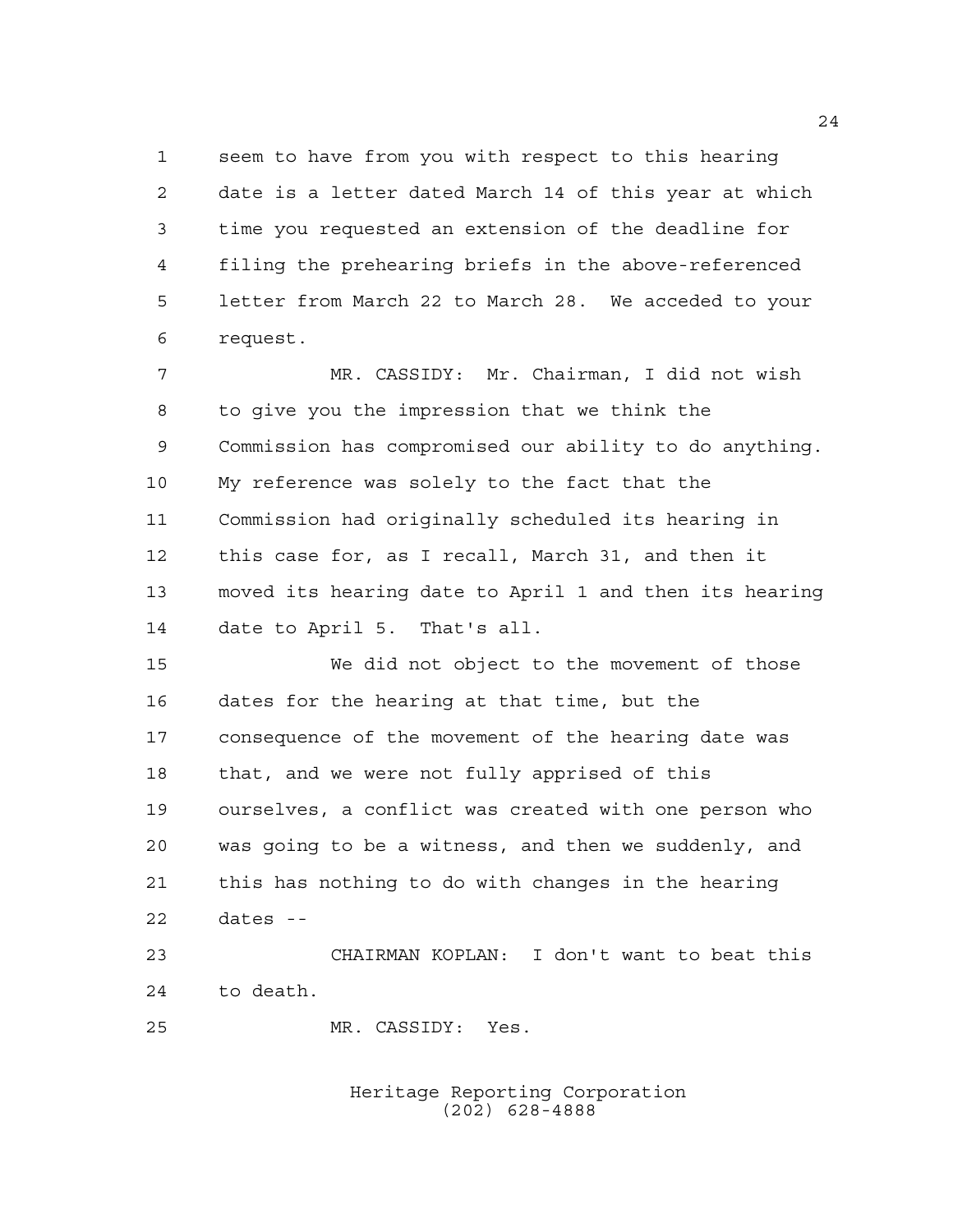seem to have from you with respect to this hearing date is a letter dated March 14 of this year at which time you requested an extension of the deadline for filing the prehearing briefs in the above-referenced letter from March 22 to March 28. We acceded to your request.

MR. CASSIDY: Mr. Chairman, I did not wish to give you the impression that we think the Commission has compromised our ability to do anything. My reference was solely to the fact that the Commission had originally scheduled its hearing in this case for, as I recall, March 31, and then it moved its hearing date to April 1 and then its hearing date to April 5. That's all.

We did not object to the movement of those dates for the hearing at that time, but the consequence of the movement of the hearing date was that, and we were not fully apprised of this ourselves, a conflict was created with one person who was going to be a witness, and then we suddenly, and this has nothing to do with changes in the hearing dates --

CHAIRMAN KOPLAN: I don't want to beat this to death.

MR. CASSIDY: Yes.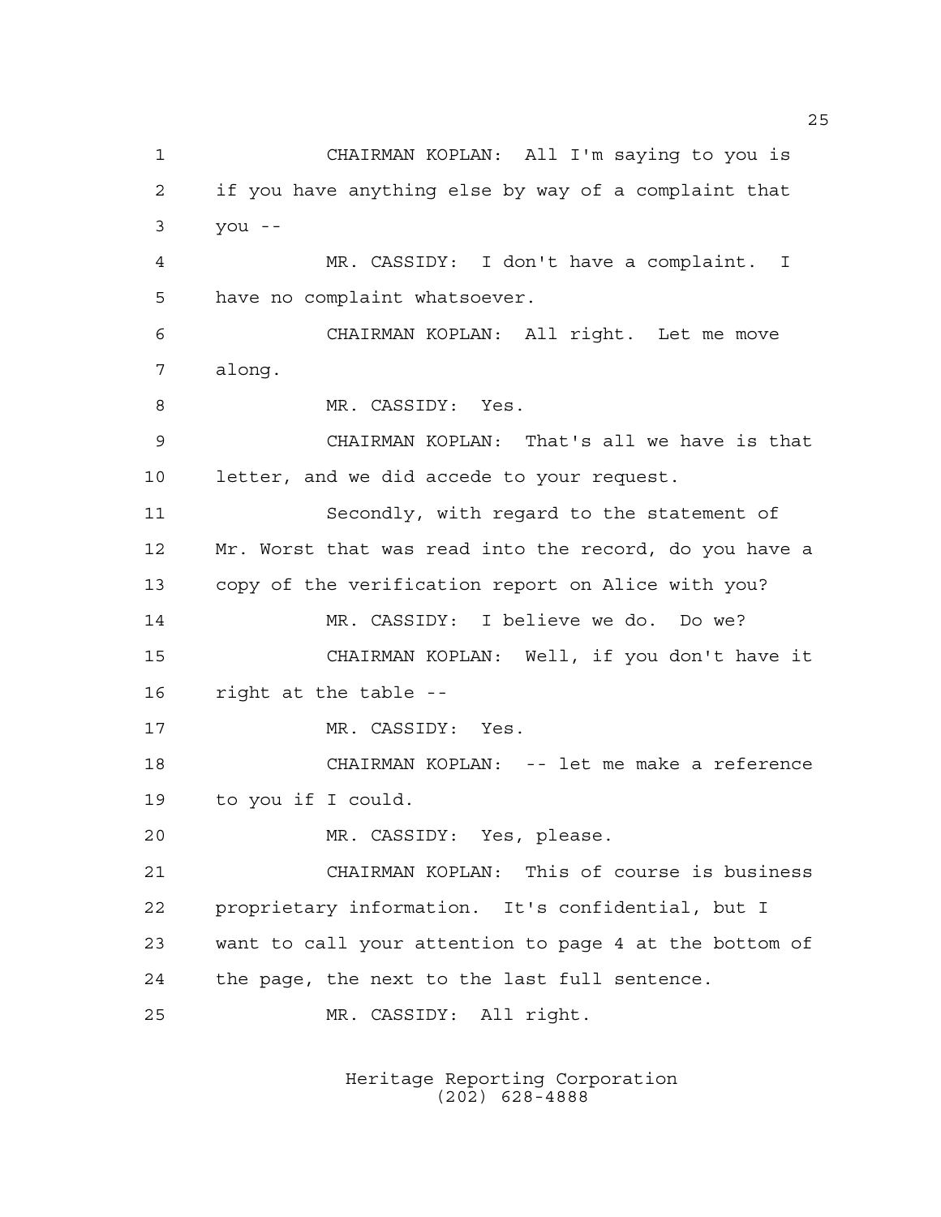CHAIRMAN KOPLAN: All I'm saying to you is if you have anything else by way of a complaint that you --

MR. CASSIDY: I don't have a complaint. I have no complaint whatsoever.

CHAIRMAN KOPLAN: All right. Let me move along.

MR. CASSIDY: Yes.

CHAIRMAN KOPLAN: That's all we have is that letter, and we did accede to your request.

Secondly, with regard to the statement of Mr. Worst that was read into the record, do you have a copy of the verification report on Alice with you?

MR. CASSIDY: I believe we do. Do we?

CHAIRMAN KOPLAN: Well, if you don't have it right at the table --

MR. CASSIDY: Yes.

CHAIRMAN KOPLAN: -- let me make a reference to you if I could.

MR. CASSIDY: Yes, please.

CHAIRMAN KOPLAN: This of course is business proprietary information. It's confidential, but I want to call your attention to page 4 at the bottom of the page, the next to the last full sentence.

MR. CASSIDY: All right.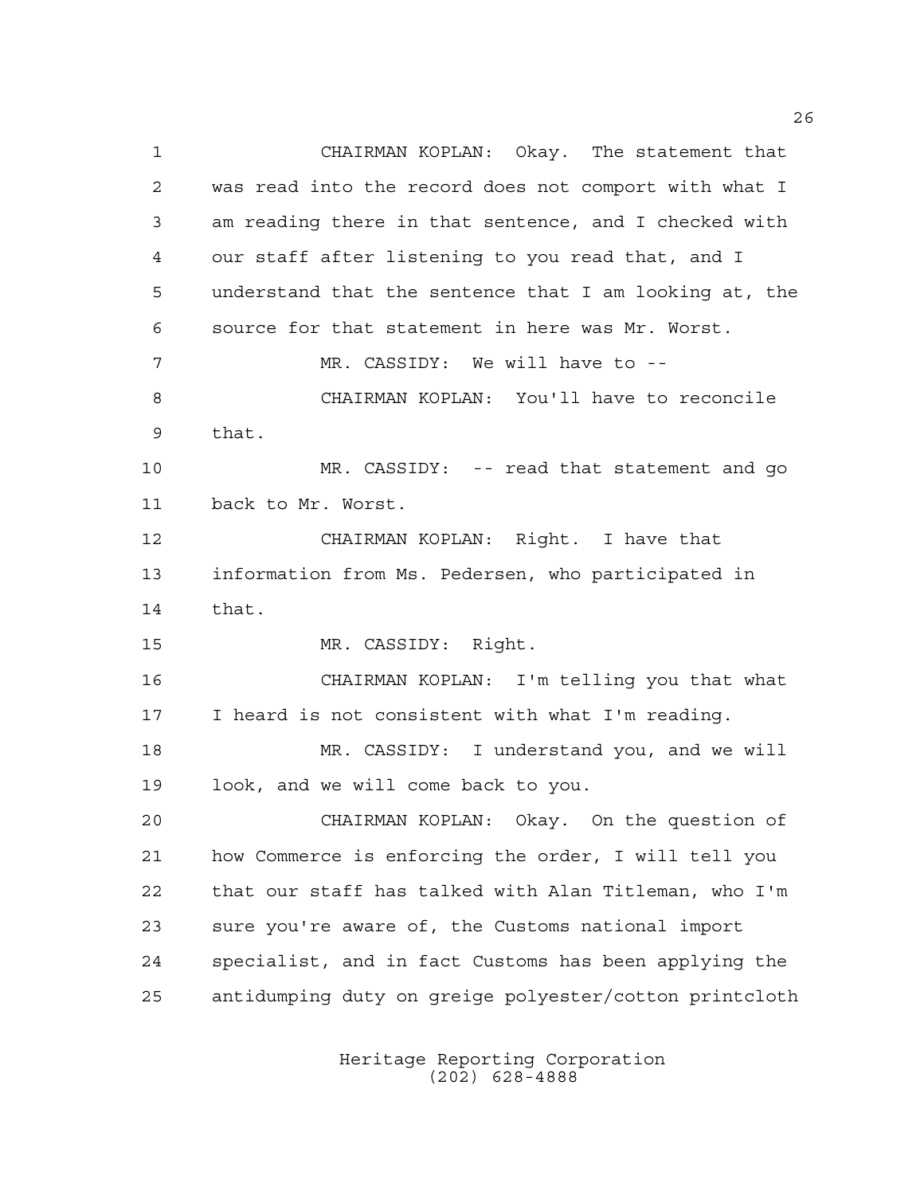CHAIRMAN KOPLAN: Okay. The statement that was read into the record does not comport with what I am reading there in that sentence, and I checked with our staff after listening to you read that, and I understand that the sentence that I am looking at, the source for that statement in here was Mr. Worst.

MR. CASSIDY: We will have to --

CHAIRMAN KOPLAN: You'll have to reconcile that.

MR. CASSIDY: -- read that statement and go back to Mr. Worst.

CHAIRMAN KOPLAN: Right. I have that information from Ms. Pedersen, who participated in that.

MR. CASSIDY: Right.

CHAIRMAN KOPLAN: I'm telling you that what I heard is not consistent with what I'm reading.

MR. CASSIDY: I understand you, and we will look, and we will come back to you.

CHAIRMAN KOPLAN: Okay. On the question of how Commerce is enforcing the order, I will tell you that our staff has talked with Alan Titleman, who I'm sure you're aware of, the Customs national import specialist, and in fact Customs has been applying the antidumping duty on greige polyester/cotton printcloth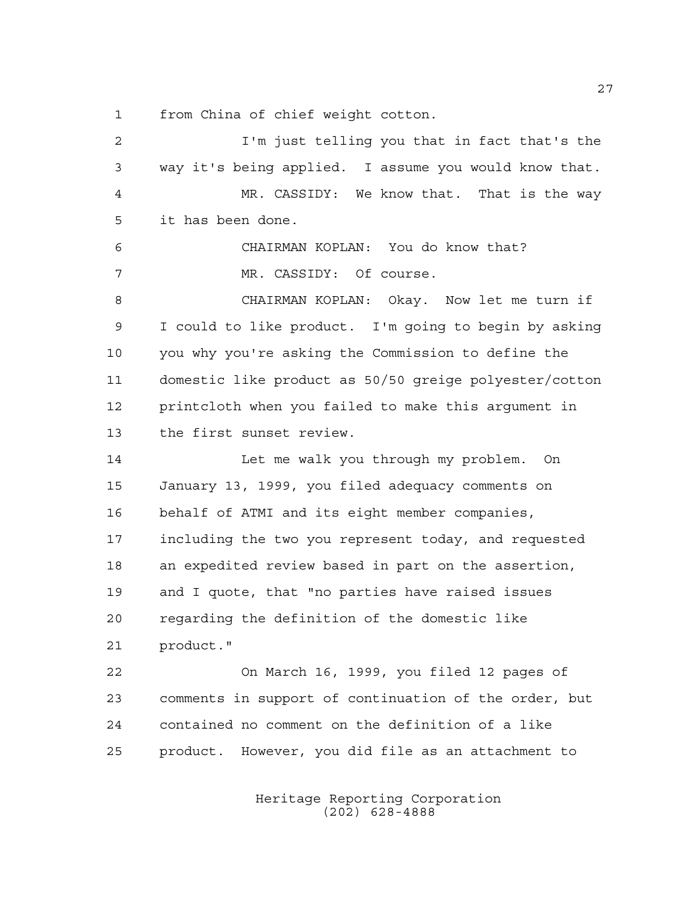from China of chief weight cotton.

I'm just telling you that in fact that's the way it's being applied. I assume you would know that.

MR. CASSIDY: We know that. That is the way it has been done.

CHAIRMAN KOPLAN: You do know that?

MR. CASSIDY: Of course.

CHAIRMAN KOPLAN: Okay. Now let me turn if I could to like product. I'm going to begin by asking you why you're asking the Commission to define the domestic like product as 50/50 greige polyester/cotton printcloth when you failed to make this argument in the first sunset review.

Let me walk you through my problem. On January 13, 1999, you filed adequacy comments on behalf of ATMI and its eight member companies, including the two you represent today, and requested an expedited review based in part on the assertion, and I quote, that "no parties have raised issues regarding the definition of the domestic like product."

On March 16, 1999, you filed 12 pages of comments in support of continuation of the order, but contained no comment on the definition of a like product. However, you did file as an attachment to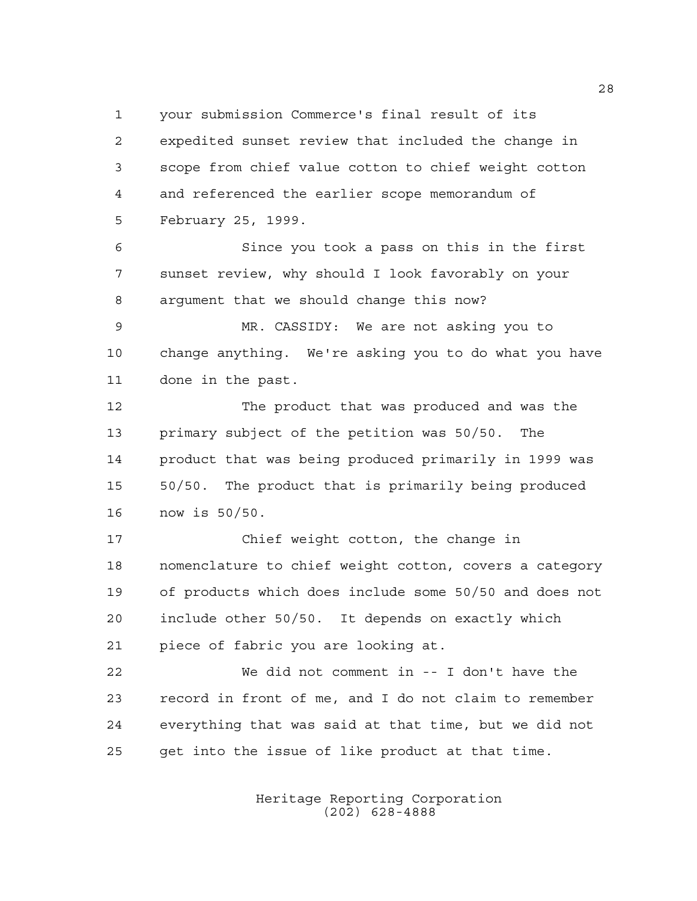your submission Commerce's final result of its expedited sunset review that included the change in scope from chief value cotton to chief weight cotton and referenced the earlier scope memorandum of February 25, 1999.

Since you took a pass on this in the first sunset review, why should I look favorably on your argument that we should change this now?

MR. CASSIDY: We are not asking you to change anything. We're asking you to do what you have done in the past.

The product that was produced and was the primary subject of the petition was 50/50. The product that was being produced primarily in 1999 was 50/50. The product that is primarily being produced now is 50/50.

Chief weight cotton, the change in nomenclature to chief weight cotton, covers a category of products which does include some 50/50 and does not include other 50/50. It depends on exactly which piece of fabric you are looking at.

We did not comment in -- I don't have the record in front of me, and I do not claim to remember everything that was said at that time, but we did not get into the issue of like product at that time.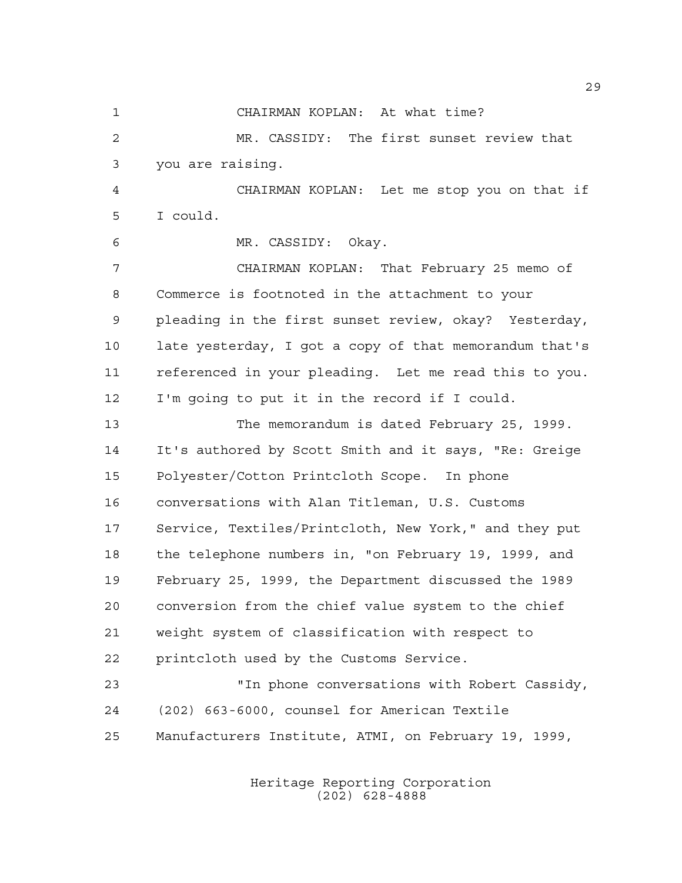CHAIRMAN KOPLAN: At what time?

MR. CASSIDY: The first sunset review that you are raising.

CHAIRMAN KOPLAN: Let me stop you on that if I could.

MR. CASSIDY: Okay.

CHAIRMAN KOPLAN: That February 25 memo of Commerce is footnoted in the attachment to your pleading in the first sunset review, okay? Yesterday, late yesterday, I got a copy of that memorandum that's referenced in your pleading. Let me read this to you. I'm going to put it in the record if I could.

The memorandum is dated February 25, 1999. It's authored by Scott Smith and it says, "Re: Greige Polyester/Cotton Printcloth Scope. In phone conversations with Alan Titleman, U.S. Customs Service, Textiles/Printcloth, New York," and they put the telephone numbers in, "on February 19, 1999, and February 25, 1999, the Department discussed the 1989 conversion from the chief value system to the chief weight system of classification with respect to printcloth used by the Customs Service.

"In phone conversations with Robert Cassidy, (202) 663-6000, counsel for American Textile Manufacturers Institute, ATMI, on February 19, 1999,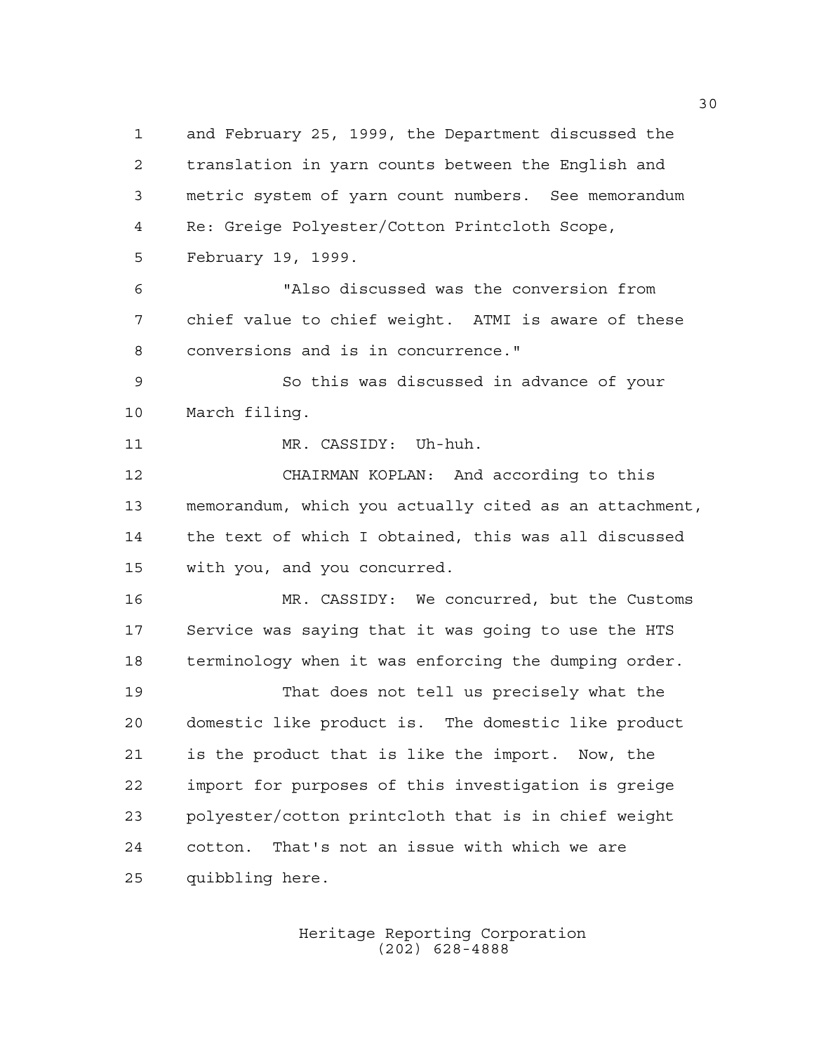and February 25, 1999, the Department discussed the translation in yarn counts between the English and metric system of yarn count numbers. See memorandum Re: Greige Polyester/Cotton Printcloth Scope, February 19, 1999.

"Also discussed was the conversion from chief value to chief weight. ATMI is aware of these conversions and is in concurrence."

So this was discussed in advance of your March filing.

MR. CASSIDY: Uh-huh.

CHAIRMAN KOPLAN: And according to this memorandum, which you actually cited as an attachment, the text of which I obtained, this was all discussed with you, and you concurred.

MR. CASSIDY: We concurred, but the Customs Service was saying that it was going to use the HTS terminology when it was enforcing the dumping order.

That does not tell us precisely what the domestic like product is. The domestic like product is the product that is like the import. Now, the import for purposes of this investigation is greige polyester/cotton printcloth that is in chief weight cotton. That's not an issue with which we are quibbling here.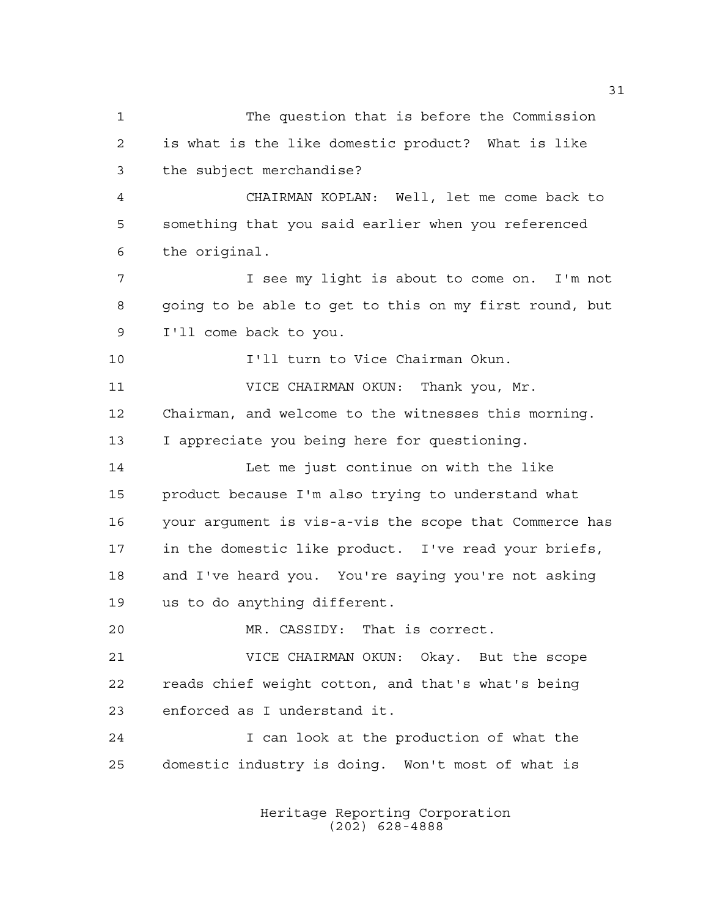The question that is before the Commission is what is the like domestic product? What is like the subject merchandise?

CHAIRMAN KOPLAN: Well, let me come back to something that you said earlier when you referenced the original.

I see my light is about to come on. I'm not going to be able to get to this on my first round, but I'll come back to you.

I'll turn to Vice Chairman Okun.

VICE CHAIRMAN OKUN: Thank you, Mr. Chairman, and welcome to the witnesses this morning. I appreciate you being here for questioning.

Let me just continue on with the like product because I'm also trying to understand what your argument is vis-a-vis the scope that Commerce has in the domestic like product. I've read your briefs, and I've heard you. You're saying you're not asking us to do anything different.

MR. CASSIDY: That is correct.

VICE CHAIRMAN OKUN: Okay. But the scope reads chief weight cotton, and that's what's being enforced as I understand it.

I can look at the production of what the domestic industry is doing. Won't most of what is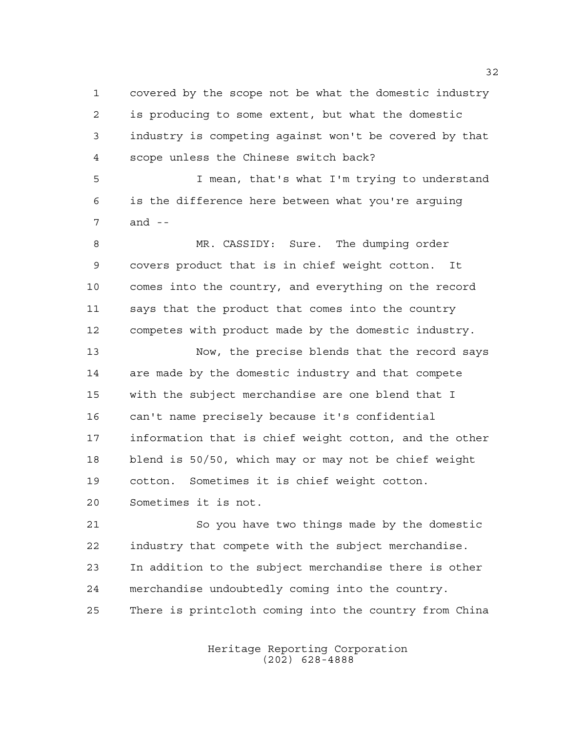covered by the scope not be what the domestic industry is producing to some extent, but what the domestic industry is competing against won't be covered by that scope unless the Chinese switch back?

I mean, that's what I'm trying to understand is the difference here between what you're arguing and --

MR. CASSIDY: Sure. The dumping order covers product that is in chief weight cotton. It comes into the country, and everything on the record says that the product that comes into the country competes with product made by the domestic industry.

Now, the precise blends that the record says are made by the domestic industry and that compete with the subject merchandise are one blend that I can't name precisely because it's confidential information that is chief weight cotton, and the other blend is 50/50, which may or may not be chief weight cotton. Sometimes it is chief weight cotton. Sometimes it is not.

So you have two things made by the domestic industry that compete with the subject merchandise. In addition to the subject merchandise there is other merchandise undoubtedly coming into the country. There is printcloth coming into the country from China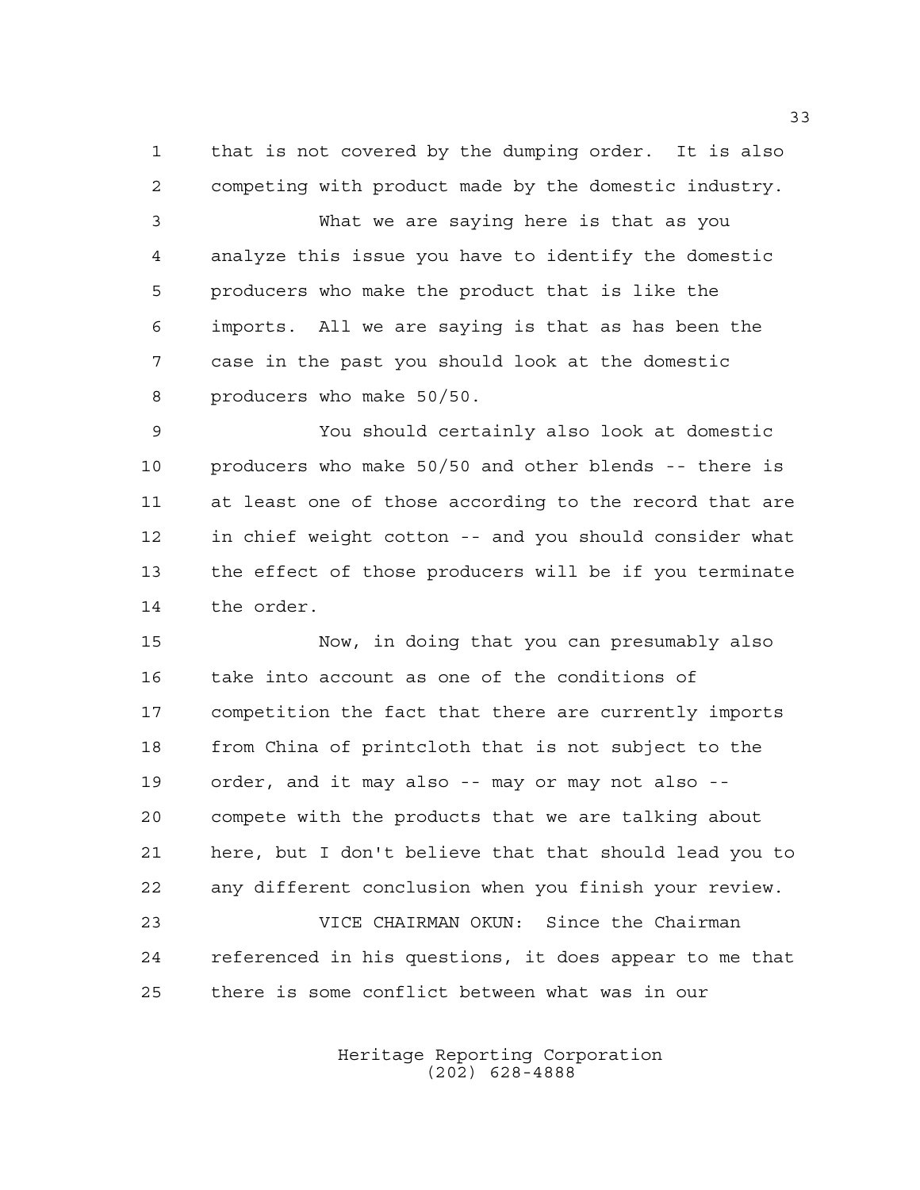that is not covered by the dumping order. It is also competing with product made by the domestic industry.

What we are saying here is that as you analyze this issue you have to identify the domestic producers who make the product that is like the imports. All we are saying is that as has been the case in the past you should look at the domestic producers who make 50/50.

You should certainly also look at domestic producers who make 50/50 and other blends -- there is at least one of those according to the record that are in chief weight cotton -- and you should consider what the effect of those producers will be if you terminate the order.

Now, in doing that you can presumably also take into account as one of the conditions of competition the fact that there are currently imports from China of printcloth that is not subject to the order, and it may also -- may or may not also -- compete with the products that we are talking about here, but I don't believe that that should lead you to any different conclusion when you finish your review.

VICE CHAIRMAN OKUN: Since the Chairman referenced in his questions, it does appear to me that there is some conflict between what was in our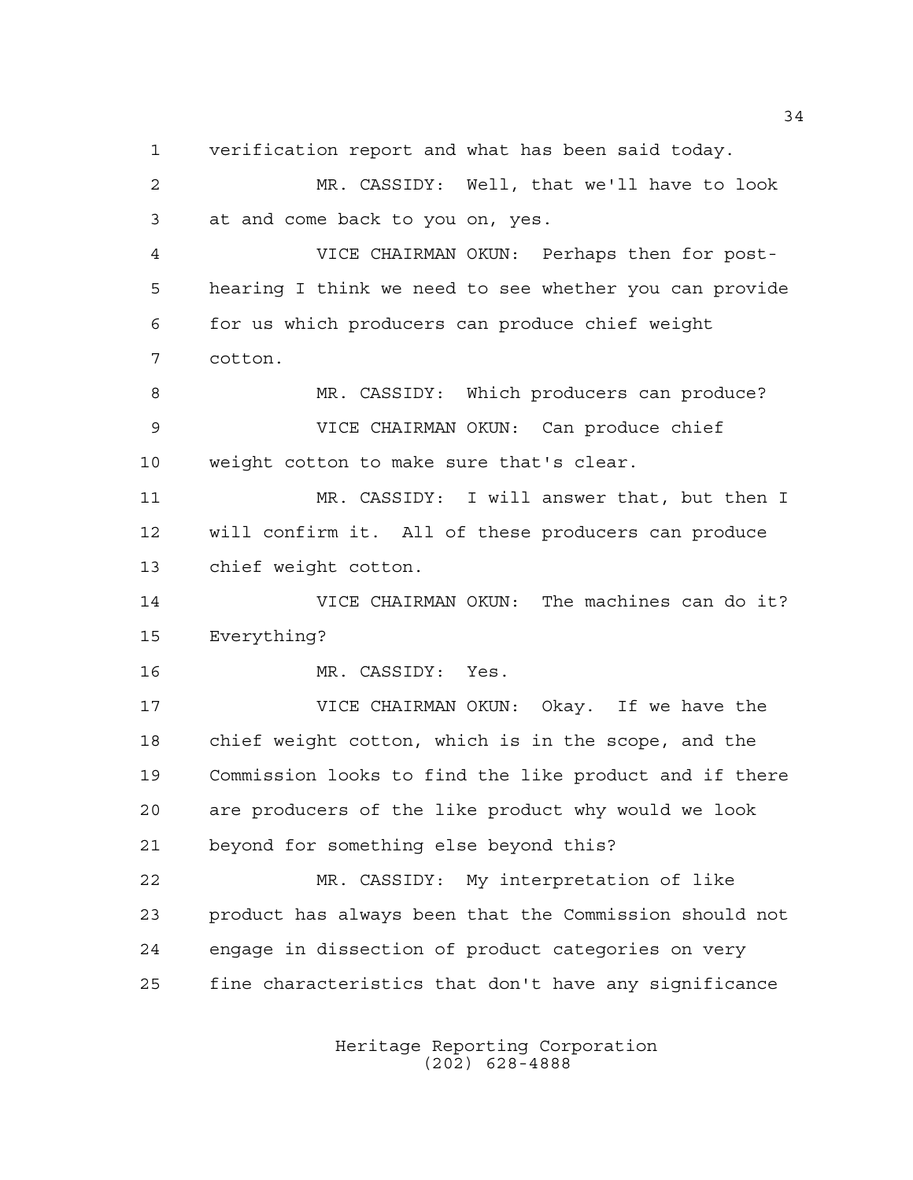verification report and what has been said today.

MR. CASSIDY: Well, that we'll have to look at and come back to you on, yes.

VICE CHAIRMAN OKUN: Perhaps then for post-hearing I think we need to see whether you can provide for us which producers can produce chief weight cotton.

MR. CASSIDY: Which producers can produce?

VICE CHAIRMAN OKUN: Can produce chief weight cotton to make sure that's clear.

MR. CASSIDY: I will answer that, but then I will confirm it. All of these producers can produce chief weight cotton.

VICE CHAIRMAN OKUN: The machines can do it? Everything?

MR. CASSIDY: Yes.

VICE CHAIRMAN OKUN: Okay. If we have the chief weight cotton, which is in the scope, and the Commission looks to find the like product and if there are producers of the like product why would we look beyond for something else beyond this?

MR. CASSIDY: My interpretation of like product has always been that the Commission should not engage in dissection of product categories on very fine characteristics that don't have any significance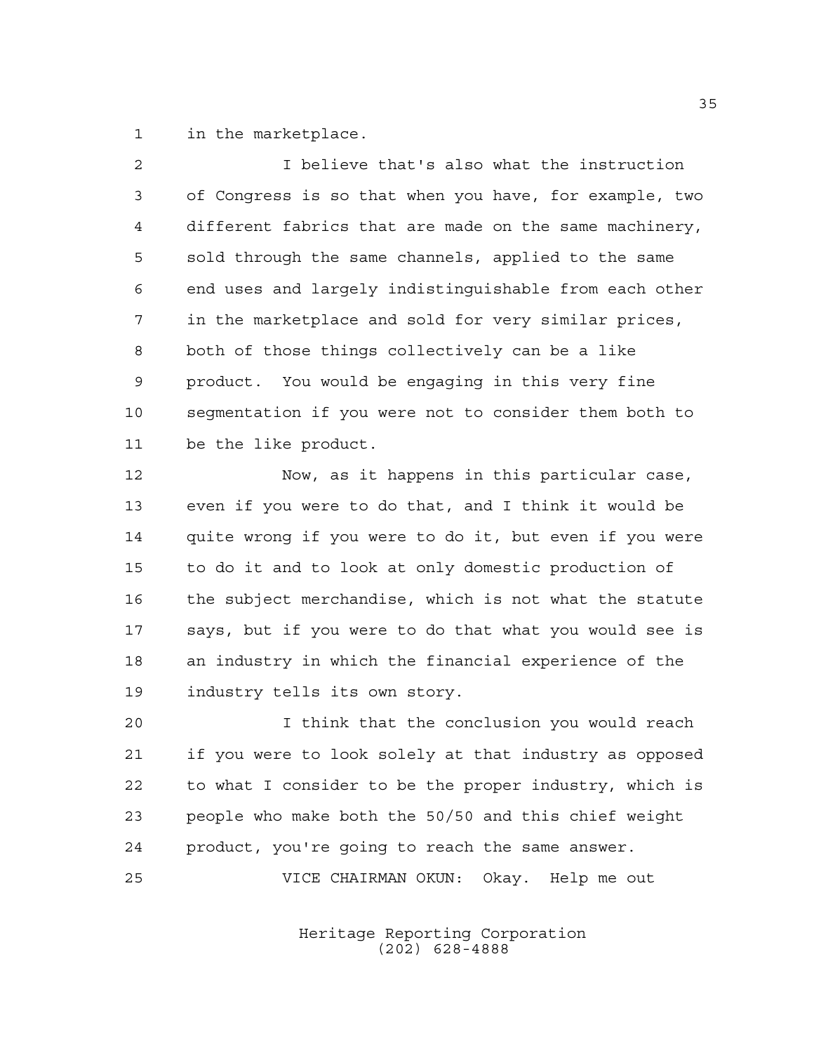in the marketplace.

I believe that's also what the instruction of Congress is so that when you have, for example, two different fabrics that are made on the same machinery, sold through the same channels, applied to the same end uses and largely indistinguishable from each other in the marketplace and sold for very similar prices, both of those things collectively can be a like product. You would be engaging in this very fine segmentation if you were not to consider them both to be the like product.

Now, as it happens in this particular case, even if you were to do that, and I think it would be quite wrong if you were to do it, but even if you were to do it and to look at only domestic production of the subject merchandise, which is not what the statute says, but if you were to do that what you would see is an industry in which the financial experience of the industry tells its own story.

I think that the conclusion you would reach if you were to look solely at that industry as opposed to what I consider to be the proper industry, which is people who make both the 50/50 and this chief weight product, you're going to reach the same answer.

VICE CHAIRMAN OKUN: Okay. Help me out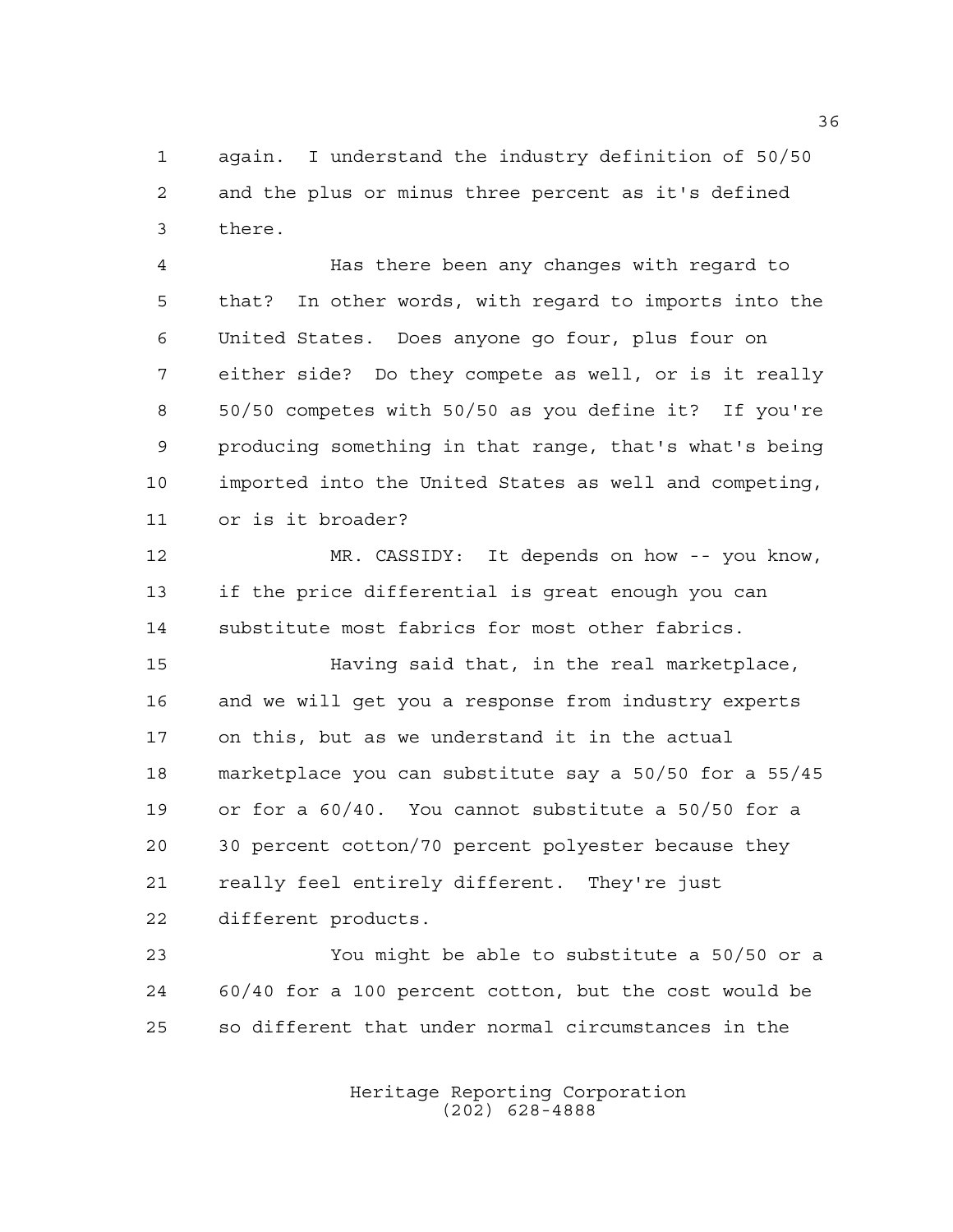again. I understand the industry definition of 50/50 and the plus or minus three percent as it's defined there.

Has there been any changes with regard to that? In other words, with regard to imports into the United States. Does anyone go four, plus four on either side? Do they compete as well, or is it really 50/50 competes with 50/50 as you define it? If you're producing something in that range, that's what's being imported into the United States as well and competing, or is it broader?

MR. CASSIDY: It depends on how -- you know, if the price differential is great enough you can substitute most fabrics for most other fabrics.

Having said that, in the real marketplace, and we will get you a response from industry experts on this, but as we understand it in the actual marketplace you can substitute say a 50/50 for a 55/45 or for a 60/40. You cannot substitute a 50/50 for a 30 percent cotton/70 percent polyester because they really feel entirely different. They're just different products.

You might be able to substitute a 50/50 or a 60/40 for a 100 percent cotton, but the cost would be so different that under normal circumstances in the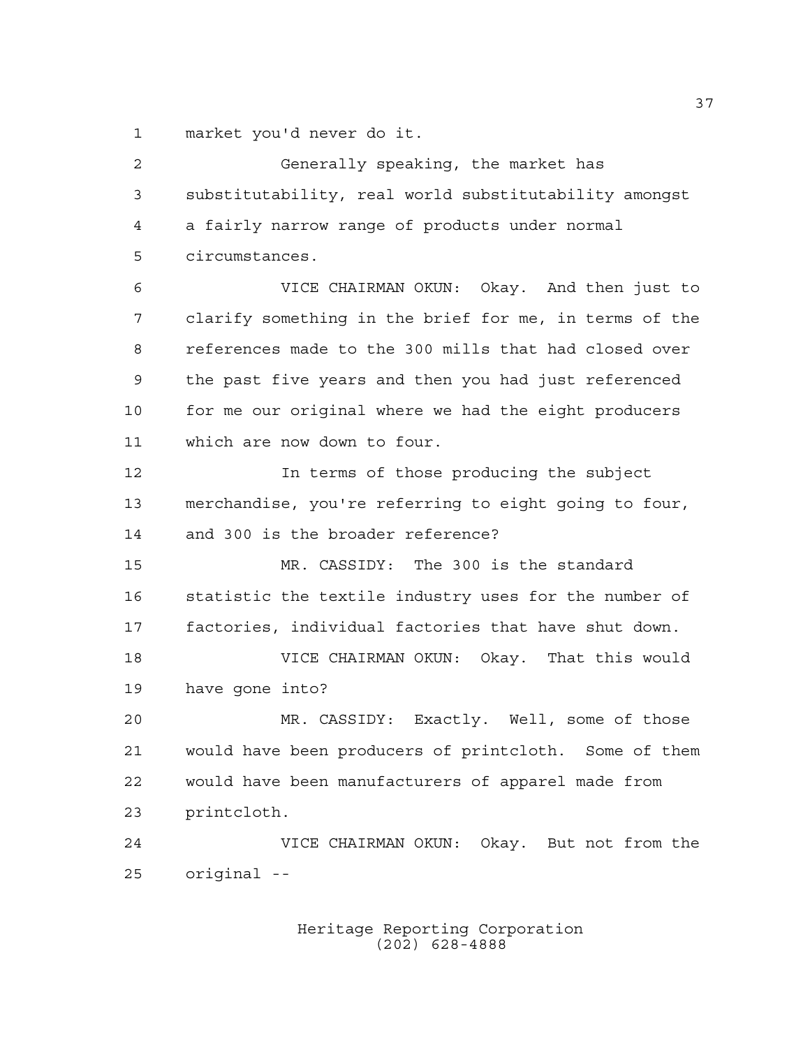market you'd never do it.

Generally speaking, the market has substitutability, real world substitutability amongst a fairly narrow range of products under normal circumstances.

VICE CHAIRMAN OKUN: Okay. And then just to clarify something in the brief for me, in terms of the references made to the 300 mills that had closed over the past five years and then you had just referenced for me our original where we had the eight producers which are now down to four.

In terms of those producing the subject merchandise, you're referring to eight going to four, and 300 is the broader reference?

MR. CASSIDY: The 300 is the standard statistic the textile industry uses for the number of factories, individual factories that have shut down.

VICE CHAIRMAN OKUN: Okay. That this would have gone into?

MR. CASSIDY: Exactly. Well, some of those would have been producers of printcloth. Some of them would have been manufacturers of apparel made from printcloth.

VICE CHAIRMAN OKUN: Okay. But not from the original --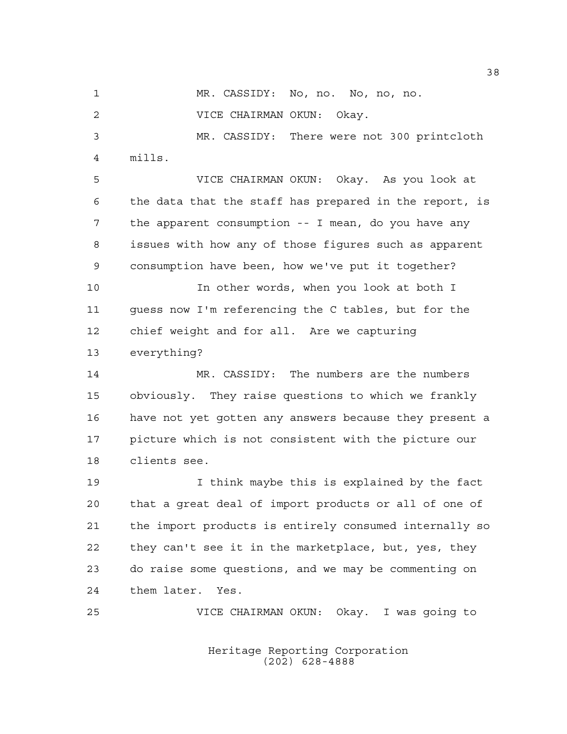MR. CASSIDY: No, no. No, no, no.

VICE CHAIRMAN OKUN: Okay.

MR. CASSIDY: There were not 300 printcloth mills.

VICE CHAIRMAN OKUN: Okay. As you look at the data that the staff has prepared in the report, is the apparent consumption -- I mean, do you have any issues with how any of those figures such as apparent consumption have been, how we've put it together?

In other words, when you look at both I guess now I'm referencing the C tables, but for the chief weight and for all. Are we capturing everything?

MR. CASSIDY: The numbers are the numbers obviously. They raise questions to which we frankly have not yet gotten any answers because they present a picture which is not consistent with the picture our clients see.

I think maybe this is explained by the fact that a great deal of import products or all of one of the import products is entirely consumed internally so they can't see it in the marketplace, but, yes, they do raise some questions, and we may be commenting on them later. Yes.

VICE CHAIRMAN OKUN: Okay. I was going to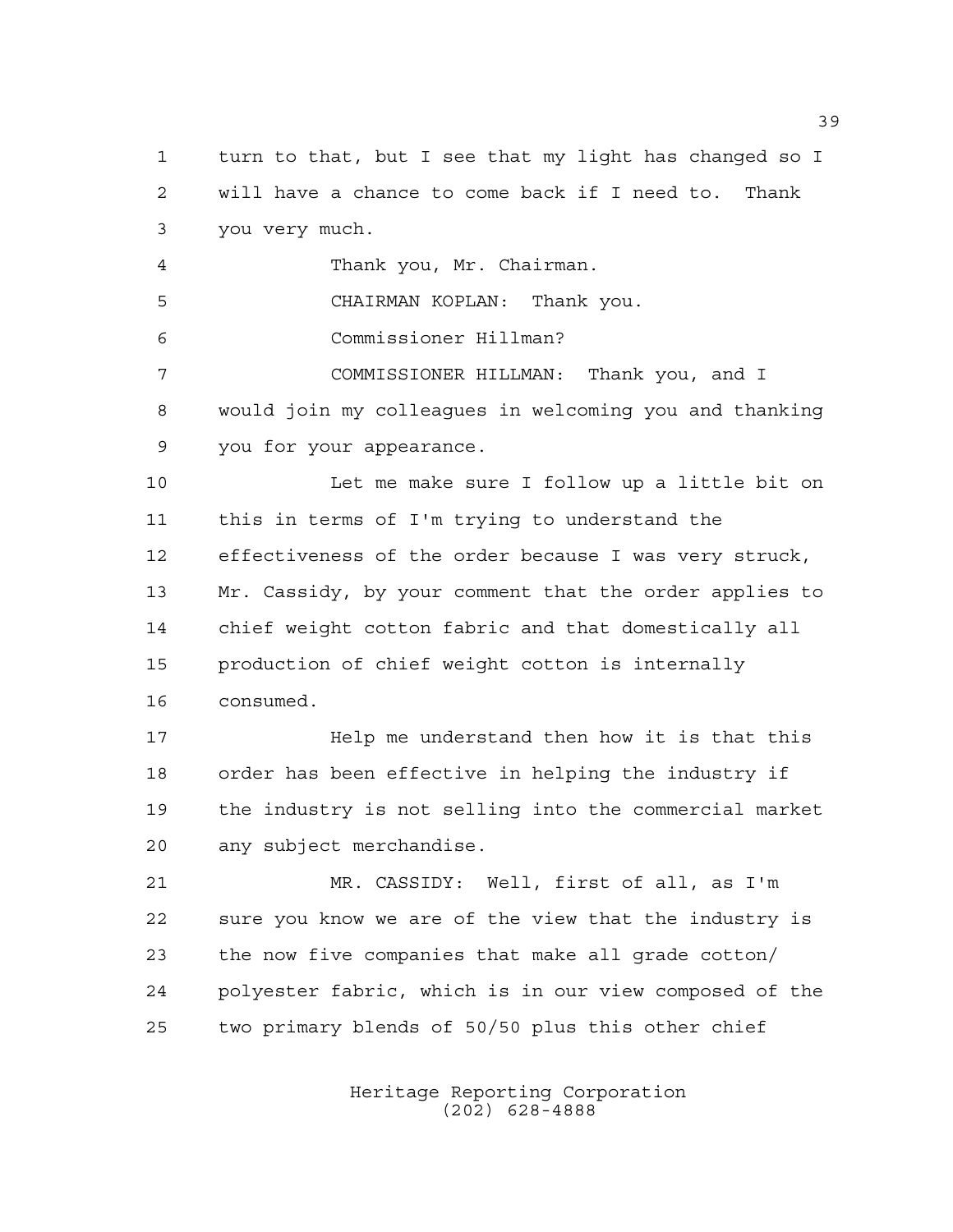turn to that, but I see that my light has changed so I will have a chance to come back if I need to. Thank you very much.

Thank you, Mr. Chairman.

CHAIRMAN KOPLAN: Thank you.

Commissioner Hillman?

COMMISSIONER HILLMAN: Thank you, and I would join my colleagues in welcoming you and thanking you for your appearance.

Let me make sure I follow up a little bit on this in terms of I'm trying to understand the effectiveness of the order because I was very struck, Mr. Cassidy, by your comment that the order applies to chief weight cotton fabric and that domestically all production of chief weight cotton is internally consumed.

Help me understand then how it is that this order has been effective in helping the industry if the industry is not selling into the commercial market any subject merchandise.

MR. CASSIDY: Well, first of all, as I'm sure you know we are of the view that the industry is the now five companies that make all grade cotton/polyester fabric, which is in our view composed of the two primary blends of 50/50 plus this other chief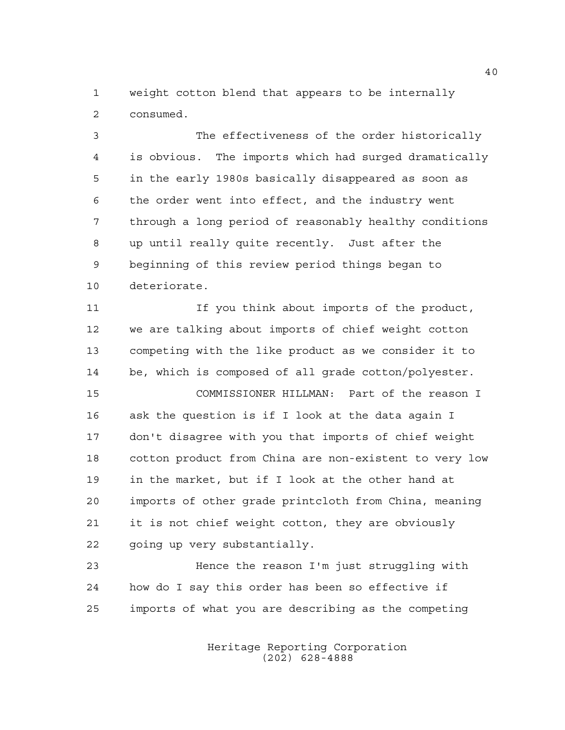weight cotton blend that appears to be internally consumed.

The effectiveness of the order historically is obvious. The imports which had surged dramatically in the early 1980s basically disappeared as soon as the order went into effect, and the industry went through a long period of reasonably healthy conditions up until really quite recently. Just after the beginning of this review period things began to deteriorate.

If you think about imports of the product, we are talking about imports of chief weight cotton competing with the like product as we consider it to be, which is composed of all grade cotton/polyester.

COMMISSIONER HILLMAN: Part of the reason I ask the question is if I look at the data again I don't disagree with you that imports of chief weight cotton product from China are non-existent to very low in the market, but if I look at the other hand at imports of other grade printcloth from China, meaning it is not chief weight cotton, they are obviously going up very substantially.

Hence the reason I'm just struggling with how do I say this order has been so effective if imports of what you are describing as the competing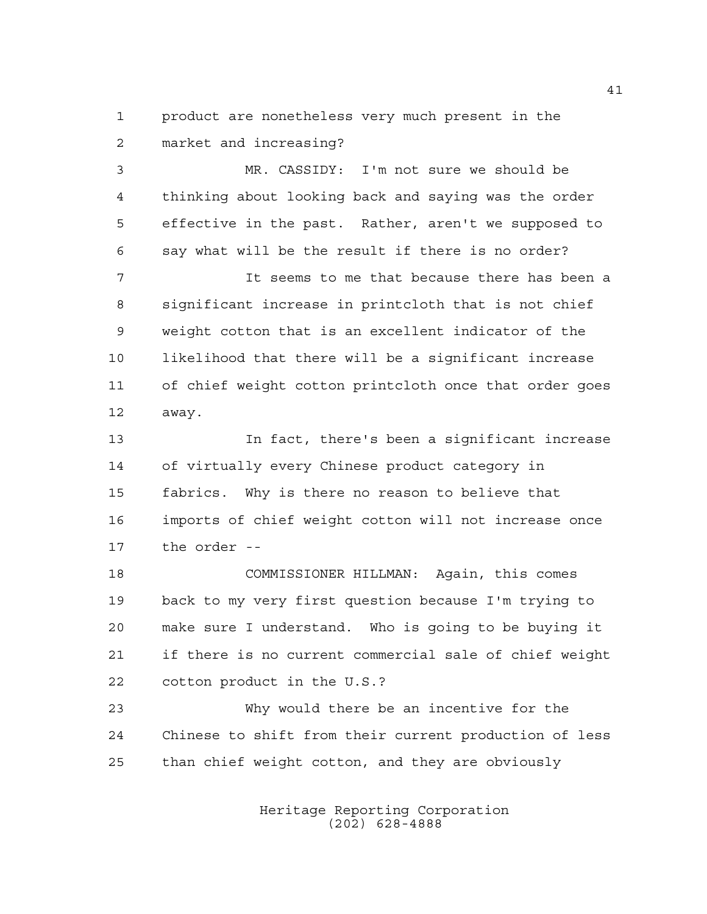product are nonetheless very much present in the market and increasing?

MR. CASSIDY: I'm not sure we should be thinking about looking back and saying was the order effective in the past. Rather, aren't we supposed to say what will be the result if there is no order?

It seems to me that because there has been a significant increase in printcloth that is not chief weight cotton that is an excellent indicator of the likelihood that there will be a significant increase of chief weight cotton printcloth once that order goes away.

In fact, there's been a significant increase of virtually every Chinese product category in fabrics. Why is there no reason to believe that imports of chief weight cotton will not increase once the order --

COMMISSIONER HILLMAN: Again, this comes back to my very first question because I'm trying to make sure I understand. Who is going to be buying it if there is no current commercial sale of chief weight cotton product in the U.S.?

Why would there be an incentive for the Chinese to shift from their current production of less than chief weight cotton, and they are obviously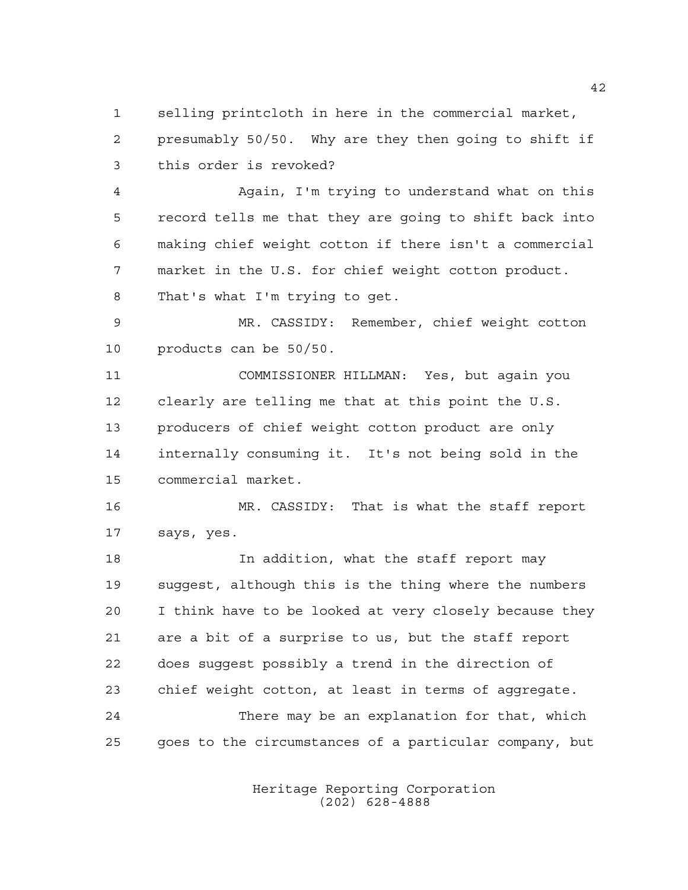selling printcloth in here in the commercial market, presumably 50/50. Why are they then going to shift if this order is revoked?

Again, I'm trying to understand what on this record tells me that they are going to shift back into making chief weight cotton if there isn't a commercial market in the U.S. for chief weight cotton product. That's what I'm trying to get.

MR. CASSIDY: Remember, chief weight cotton products can be 50/50.

COMMISSIONER HILLMAN: Yes, but again you clearly are telling me that at this point the U.S. producers of chief weight cotton product are only internally consuming it. It's not being sold in the commercial market.

MR. CASSIDY: That is what the staff report says, yes.

In addition, what the staff report may suggest, although this is the thing where the numbers I think have to be looked at very closely because they are a bit of a surprise to us, but the staff report does suggest possibly a trend in the direction of chief weight cotton, at least in terms of aggregate.

There may be an explanation for that, which goes to the circumstances of a particular company, but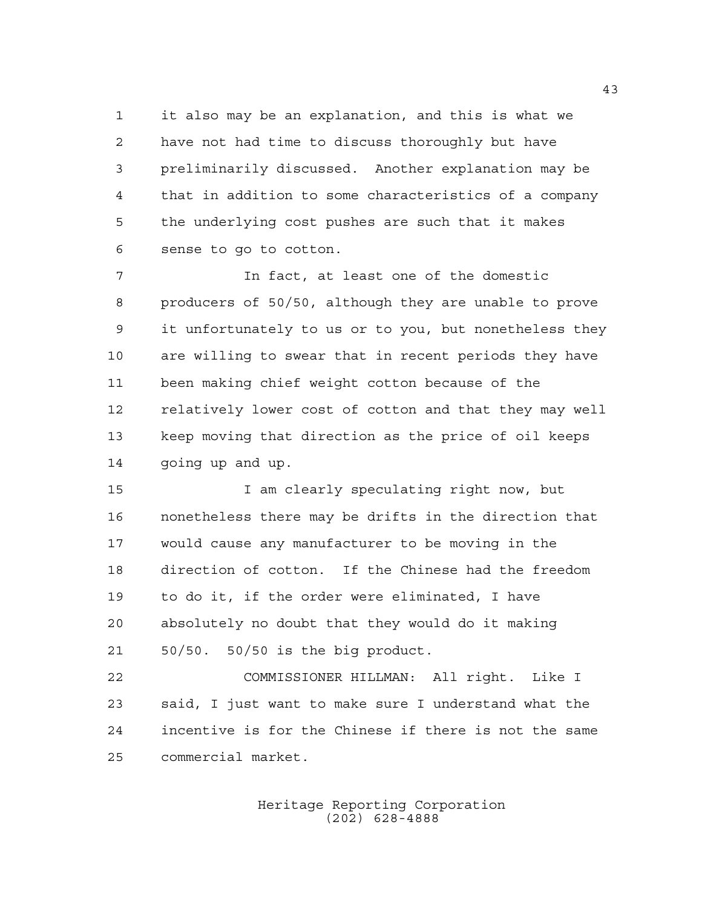it also may be an explanation, and this is what we have not had time to discuss thoroughly but have preliminarily discussed. Another explanation may be that in addition to some characteristics of a company the underlying cost pushes are such that it makes sense to go to cotton.

In fact, at least one of the domestic producers of 50/50, although they are unable to prove it unfortunately to us or to you, but nonetheless they are willing to swear that in recent periods they have been making chief weight cotton because of the relatively lower cost of cotton and that they may well keep moving that direction as the price of oil keeps going up and up.

I am clearly speculating right now, but nonetheless there may be drifts in the direction that would cause any manufacturer to be moving in the direction of cotton. If the Chinese had the freedom to do it, if the order were eliminated, I have absolutely no doubt that they would do it making 50/50. 50/50 is the big product.

COMMISSIONER HILLMAN: All right. Like I said, I just want to make sure I understand what the incentive is for the Chinese if there is not the same commercial market.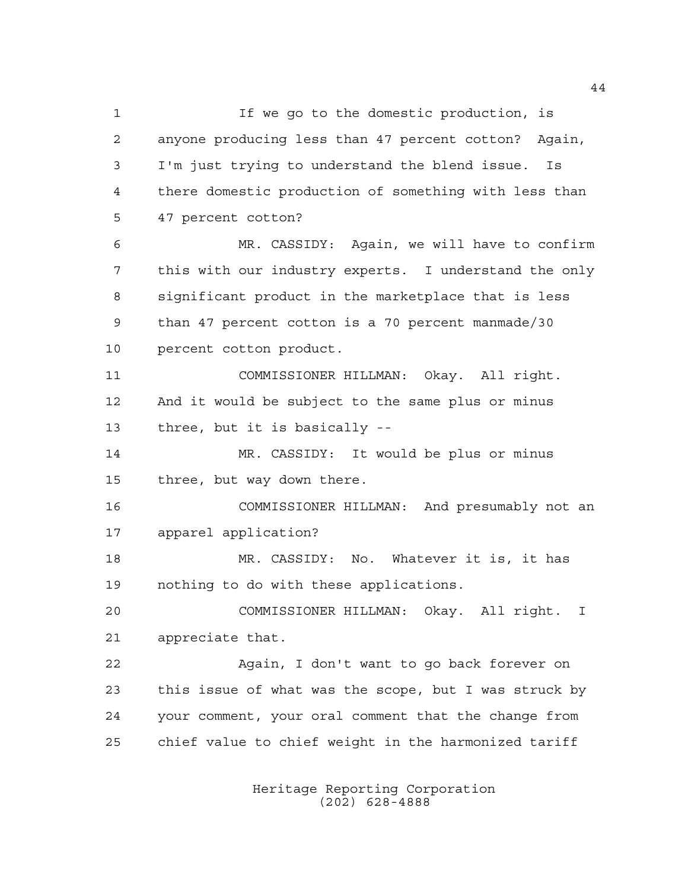If we go to the domestic production, is anyone producing less than 47 percent cotton? Again, I'm just trying to understand the blend issue. Is there domestic production of something with less than 47 percent cotton?

MR. CASSIDY: Again, we will have to confirm this with our industry experts. I understand the only significant product in the marketplace that is less than 47 percent cotton is a 70 percent manmade/30 percent cotton product.

COMMISSIONER HILLMAN: Okay. All right. And it would be subject to the same plus or minus three, but it is basically --

MR. CASSIDY: It would be plus or minus three, but way down there.

COMMISSIONER HILLMAN: And presumably not an apparel application?

MR. CASSIDY: No. Whatever it is, it has nothing to do with these applications.

COMMISSIONER HILLMAN: Okay. All right. I appreciate that.

Again, I don't want to go back forever on this issue of what was the scope, but I was struck by your comment, your oral comment that the change from chief value to chief weight in the harmonized tariff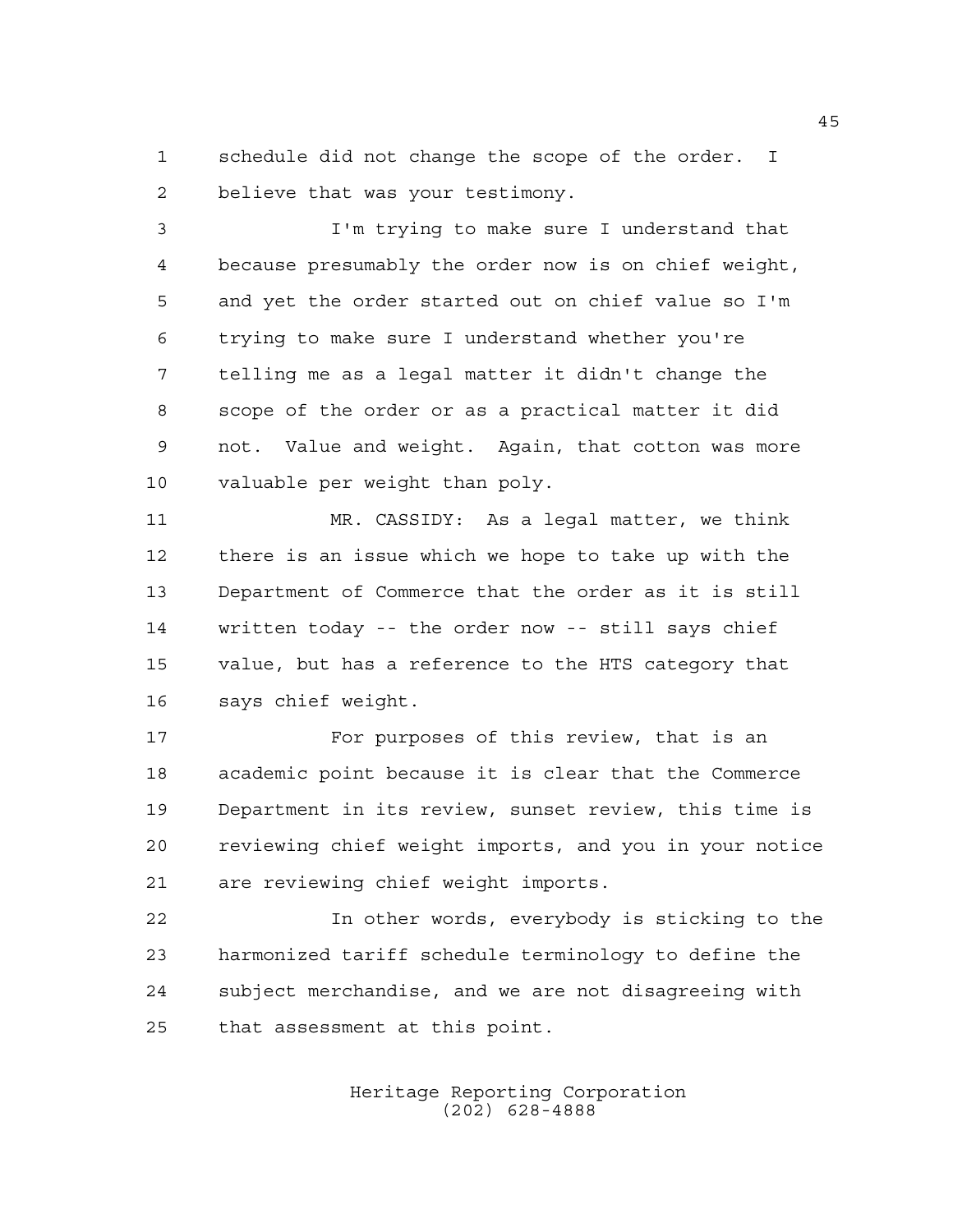schedule did not change the scope of the order. I believe that was your testimony.

I'm trying to make sure I understand that because presumably the order now is on chief weight, and yet the order started out on chief value so I'm trying to make sure I understand whether you're telling me as a legal matter it didn't change the scope of the order or as a practical matter it did not. Value and weight. Again, that cotton was more valuable per weight than poly.

MR. CASSIDY: As a legal matter, we think there is an issue which we hope to take up with the Department of Commerce that the order as it is still written today -- the order now -- still says chief value, but has a reference to the HTS category that says chief weight.

For purposes of this review, that is an academic point because it is clear that the Commerce Department in its review, sunset review, this time is reviewing chief weight imports, and you in your notice are reviewing chief weight imports.

In other words, everybody is sticking to the harmonized tariff schedule terminology to define the subject merchandise, and we are not disagreeing with that assessment at this point.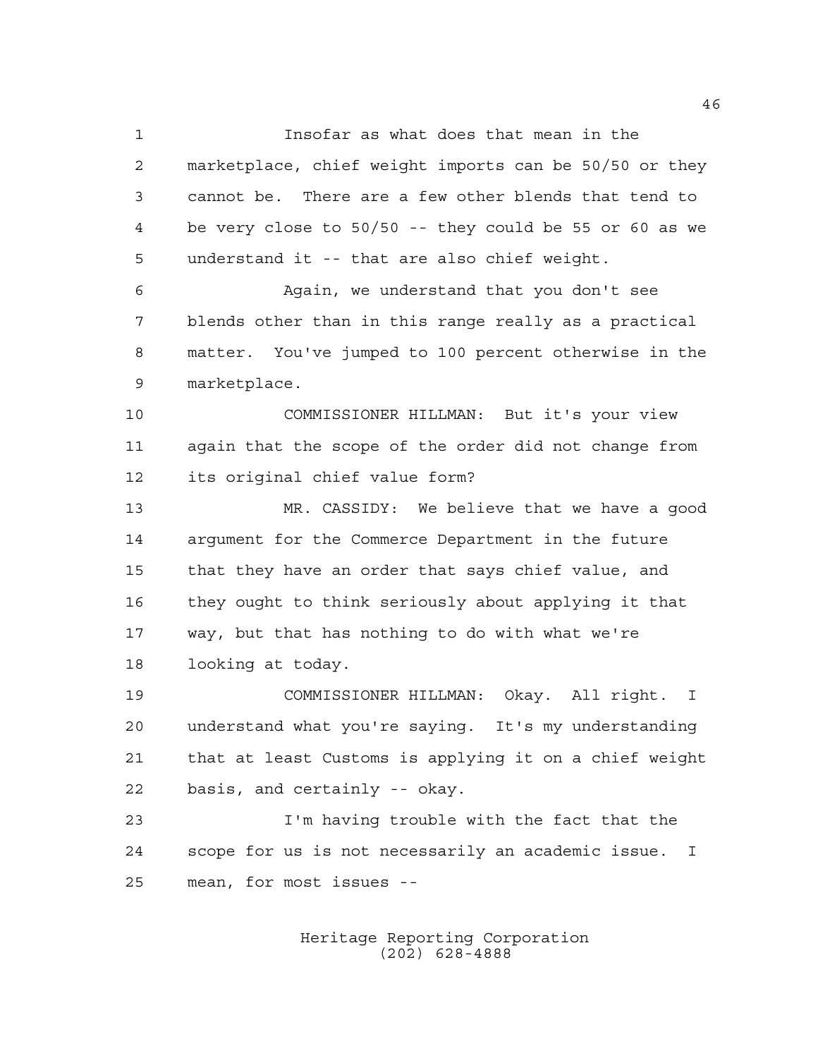Insofar as what does that mean in the marketplace, chief weight imports can be 50/50 or they cannot be. There are a few other blends that tend to be very close to 50/50 -- they could be 55 or 60 as we understand it -- that are also chief weight.

Again, we understand that you don't see blends other than in this range really as a practical matter. You've jumped to 100 percent otherwise in the marketplace.

COMMISSIONER HILLMAN: But it's your view again that the scope of the order did not change from its original chief value form?

MR. CASSIDY: We believe that we have a good argument for the Commerce Department in the future that they have an order that says chief value, and they ought to think seriously about applying it that way, but that has nothing to do with what we're looking at today.

COMMISSIONER HILLMAN: Okay. All right. I understand what you're saying. It's my understanding that at least Customs is applying it on a chief weight basis, and certainly -- okay.

I'm having trouble with the fact that the scope for us is not necessarily an academic issue. I mean, for most issues --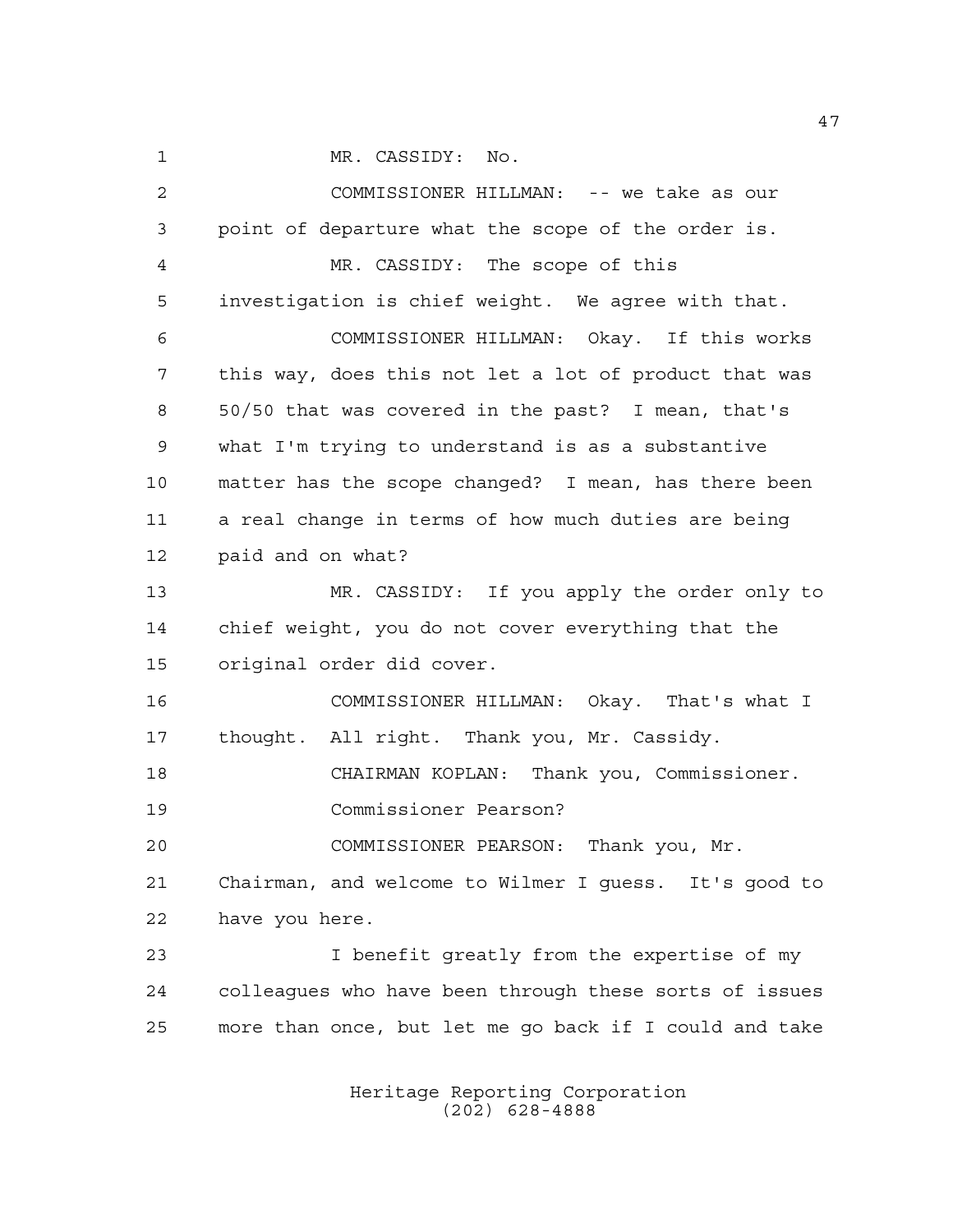MR. CASSIDY: No.

COMMISSIONER HILLMAN: -- we take as our point of departure what the scope of the order is.

MR. CASSIDY: The scope of this investigation is chief weight. We agree with that.

COMMISSIONER HILLMAN: Okay. If this works this way, does this not let a lot of product that was 50/50 that was covered in the past? I mean, that's what I'm trying to understand is as a substantive matter has the scope changed? I mean, has there been a real change in terms of how much duties are being paid and on what?

MR. CASSIDY: If you apply the order only to chief weight, you do not cover everything that the original order did cover.

COMMISSIONER HILLMAN: Okay. That's what I thought. All right. Thank you, Mr. Cassidy.

CHAIRMAN KOPLAN: Thank you, Commissioner. Commissioner Pearson?

COMMISSIONER PEARSON: Thank you, Mr. Chairman, and welcome to Wilmer I guess. It's good to have you here.

I benefit greatly from the expertise of my colleagues who have been through these sorts of issues more than once, but let me go back if I could and take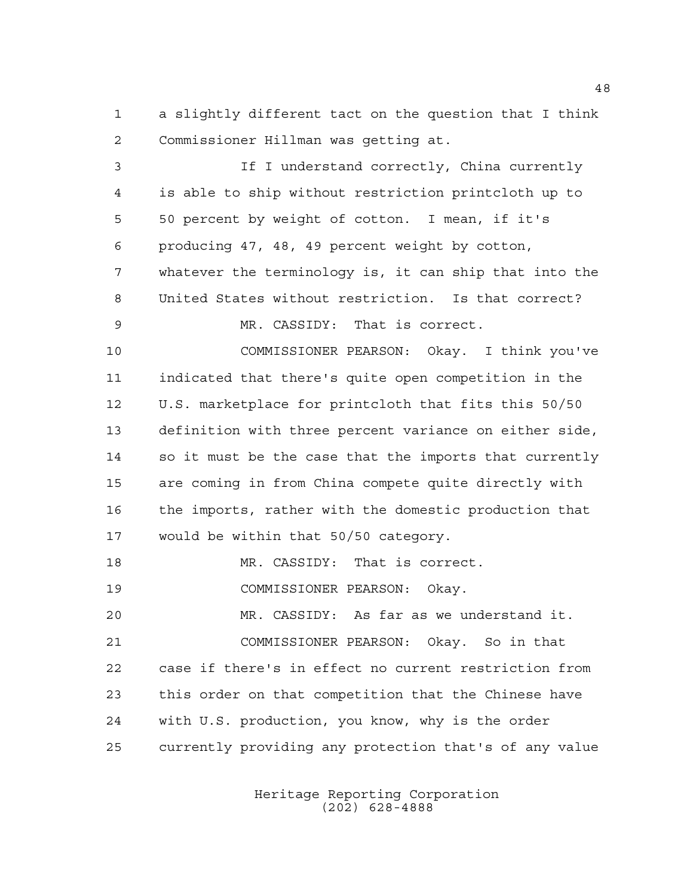a slightly different tact on the question that I think Commissioner Hillman was getting at.

If I understand correctly, China currently is able to ship without restriction printcloth up to 50 percent by weight of cotton. I mean, if it's producing 47, 48, 49 percent weight by cotton, whatever the terminology is, it can ship that into the United States without restriction. Is that correct?

MR. CASSIDY: That is correct.

COMMISSIONER PEARSON: Okay. I think you've indicated that there's quite open competition in the U.S. marketplace for printcloth that fits this 50/50 definition with three percent variance on either side, so it must be the case that the imports that currently are coming in from China compete quite directly with the imports, rather with the domestic production that would be within that 50/50 category.

MR. CASSIDY: That is correct.

COMMISSIONER PEARSON: Okay.

MR. CASSIDY: As far as we understand it.

COMMISSIONER PEARSON: Okay. So in that case if there's in effect no current restriction from this order on that competition that the Chinese have with U.S. production, you know, why is the order currently providing any protection that's of any value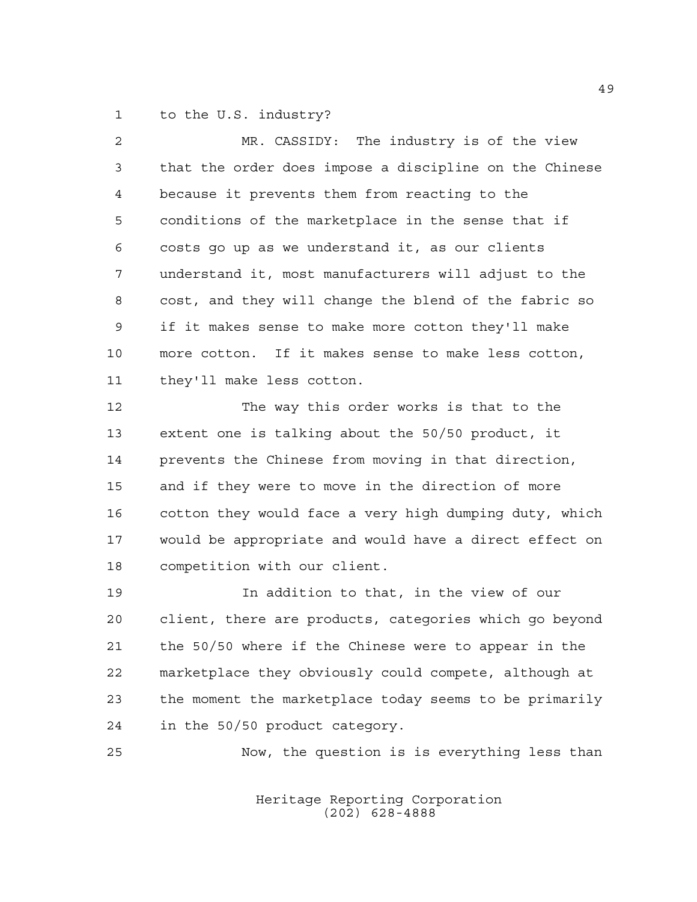to the U.S. industry?

MR. CASSIDY: The industry is of the view that the order does impose a discipline on the Chinese because it prevents them from reacting to the conditions of the marketplace in the sense that if costs go up as we understand it, as our clients understand it, most manufacturers will adjust to the cost, and they will change the blend of the fabric so if it makes sense to make more cotton they'll make more cotton. If it makes sense to make less cotton, they'll make less cotton.

The way this order works is that to the extent one is talking about the 50/50 product, it prevents the Chinese from moving in that direction, and if they were to move in the direction of more cotton they would face a very high dumping duty, which would be appropriate and would have a direct effect on competition with our client.

In addition to that, in the view of our client, there are products, categories which go beyond the 50/50 where if the Chinese were to appear in the marketplace they obviously could compete, although at the moment the marketplace today seems to be primarily in the 50/50 product category.

Now, the question is is everything less than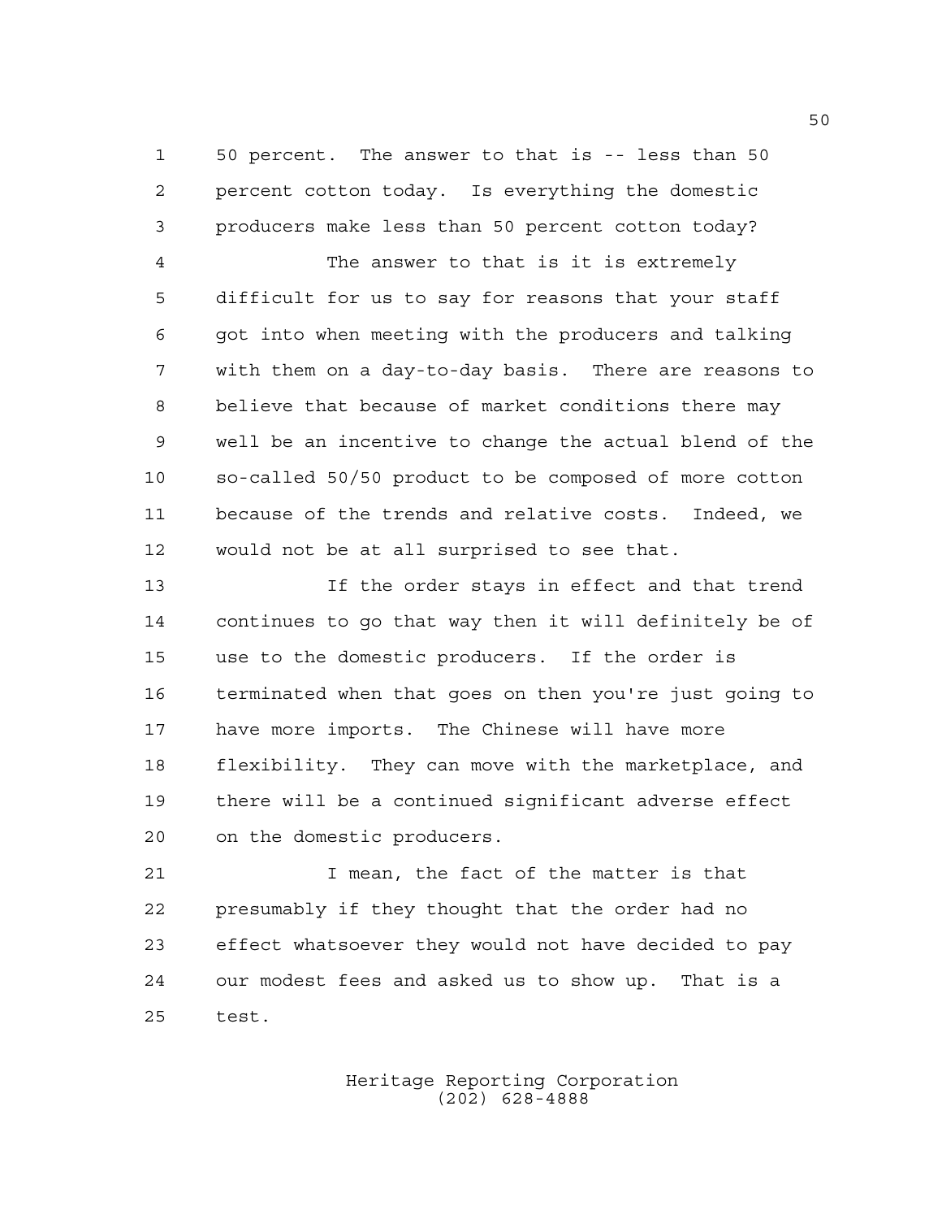50 percent. The answer to that is -- less than 50 percent cotton today. Is everything the domestic producers make less than 50 percent cotton today?

The answer to that is it is extremely difficult for us to say for reasons that your staff got into when meeting with the producers and talking with them on a day-to-day basis. There are reasons to believe that because of market conditions there may well be an incentive to change the actual blend of the so-called 50/50 product to be composed of more cotton because of the trends and relative costs. Indeed, we would not be at all surprised to see that.

If the order stays in effect and that trend continues to go that way then it will definitely be of use to the domestic producers. If the order is terminated when that goes on then you're just going to have more imports. The Chinese will have more flexibility. They can move with the marketplace, and there will be a continued significant adverse effect on the domestic producers.

I mean, the fact of the matter is that presumably if they thought that the order had no effect whatsoever they would not have decided to pay our modest fees and asked us to show up. That is a test.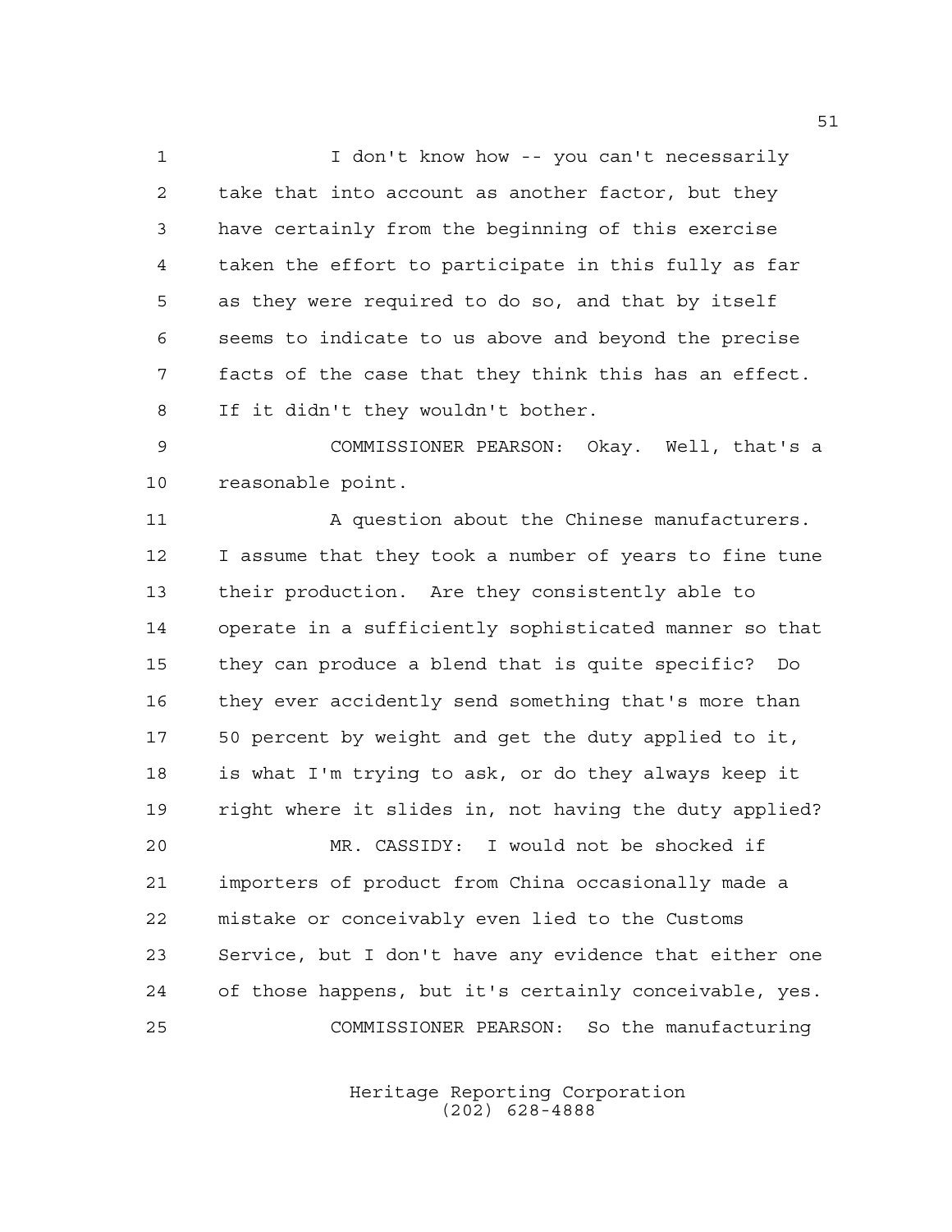I don't know how -- you can't necessarily take that into account as another factor, but they have certainly from the beginning of this exercise taken the effort to participate in this fully as far as they were required to do so, and that by itself seems to indicate to us above and beyond the precise facts of the case that they think this has an effect. If it didn't they wouldn't bother.

COMMISSIONER PEARSON: Okay. Well, that's a reasonable point.

A question about the Chinese manufacturers. I assume that they took a number of years to fine tune their production. Are they consistently able to operate in a sufficiently sophisticated manner so that they can produce a blend that is quite specific? Do they ever accidently send something that's more than 50 percent by weight and get the duty applied to it, is what I'm trying to ask, or do they always keep it right where it slides in, not having the duty applied?

MR. CASSIDY: I would not be shocked if importers of product from China occasionally made a mistake or conceivably even lied to the Customs Service, but I don't have any evidence that either one of those happens, but it's certainly conceivable, yes.

COMMISSIONER PEARSON: So the manufacturing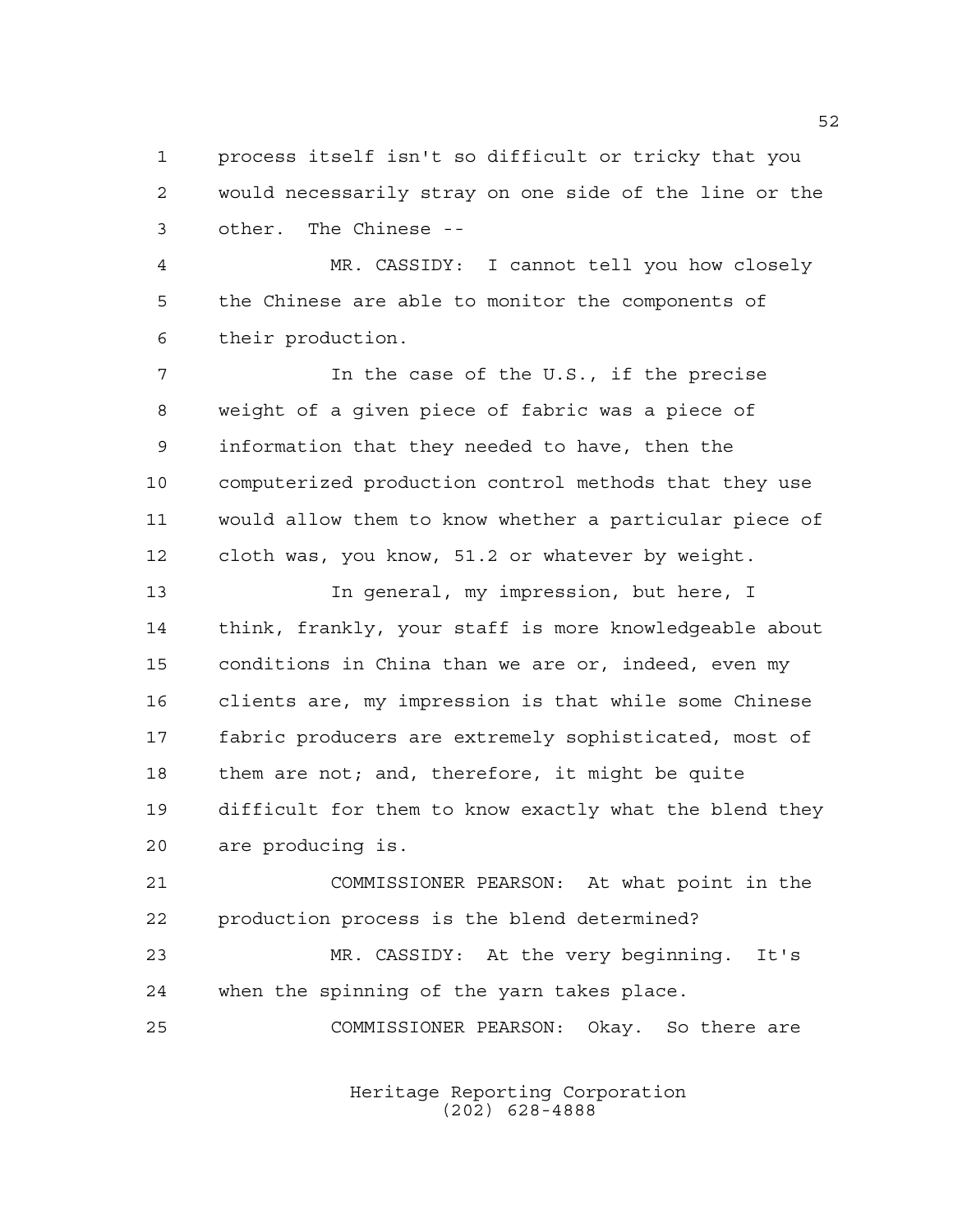process itself isn't so difficult or tricky that you would necessarily stray on one side of the line or the other. The Chinese --

MR. CASSIDY: I cannot tell you how closely the Chinese are able to monitor the components of their production.

In the case of the U.S., if the precise weight of a given piece of fabric was a piece of information that they needed to have, then the computerized production control methods that they use would allow them to know whether a particular piece of cloth was, you know, 51.2 or whatever by weight.

In general, my impression, but here, I think, frankly, your staff is more knowledgeable about conditions in China than we are or, indeed, even my clients are, my impression is that while some Chinese fabric producers are extremely sophisticated, most of them are not; and, therefore, it might be quite difficult for them to know exactly what the blend they are producing is.

COMMISSIONER PEARSON: At what point in the production process is the blend determined?

MR. CASSIDY: At the very beginning. It's when the spinning of the yarn takes place.

COMMISSIONER PEARSON: Okay. So there are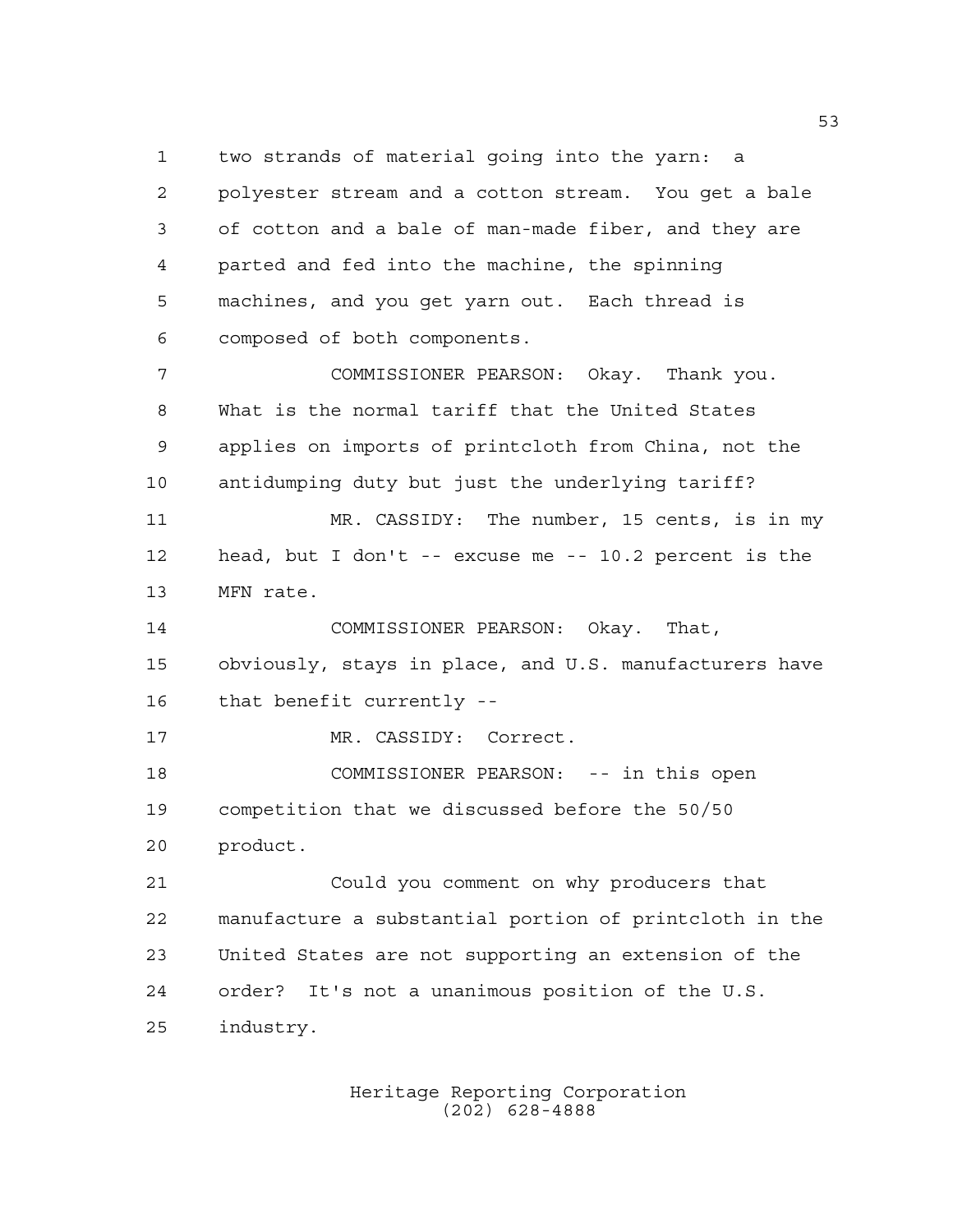two strands of material going into the yarn: a polyester stream and a cotton stream. You get a bale of cotton and a bale of man-made fiber, and they are parted and fed into the machine, the spinning machines, and you get yarn out. Each thread is composed of both components.

COMMISSIONER PEARSON: Okay. Thank you. What is the normal tariff that the United States applies on imports of printcloth from China, not the antidumping duty but just the underlying tariff?

MR. CASSIDY: The number, 15 cents, is in my head, but I don't -- excuse me -- 10.2 percent is the MFN rate.

COMMISSIONER PEARSON: Okay. That, obviously, stays in place, and U.S. manufacturers have that benefit currently --

MR. CASSIDY: Correct.

COMMISSIONER PEARSON: -- in this open competition that we discussed before the 50/50 product.

Could you comment on why producers that manufacture a substantial portion of printcloth in the United States are not supporting an extension of the order? It's not a unanimous position of the U.S. industry.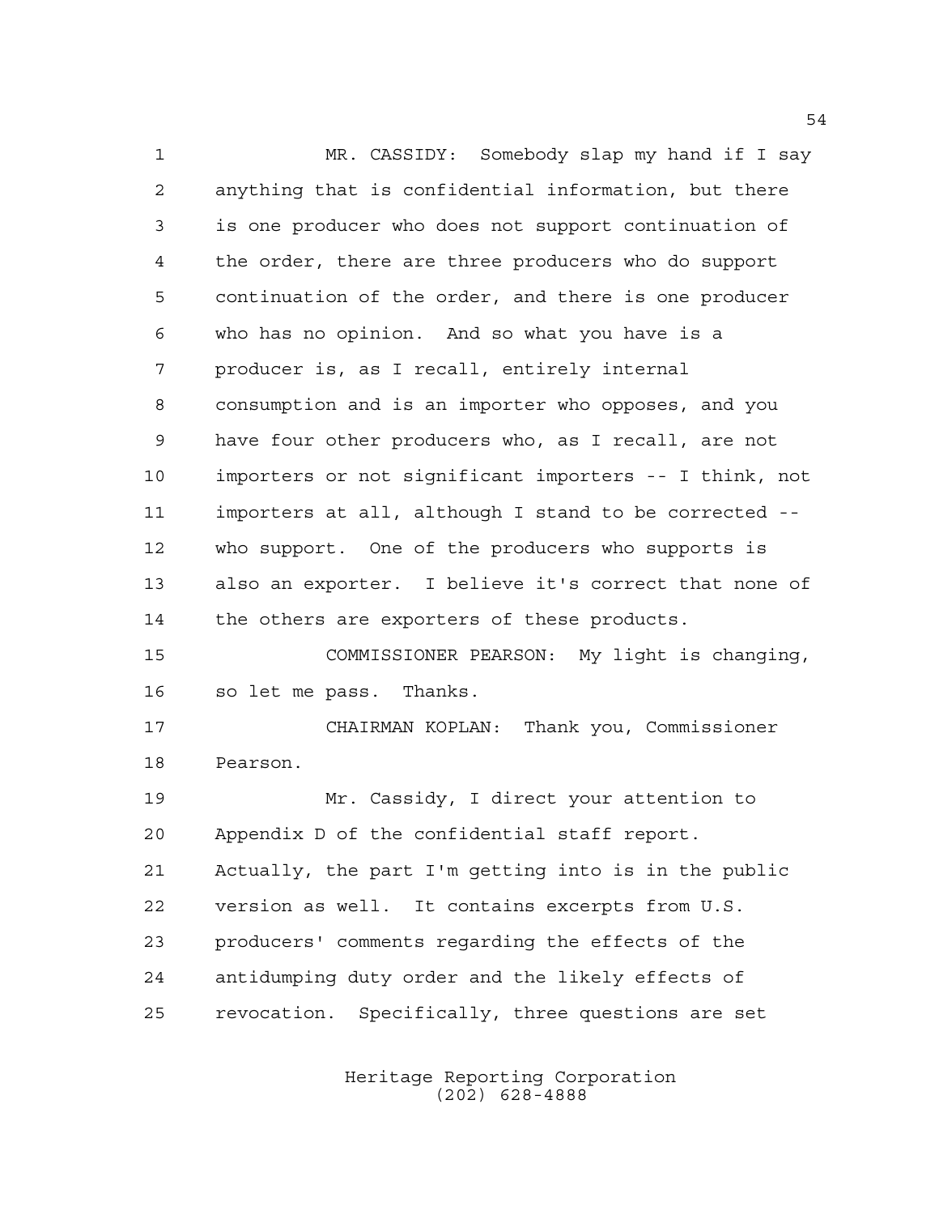MR. CASSIDY: Somebody slap my hand if I say anything that is confidential information, but there is one producer who does not support continuation of the order, there are three producers who do support continuation of the order, and there is one producer who has no opinion. And so what you have is a producer is, as I recall, entirely internal consumption and is an importer who opposes, and you have four other producers who, as I recall, are not importers or not significant importers -- I think, not importers at all, although I stand to be corrected -- who support. One of the producers who supports is also an exporter. I believe it's correct that none of the others are exporters of these products.

COMMISSIONER PEARSON: My light is changing, so let me pass. Thanks.

CHAIRMAN KOPLAN: Thank you, Commissioner Pearson.

Mr. Cassidy, I direct your attention to Appendix D of the confidential staff report. Actually, the part I'm getting into is in the public version as well. It contains excerpts from U.S. producers' comments regarding the effects of the antidumping duty order and the likely effects of revocation. Specifically, three questions are set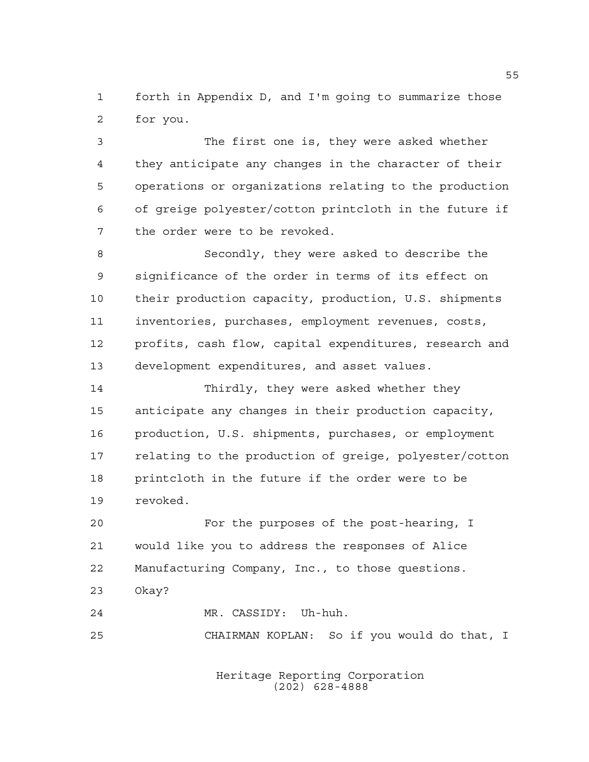forth in Appendix D, and I'm going to summarize those for you.

The first one is, they were asked whether they anticipate any changes in the character of their operations or organizations relating to the production of greige polyester/cotton printcloth in the future if the order were to be revoked.

Secondly, they were asked to describe the significance of the order in terms of its effect on their production capacity, production, U.S. shipments inventories, purchases, employment revenues, costs, profits, cash flow, capital expenditures, research and development expenditures, and asset values.

Thirdly, they were asked whether they anticipate any changes in their production capacity, production, U.S. shipments, purchases, or employment relating to the production of greige, polyester/cotton printcloth in the future if the order were to be revoked.

For the purposes of the post-hearing, I would like you to address the responses of Alice Manufacturing Company, Inc., to those questions. Okay?

MR. CASSIDY: Uh-huh.

CHAIRMAN KOPLAN: So if you would do that, I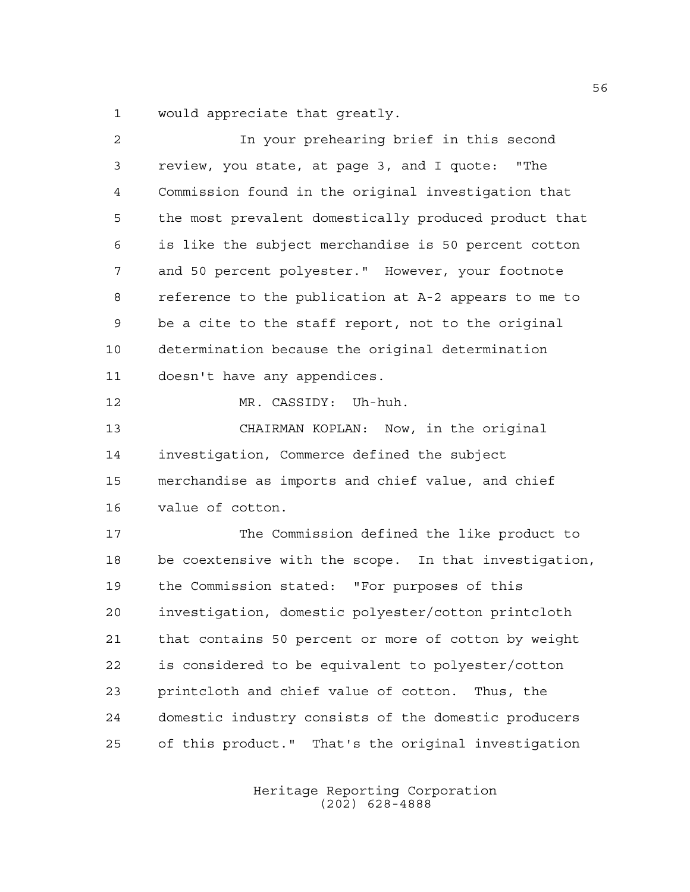would appreciate that greatly.

In your prehearing brief in this second review, you state, at page 3, and I quote: "The Commission found in the original investigation that the most prevalent domestically produced product that is like the subject merchandise is 50 percent cotton and 50 percent polyester." However, your footnote reference to the publication at A-2 appears to me to be a cite to the staff report, not to the original determination because the original determination doesn't have any appendices.

MR. CASSIDY: Uh-huh.

CHAIRMAN KOPLAN: Now, in the original investigation, Commerce defined the subject merchandise as imports and chief value, and chief value of cotton.

The Commission defined the like product to be coextensive with the scope. In that investigation, the Commission stated: "For purposes of this investigation, domestic polyester/cotton printcloth that contains 50 percent or more of cotton by weight is considered to be equivalent to polyester/cotton printcloth and chief value of cotton. Thus, the domestic industry consists of the domestic producers of this product." That's the original investigation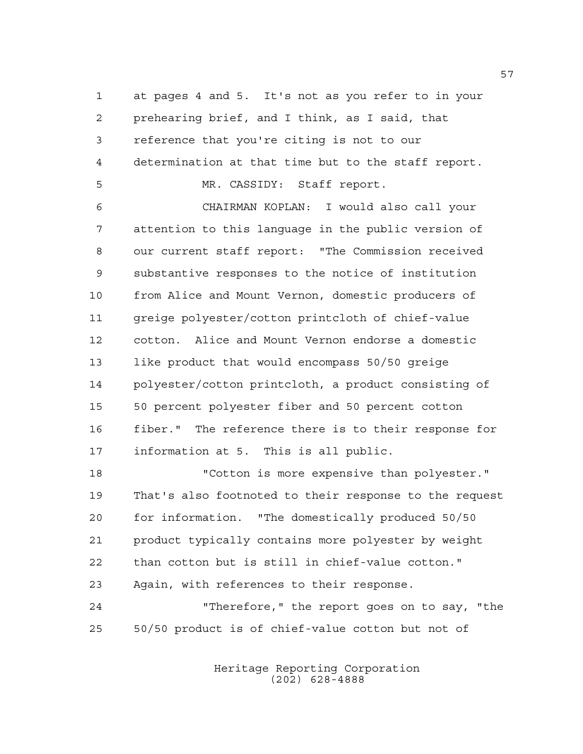at pages 4 and 5. It's not as you refer to in your prehearing brief, and I think, as I said, that reference that you're citing is not to our determination at that time but to the staff report.

MR. CASSIDY: Staff report.

CHAIRMAN KOPLAN: I would also call your attention to this language in the public version of our current staff report: "The Commission received substantive responses to the notice of institution from Alice and Mount Vernon, domestic producers of greige polyester/cotton printcloth of chief-value cotton. Alice and Mount Vernon endorse a domestic like product that would encompass 50/50 greige polyester/cotton printcloth, a product consisting of 50 percent polyester fiber and 50 percent cotton fiber." The reference there is to their response for information at 5. This is all public.

"Cotton is more expensive than polyester." That's also footnoted to their response to the request for information. "The domestically produced 50/50 product typically contains more polyester by weight than cotton but is still in chief-value cotton." Again, with references to their response.

"Therefore," the report goes on to say, "the 50/50 product is of chief-value cotton but not of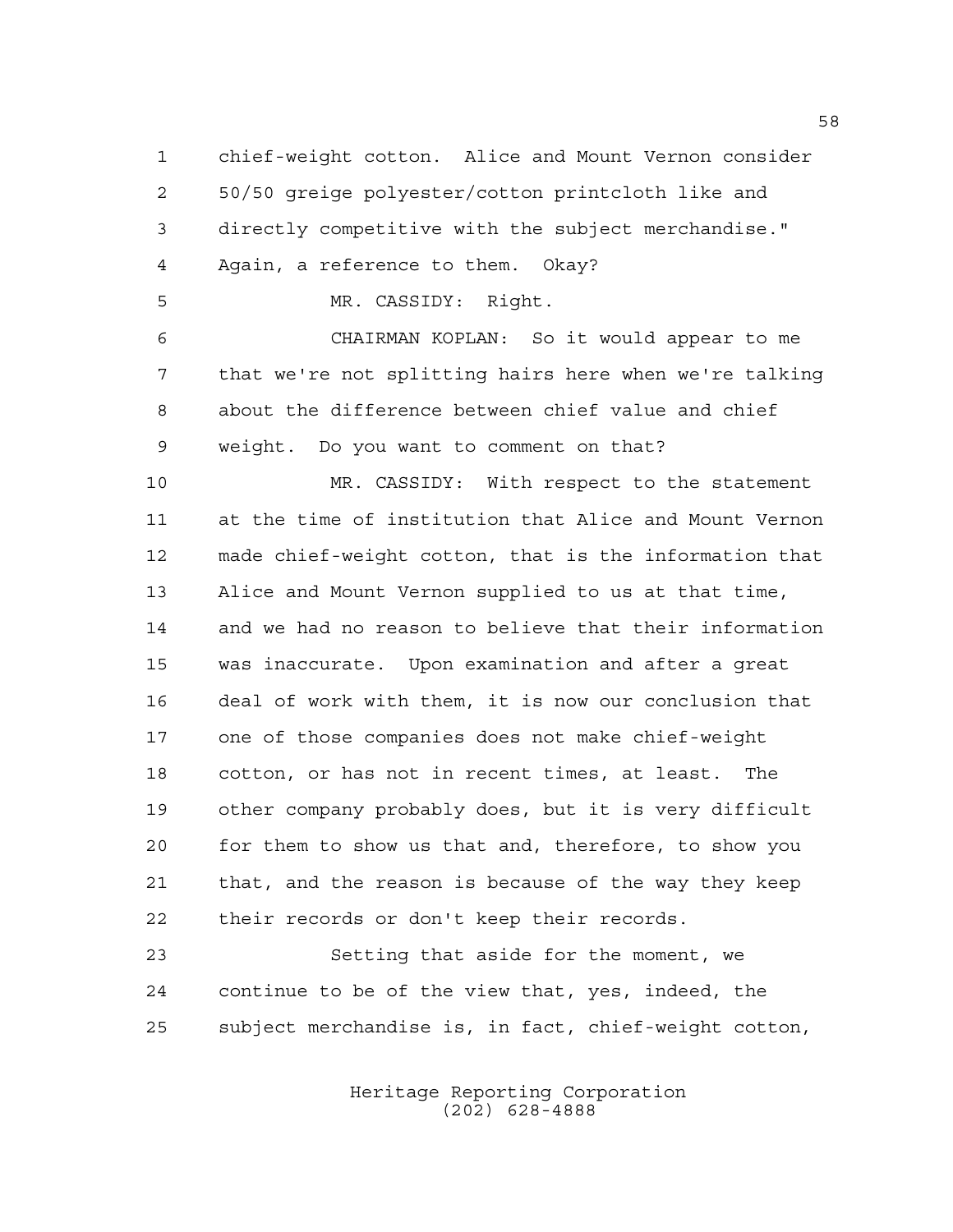chief-weight cotton. Alice and Mount Vernon consider 50/50 greige polyester/cotton printcloth like and directly competitive with the subject merchandise." Again, a reference to them. Okay?

MR. CASSIDY: Right.

CHAIRMAN KOPLAN: So it would appear to me that we're not splitting hairs here when we're talking about the difference between chief value and chief weight. Do you want to comment on that?

MR. CASSIDY: With respect to the statement at the time of institution that Alice and Mount Vernon made chief-weight cotton, that is the information that Alice and Mount Vernon supplied to us at that time, and we had no reason to believe that their information was inaccurate. Upon examination and after a great deal of work with them, it is now our conclusion that one of those companies does not make chief-weight cotton, or has not in recent times, at least. The other company probably does, but it is very difficult for them to show us that and, therefore, to show you that, and the reason is because of the way they keep their records or don't keep their records.

Setting that aside for the moment, we continue to be of the view that, yes, indeed, the subject merchandise is, in fact, chief-weight cotton,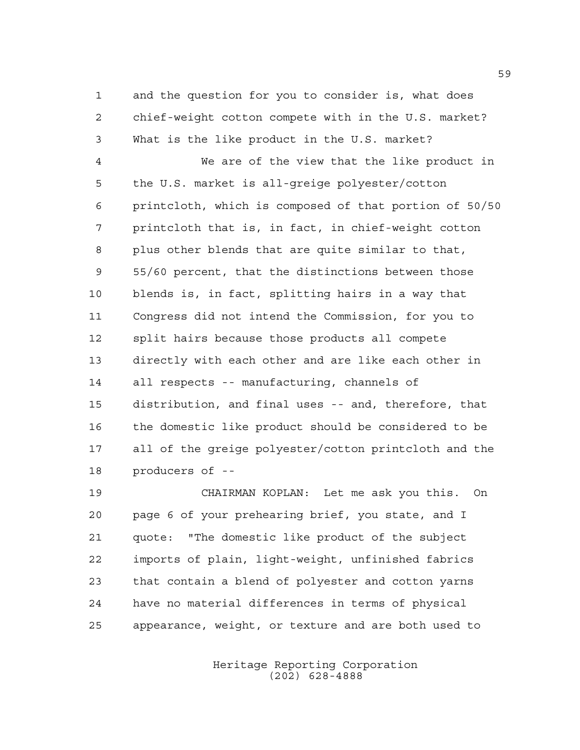and the question for you to consider is, what does chief-weight cotton compete with in the U.S. market? What is the like product in the U.S. market?

We are of the view that the like product in the U.S. market is all-greige polyester/cotton printcloth, which is composed of that portion of 50/50 printcloth that is, in fact, in chief-weight cotton plus other blends that are quite similar to that, 55/60 percent, that the distinctions between those blends is, in fact, splitting hairs in a way that Congress did not intend the Commission, for you to split hairs because those products all compete directly with each other and are like each other in all respects -- manufacturing, channels of distribution, and final uses -- and, therefore, that the domestic like product should be considered to be all of the greige polyester/cotton printcloth and the producers of --

CHAIRMAN KOPLAN: Let me ask you this. On page 6 of your prehearing brief, you state, and I quote: "The domestic like product of the subject imports of plain, light-weight, unfinished fabrics that contain a blend of polyester and cotton yarns have no material differences in terms of physical appearance, weight, or texture and are both used to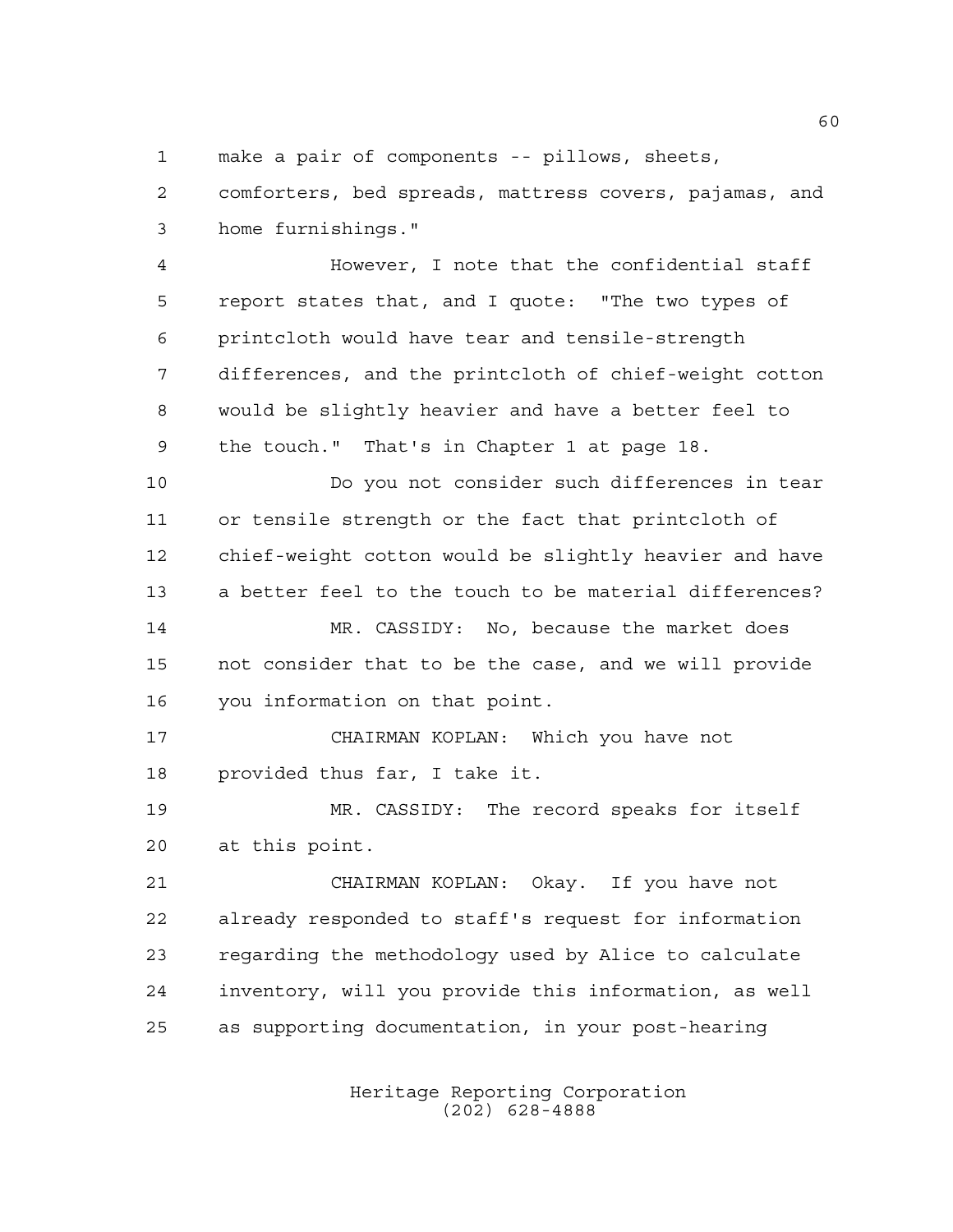make a pair of components -- pillows, sheets, comforters, bed spreads, mattress covers, pajamas, and home furnishings."

However, I note that the confidential staff report states that, and I quote: "The two types of printcloth would have tear and tensile-strength differences, and the printcloth of chief-weight cotton would be slightly heavier and have a better feel to the touch." That's in Chapter 1 at page 18.

Do you not consider such differences in tear or tensile strength or the fact that printcloth of chief-weight cotton would be slightly heavier and have a better feel to the touch to be material differences?

MR. CASSIDY: No, because the market does not consider that to be the case, and we will provide you information on that point.

CHAIRMAN KOPLAN: Which you have not provided thus far, I take it.

MR. CASSIDY: The record speaks for itself at this point.

CHAIRMAN KOPLAN: Okay. If you have not already responded to staff's request for information regarding the methodology used by Alice to calculate inventory, will you provide this information, as well as supporting documentation, in your post-hearing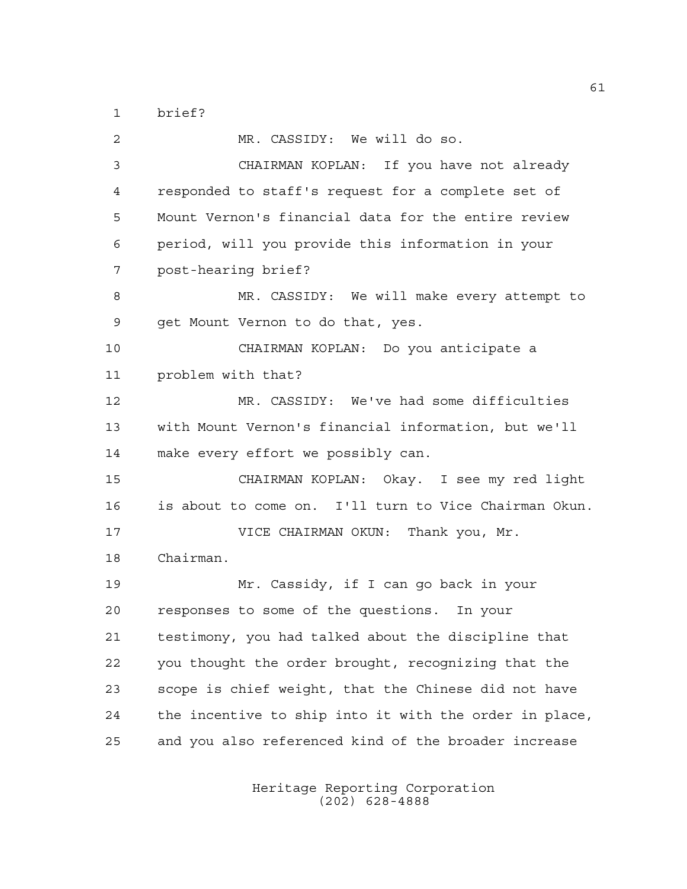brief?

MR. CASSIDY: We will do so.

CHAIRMAN KOPLAN: If you have not already responded to staff's request for a complete set of Mount Vernon's financial data for the entire review period, will you provide this information in your post-hearing brief?

MR. CASSIDY: We will make every attempt to get Mount Vernon to do that, yes.

CHAIRMAN KOPLAN: Do you anticipate a problem with that?

MR. CASSIDY: We've had some difficulties with Mount Vernon's financial information, but we'll make every effort we possibly can.

CHAIRMAN KOPLAN: Okay. I see my red light is about to come on. I'll turn to Vice Chairman Okun.

VICE CHAIRMAN OKUN: Thank you, Mr. Chairman.

Mr. Cassidy, if I can go back in your responses to some of the questions. In your testimony, you had talked about the discipline that you thought the order brought, recognizing that the scope is chief weight, that the Chinese did not have the incentive to ship into it with the order in place, and you also referenced kind of the broader increase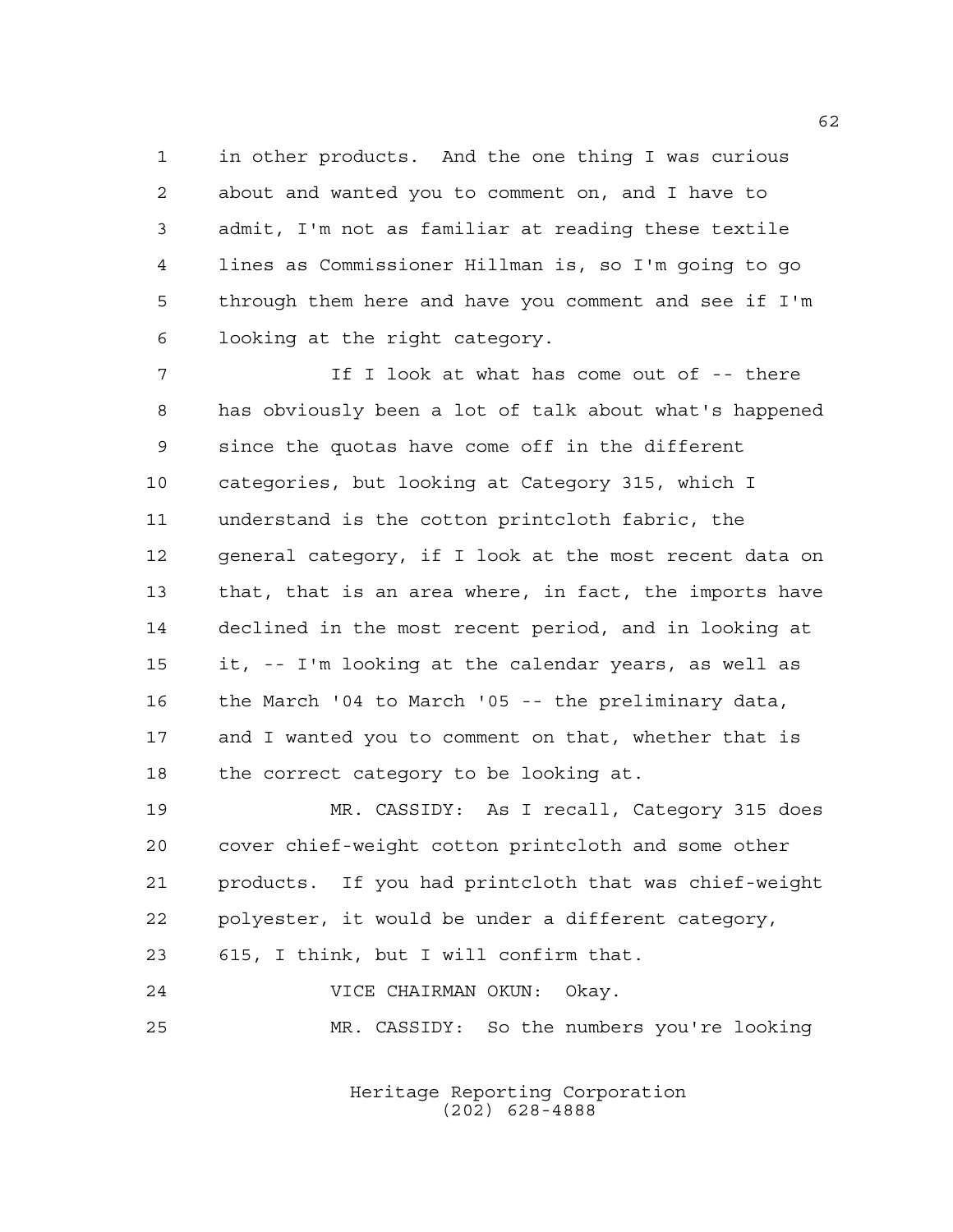in other products. And the one thing I was curious about and wanted you to comment on, and I have to admit, I'm not as familiar at reading these textile lines as Commissioner Hillman is, so I'm going to go through them here and have you comment and see if I'm looking at the right category.

If I look at what has come out of -- there has obviously been a lot of talk about what's happened since the quotas have come off in the different categories, but looking at Category 315, which I understand is the cotton printcloth fabric, the general category, if I look at the most recent data on that, that is an area where, in fact, the imports have declined in the most recent period, and in looking at it, -- I'm looking at the calendar years, as well as the March '04 to March '05 -- the preliminary data, and I wanted you to comment on that, whether that is the correct category to be looking at.

MR. CASSIDY: As I recall, Category 315 does cover chief-weight cotton printcloth and some other products. If you had printcloth that was chief-weight polyester, it would be under a different category, 615, I think, but I will confirm that.

VICE CHAIRMAN OKUN: Okay.

MR. CASSIDY: So the numbers you're looking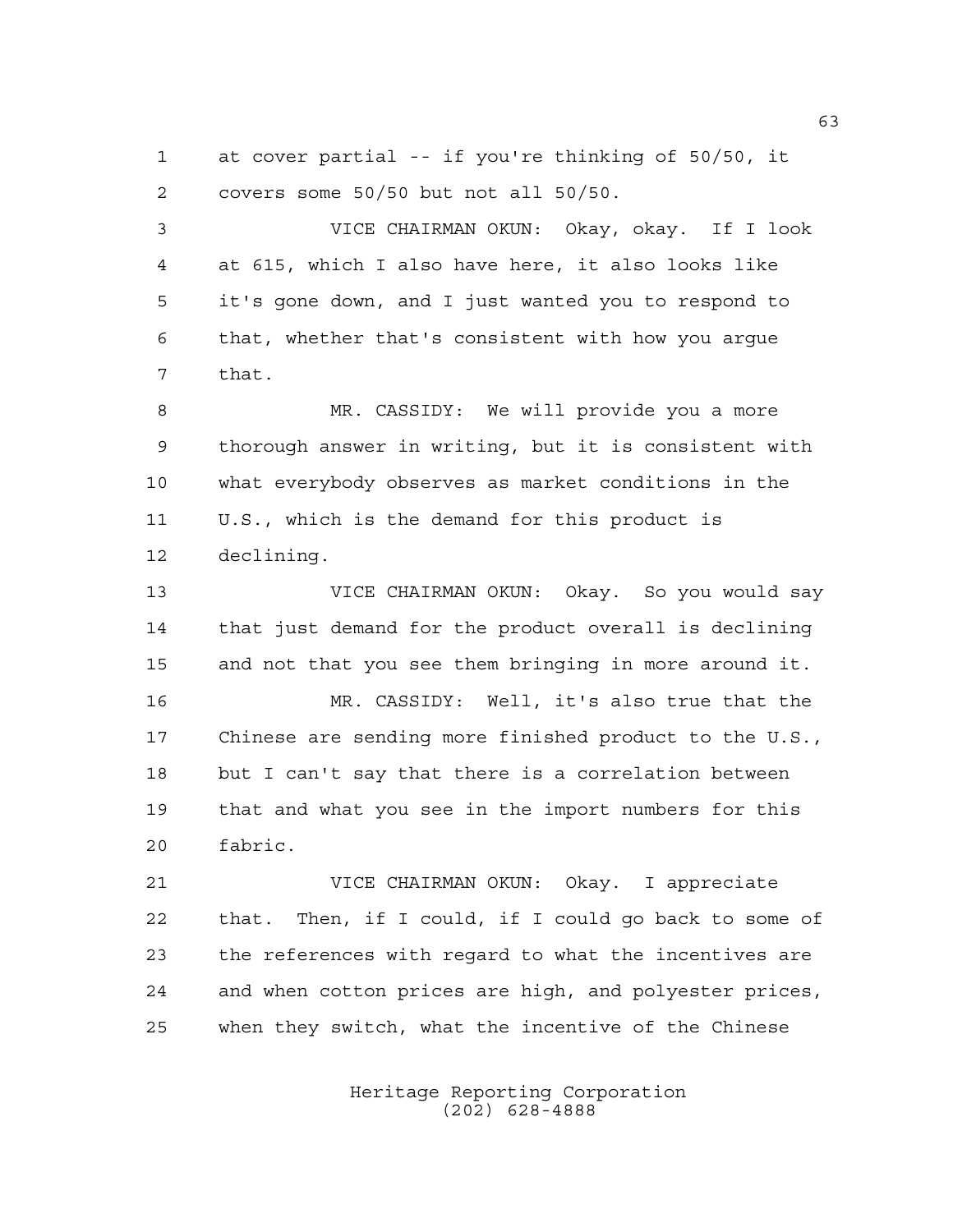at cover partial -- if you're thinking of 50/50, it covers some 50/50 but not all 50/50.

VICE CHAIRMAN OKUN: Okay, okay. If I look at 615, which I also have here, it also looks like it's gone down, and I just wanted you to respond to that, whether that's consistent with how you argue that.

MR. CASSIDY: We will provide you a more thorough answer in writing, but it is consistent with what everybody observes as market conditions in the U.S., which is the demand for this product is declining.

VICE CHAIRMAN OKUN: Okay. So you would say that just demand for the product overall is declining and not that you see them bringing in more around it.

MR. CASSIDY: Well, it's also true that the Chinese are sending more finished product to the U.S., but I can't say that there is a correlation between that and what you see in the import numbers for this fabric.

VICE CHAIRMAN OKUN: Okay. I appreciate that. Then, if I could, if I could go back to some of the references with regard to what the incentives are and when cotton prices are high, and polyester prices, when they switch, what the incentive of the Chinese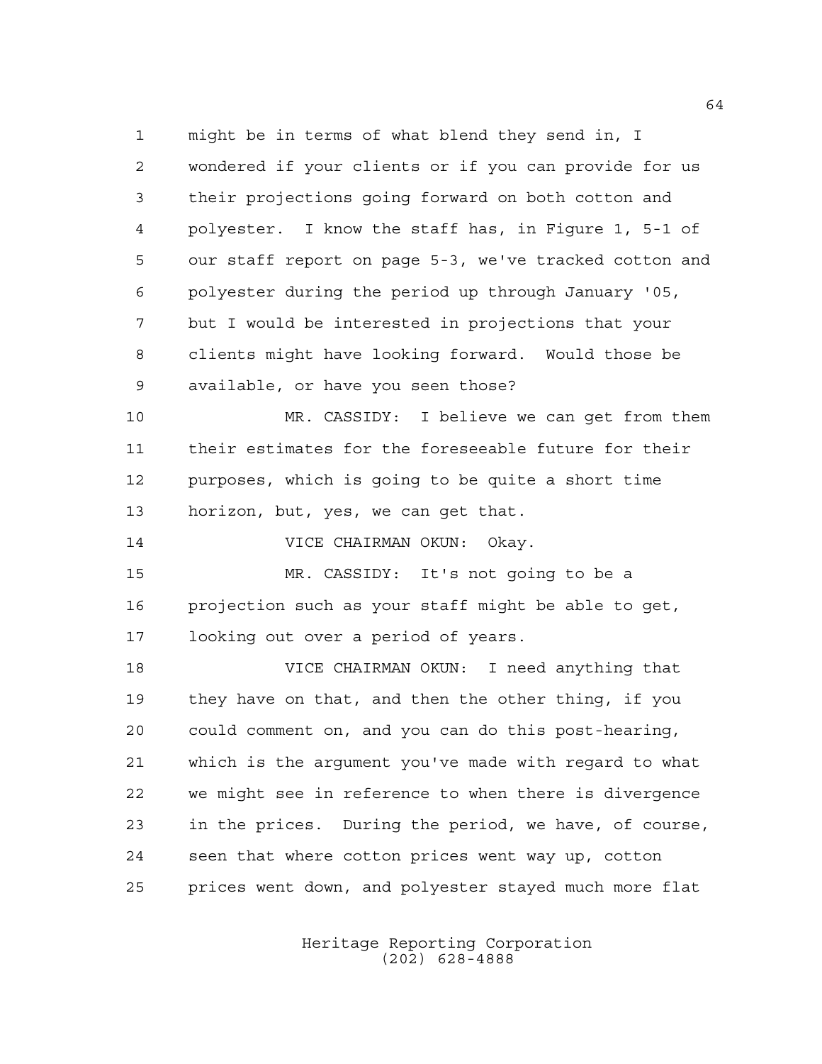might be in terms of what blend they send in, I wondered if your clients or if you can provide for us their projections going forward on both cotton and polyester. I know the staff has, in Figure 1, 5-1 of our staff report on page 5-3, we've tracked cotton and polyester during the period up through January '05, but I would be interested in projections that your clients might have looking forward. Would those be available, or have you seen those?

MR. CASSIDY: I believe we can get from them their estimates for the foreseeable future for their purposes, which is going to be quite a short time horizon, but, yes, we can get that.

VICE CHAIRMAN OKUN: Okay.

MR. CASSIDY: It's not going to be a projection such as your staff might be able to get, looking out over a period of years.

VICE CHAIRMAN OKUN: I need anything that they have on that, and then the other thing, if you could comment on, and you can do this post-hearing, which is the argument you've made with regard to what we might see in reference to when there is divergence in the prices. During the period, we have, of course, seen that where cotton prices went way up, cotton prices went down, and polyester stayed much more flat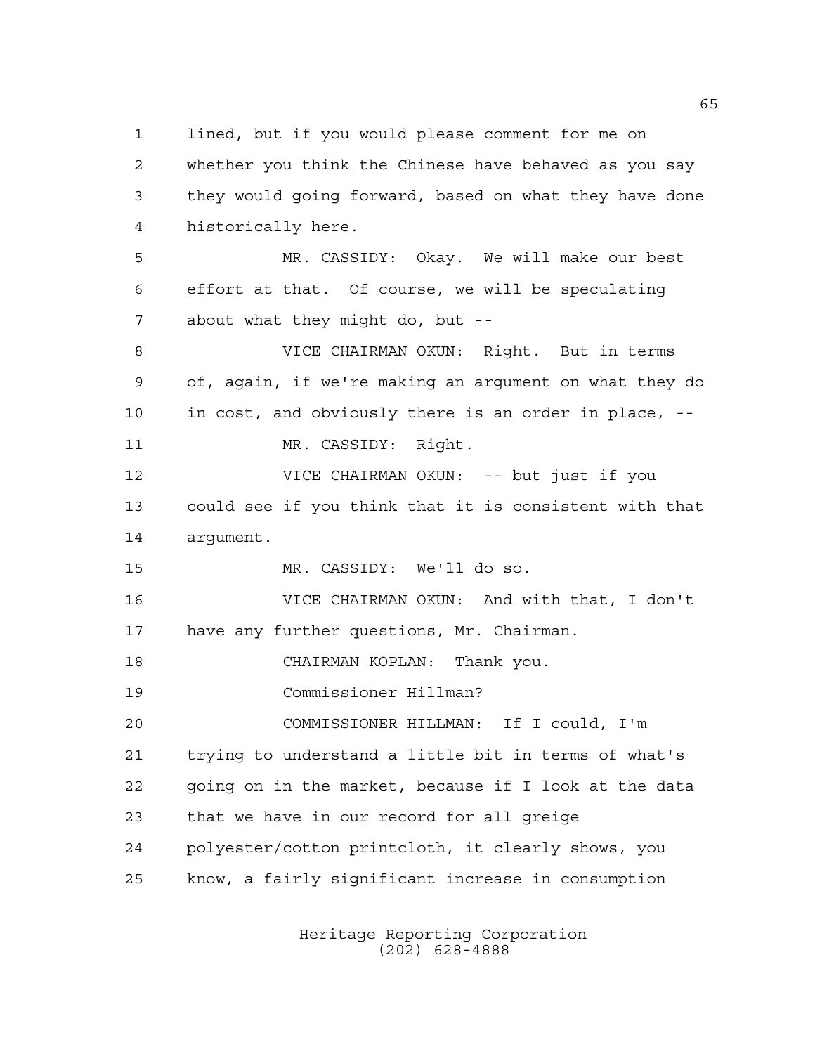lined, but if you would please comment for me on whether you think the Chinese have behaved as you say they would going forward, based on what they have done historically here.

MR. CASSIDY: Okay. We will make our best effort at that. Of course, we will be speculating about what they might do, but --

VICE CHAIRMAN OKUN: Right. But in terms of, again, if we're making an argument on what they do in cost, and obviously there is an order in place, --

MR. CASSIDY: Right.

VICE CHAIRMAN OKUN: -- but just if you could see if you think that it is consistent with that argument.

MR. CASSIDY: We'll do so.

VICE CHAIRMAN OKUN: And with that, I don't have any further questions, Mr. Chairman.

CHAIRMAN KOPLAN: Thank you.

Commissioner Hillman?

COMMISSIONER HILLMAN: If I could, I'm trying to understand a little bit in terms of what's going on in the market, because if I look at the data that we have in our record for all greige polyester/cotton printcloth, it clearly shows, you know, a fairly significant increase in consumption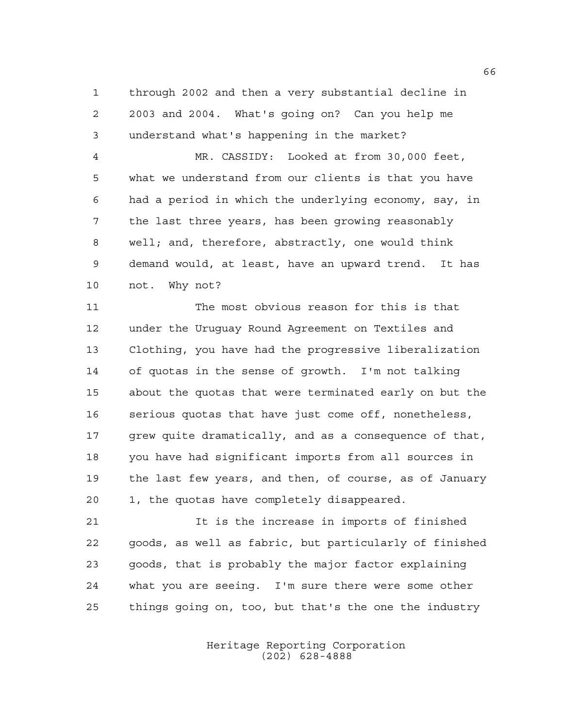through 2002 and then a very substantial decline in 2003 and 2004. What's going on? Can you help me understand what's happening in the market?

MR. CASSIDY: Looked at from 30,000 feet, what we understand from our clients is that you have had a period in which the underlying economy, say, in the last three years, has been growing reasonably well; and, therefore, abstractly, one would think demand would, at least, have an upward trend. It has not. Why not?

The most obvious reason for this is that under the Uruguay Round Agreement on Textiles and Clothing, you have had the progressive liberalization of quotas in the sense of growth. I'm not talking about the quotas that were terminated early on but the serious quotas that have just come off, nonetheless, grew quite dramatically, and as a consequence of that, you have had significant imports from all sources in the last few years, and then, of course, as of January 1, the quotas have completely disappeared.

It is the increase in imports of finished goods, as well as fabric, but particularly of finished goods, that is probably the major factor explaining what you are seeing. I'm sure there were some other things going on, too, but that's the one the industry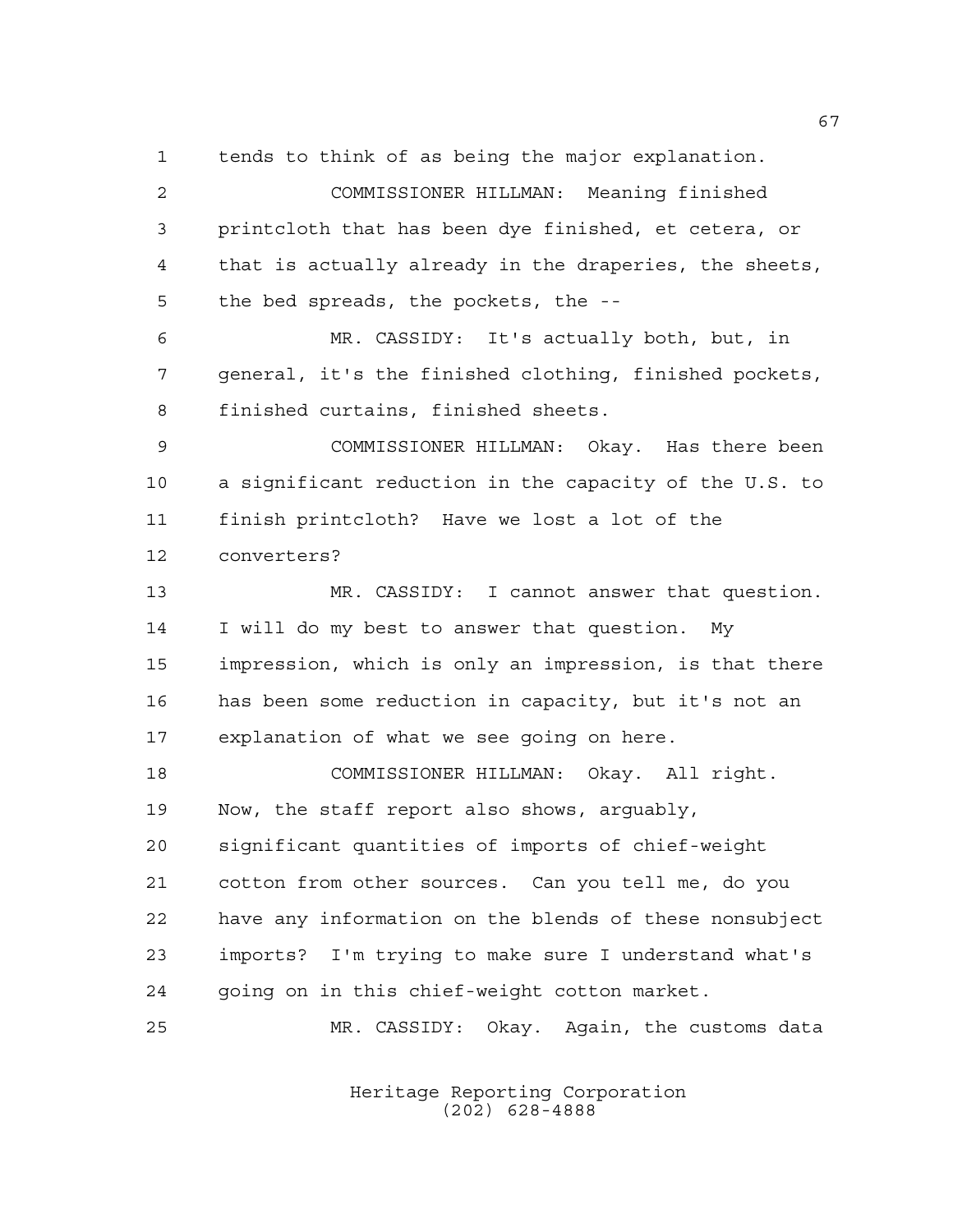tends to think of as being the major explanation.

COMMISSIONER HILLMAN: Meaning finished printcloth that has been dye finished, et cetera, or that is actually already in the draperies, the sheets, the bed spreads, the pockets, the --

MR. CASSIDY: It's actually both, but, in general, it's the finished clothing, finished pockets, finished curtains, finished sheets.

COMMISSIONER HILLMAN: Okay. Has there been a significant reduction in the capacity of the U.S. to finish printcloth? Have we lost a lot of the converters?

MR. CASSIDY: I cannot answer that question. I will do my best to answer that question. My impression, which is only an impression, is that there has been some reduction in capacity, but it's not an explanation of what we see going on here.

COMMISSIONER HILLMAN: Okay. All right. Now, the staff report also shows, arguably, significant quantities of imports of chief-weight cotton from other sources. Can you tell me, do you have any information on the blends of these nonsubject imports? I'm trying to make sure I understand what's going on in this chief-weight cotton market.

MR. CASSIDY: Okay. Again, the customs data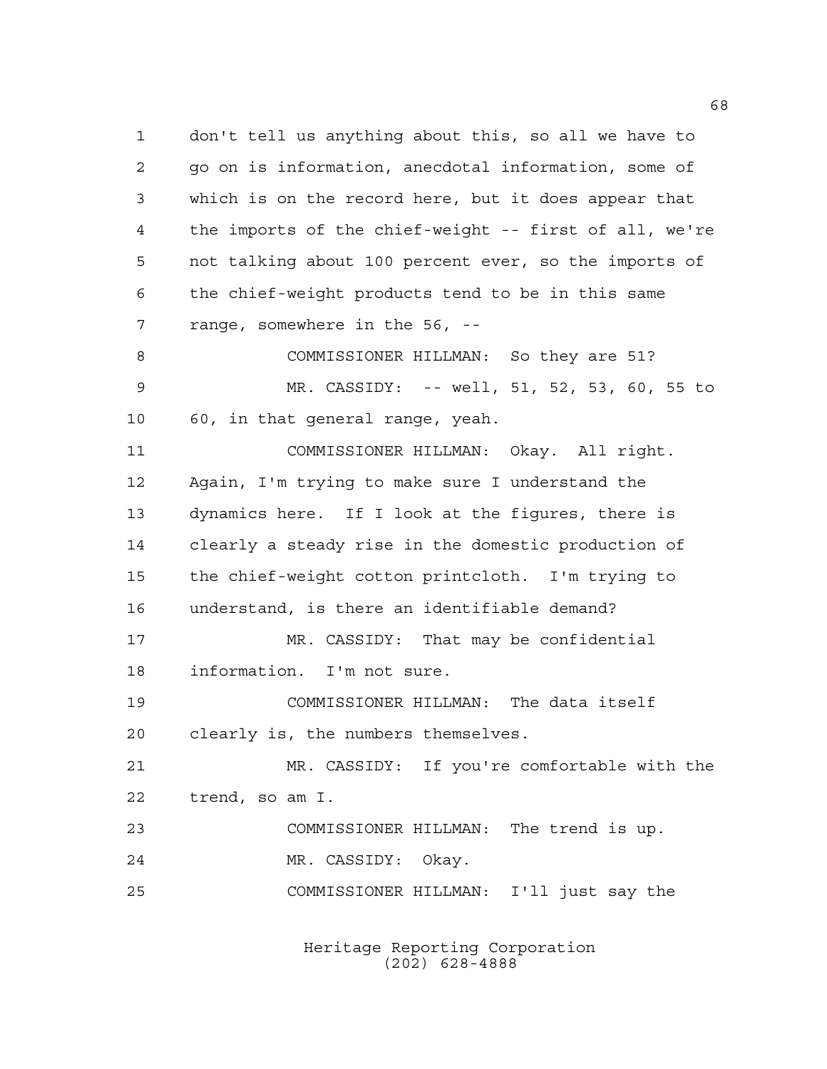don't tell us anything about this, so all we have to go on is information, anecdotal information, some of which is on the record here, but it does appear that the imports of the chief-weight -- first of all, we're not talking about 100 percent ever, so the imports of the chief-weight products tend to be in this same range, somewhere in the 56, --

COMMISSIONER HILLMAN: So they are 51?

MR. CASSIDY: -- well, 51, 52, 53, 60, 55 to 60, in that general range, yeah.

COMMISSIONER HILLMAN: Okay. All right. Again, I'm trying to make sure I understand the dynamics here. If I look at the figures, there is clearly a steady rise in the domestic production of the chief-weight cotton printcloth. I'm trying to understand, is there an identifiable demand?

MR. CASSIDY: That may be confidential information. I'm not sure.

COMMISSIONER HILLMAN: The data itself clearly is, the numbers themselves.

MR. CASSIDY: If you're comfortable with the trend, so am I.

COMMISSIONER HILLMAN: The trend is up.

MR. CASSIDY: Okay.

COMMISSIONER HILLMAN: I'll just say the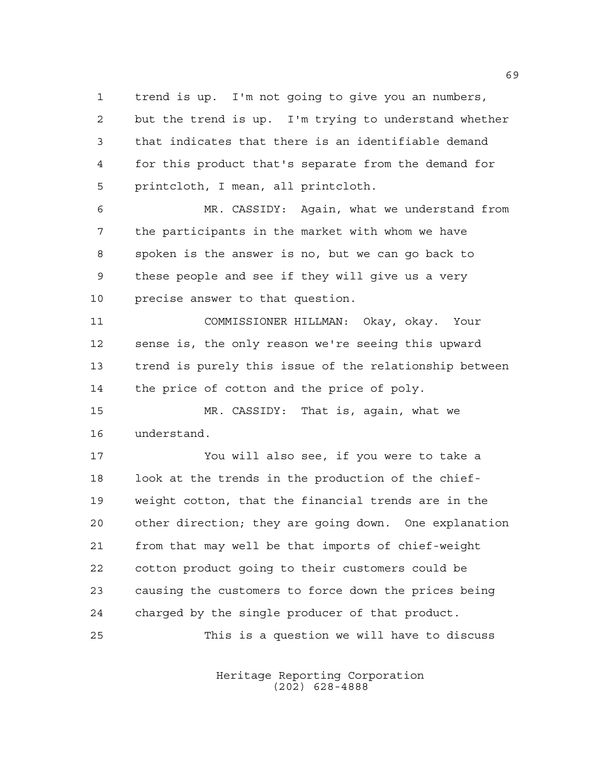trend is up. I'm not going to give you an numbers, but the trend is up. I'm trying to understand whether that indicates that there is an identifiable demand for this product that's separate from the demand for printcloth, I mean, all printcloth.

MR. CASSIDY: Again, what we understand from the participants in the market with whom we have spoken is the answer is no, but we can go back to these people and see if they will give us a very precise answer to that question.

COMMISSIONER HILLMAN: Okay, okay. Your sense is, the only reason we're seeing this upward trend is purely this issue of the relationship between the price of cotton and the price of poly.

MR. CASSIDY: That is, again, what we understand.

You will also see, if you were to take a look at the trends in the production of the chief-weight cotton, that the financial trends are in the other direction; they are going down. One explanation from that may well be that imports of chief-weight cotton product going to their customers could be causing the customers to force down the prices being charged by the single producer of that product.

This is a question we will have to discuss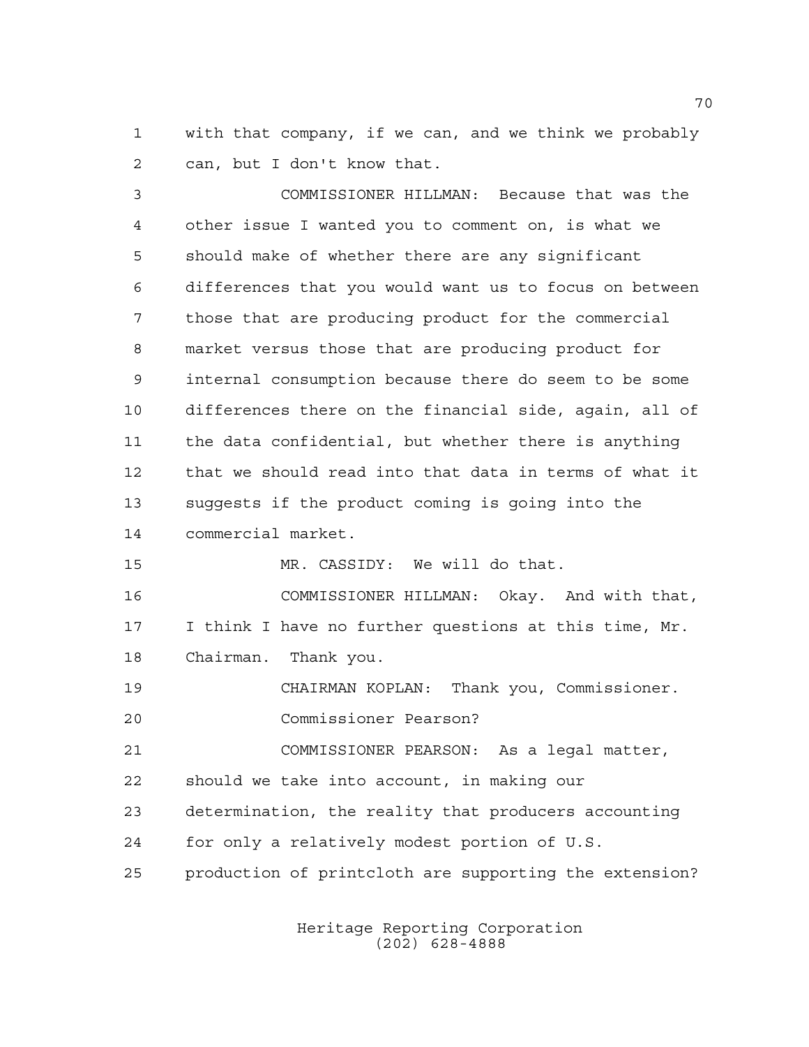with that company, if we can, and we think we probably can, but I don't know that.

COMMISSIONER HILLMAN: Because that was the other issue I wanted you to comment on, is what we should make of whether there are any significant differences that you would want us to focus on between those that are producing product for the commercial market versus those that are producing product for internal consumption because there do seem to be some differences there on the financial side, again, all of the data confidential, but whether there is anything that we should read into that data in terms of what it suggests if the product coming is going into the commercial market.

MR. CASSIDY: We will do that.

COMMISSIONER HILLMAN: Okay. And with that, I think I have no further questions at this time, Mr. Chairman. Thank you.

CHAIRMAN KOPLAN: Thank you, Commissioner. Commissioner Pearson?

COMMISSIONER PEARSON: As a legal matter, should we take into account, in making our determination, the reality that producers accounting for only a relatively modest portion of U.S. production of printcloth are supporting the extension?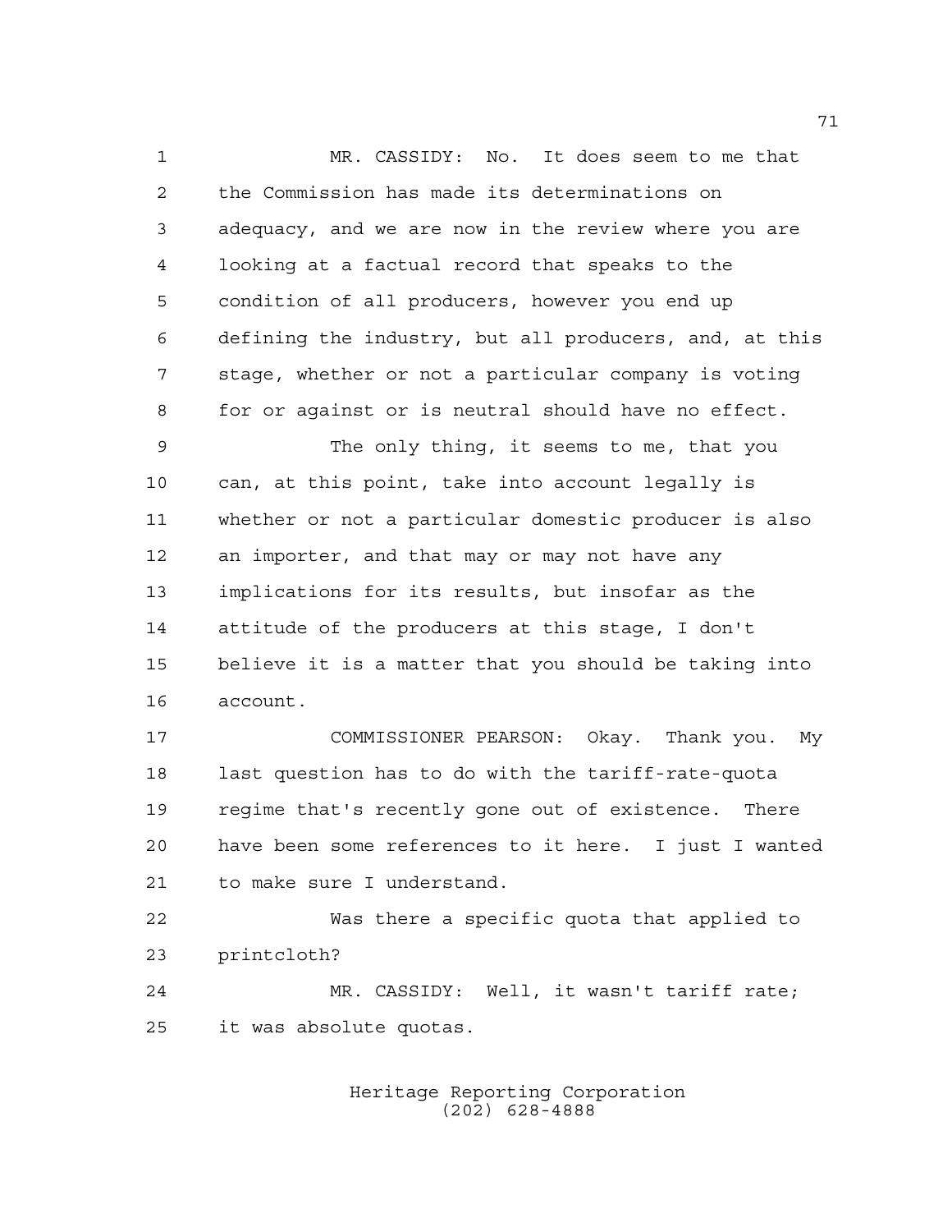MR. CASSIDY: No. It does seem to me that the Commission has made its determinations on adequacy, and we are now in the review where you are looking at a factual record that speaks to the condition of all producers, however you end up defining the industry, but all producers, and, at this stage, whether or not a particular company is voting for or against or is neutral should have no effect.

The only thing, it seems to me, that you can, at this point, take into account legally is whether or not a particular domestic producer is also an importer, and that may or may not have any implications for its results, but insofar as the attitude of the producers at this stage, I don't believe it is a matter that you should be taking into account.

COMMISSIONER PEARSON: Okay. Thank you. My last question has to do with the tariff-rate-quota regime that's recently gone out of existence. There have been some references to it here. I just I wanted to make sure I understand.

Was there a specific quota that applied to printcloth?

MR. CASSIDY: Well, it wasn't tariff rate; it was absolute quotas.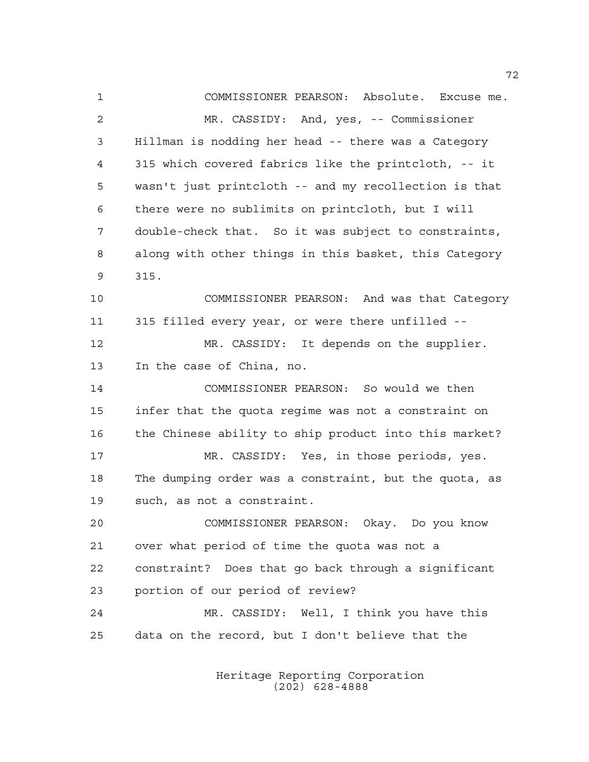COMMISSIONER PEARSON: Absolute. Excuse me.

MR. CASSIDY: And, yes, -- Commissioner Hillman is nodding her head -- there was a Category 315 which covered fabrics like the printcloth, -- it wasn't just printcloth -- and my recollection is that there were no sublimits on printcloth, but I will double-check that. So it was subject to constraints, along with other things in this basket, this Category 315.

COMMISSIONER PEARSON: And was that Category 315 filled every year, or were there unfilled --

MR. CASSIDY: It depends on the supplier. In the case of China, no.

COMMISSIONER PEARSON: So would we then infer that the quota regime was not a constraint on the Chinese ability to ship product into this market?

MR. CASSIDY: Yes, in those periods, yes. The dumping order was a constraint, but the quota, as such, as not a constraint.

COMMISSIONER PEARSON: Okay. Do you know over what period of time the quota was not a constraint? Does that go back through a significant portion of our period of review?

MR. CASSIDY: Well, I think you have this data on the record, but I don't believe that the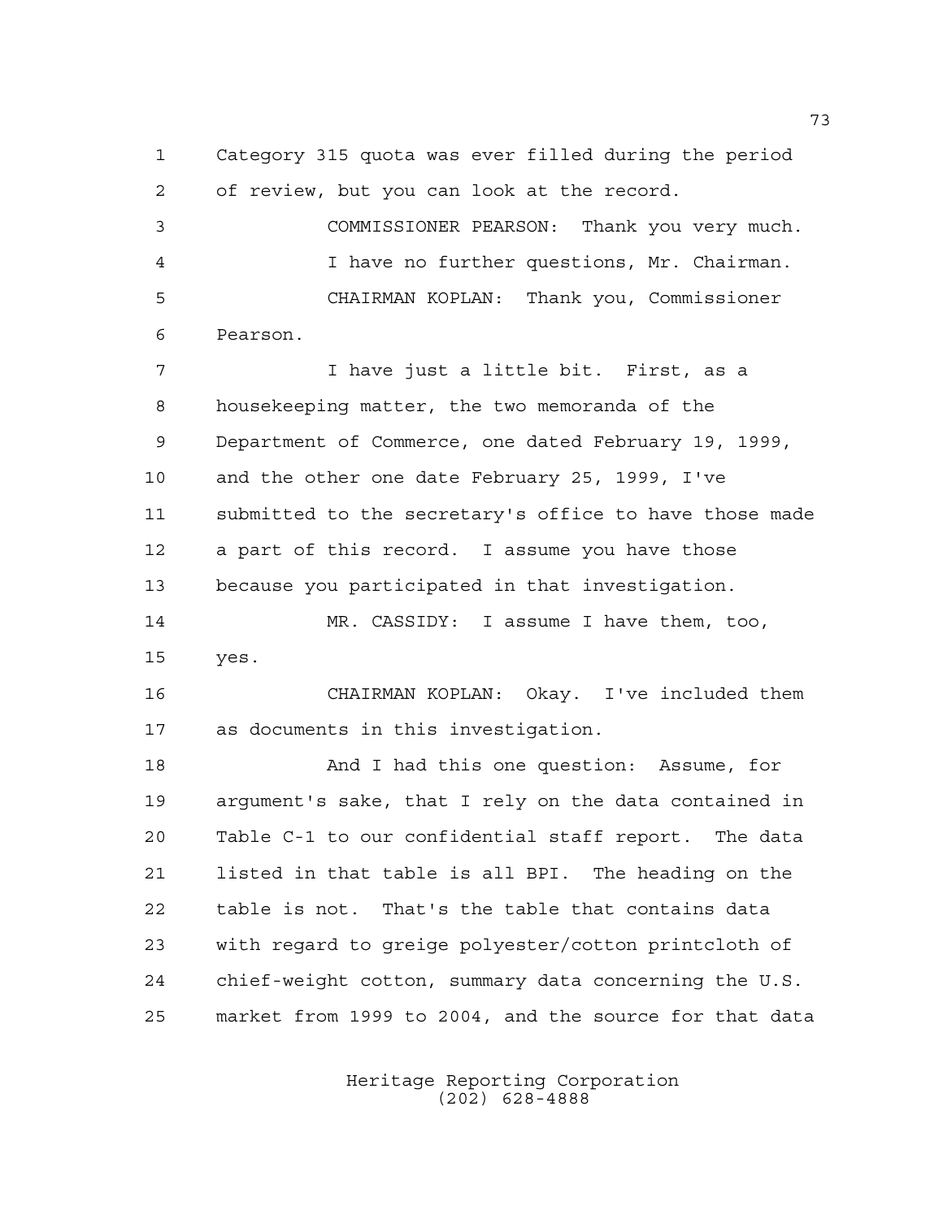1 Category 315 quota was ever filled during the period
2 of review, but you can look at the record.

3 COMMISSIONER PEARSON: Thank you very much.

4 I have no further questions, Mr. Chairman.

5 CHAIRMAN KOPLAN: Thank you, Commissioner
6 Pearson.

7 I have just a little bit. First, as a
8 housekeeping matter, the two memoranda of the
9 Department of Commerce, one dated February 19, 1999,
10 and the other one date February 25, 1999, I've
11 submitted to the secretary's office to have those made
12 a part of this record. I assume you have those
13 because you participated in that investigation.

14 MR. CASSIDY: I assume I have them, too,
15 yes.

16 CHAIRMAN KOPLAN: Okay. I've included them
17 as documents in this investigation.

18 And I had this one question: Assume, for
19 argument's sake, that I rely on the data contained in
20 Table C-1 to our confidential staff report. The data
21 listed in that table is all BPI. The heading on the
22 table is not. That's the table that contains data
23 with regard to greige polyester/cotton printcloth of
24 chief-weight cotton, summary data concerning the U.S.
25 market from 1999 to 2004, and the source for that data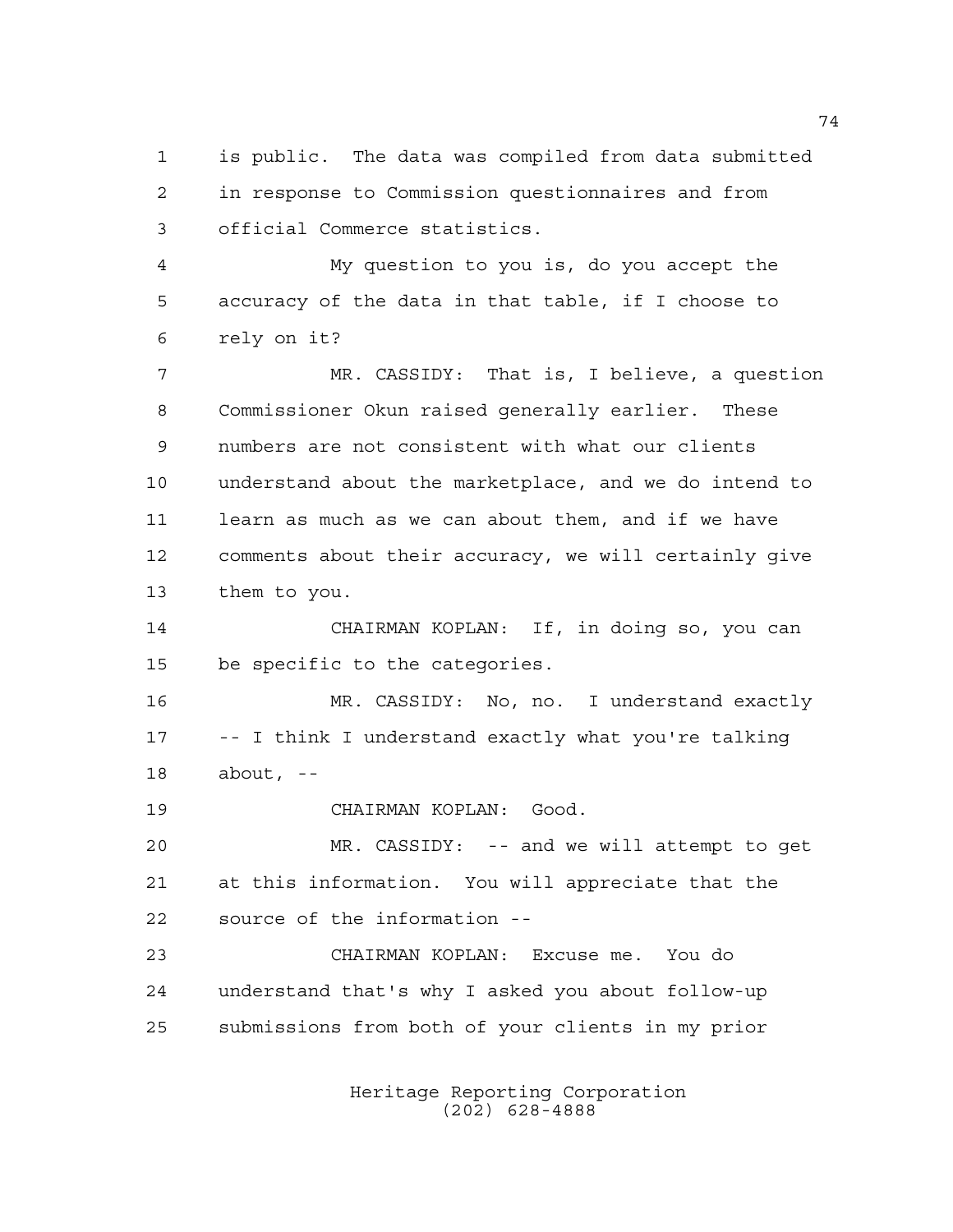is public. The data was compiled from data submitted in response to Commission questionnaires and from official Commerce statistics.

My question to you is, do you accept the accuracy of the data in that table, if I choose to rely on it?

MR. CASSIDY: That is, I believe, a question Commissioner Okun raised generally earlier. These numbers are not consistent with what our clients understand about the marketplace, and we do intend to learn as much as we can about them, and if we have comments about their accuracy, we will certainly give them to you.

CHAIRMAN KOPLAN: If, in doing so, you can be specific to the categories.

MR. CASSIDY: No, no. I understand exactly -- I think I understand exactly what you're talking about, --

CHAIRMAN KOPLAN: Good.

MR. CASSIDY: -- and we will attempt to get at this information. You will appreciate that the source of the information --

CHAIRMAN KOPLAN: Excuse me. You do understand that's why I asked you about follow-up submissions from both of your clients in my prior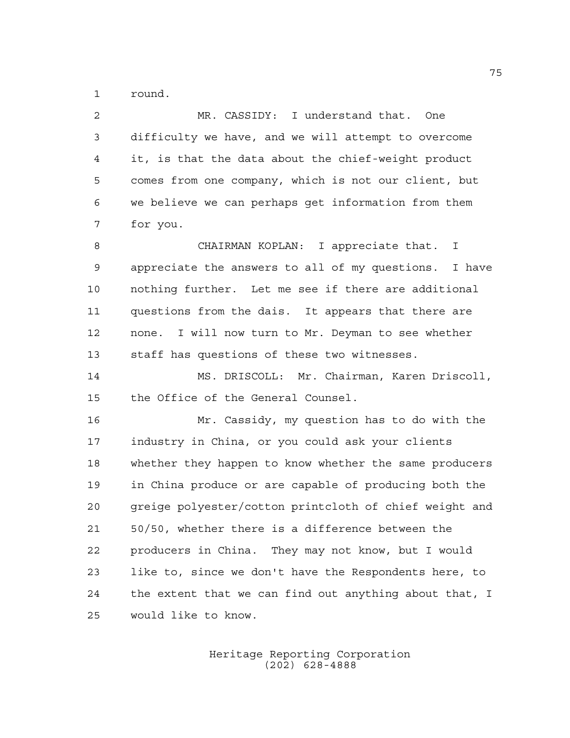round.

MR. CASSIDY: I understand that. One difficulty we have, and we will attempt to overcome it, is that the data about the chief-weight product comes from one company, which is not our client, but we believe we can perhaps get information from them for you.

CHAIRMAN KOPLAN: I appreciate that. I appreciate the answers to all of my questions. I have nothing further. Let me see if there are additional questions from the dais. It appears that there are none. I will now turn to Mr. Deyman to see whether staff has questions of these two witnesses.

MS. DRISCOLL: Mr. Chairman, Karen Driscoll, the Office of the General Counsel.

Mr. Cassidy, my question has to do with the industry in China, or you could ask your clients whether they happen to know whether the same producers in China produce or are capable of producing both the greige polyester/cotton printcloth of chief weight and 50/50, whether there is a difference between the producers in China. They may not know, but I would like to, since we don't have the Respondents here, to the extent that we can find out anything about that, I would like to know.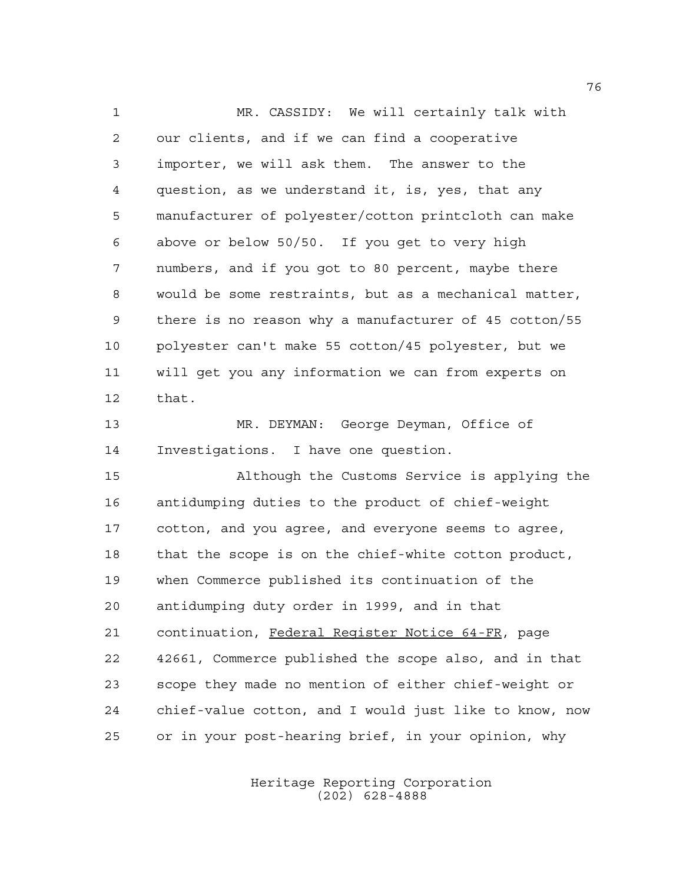MR. CASSIDY: We will certainly talk with our clients, and if we can find a cooperative importer, we will ask them. The answer to the question, as we understand it, is, yes, that any manufacturer of polyester/cotton printcloth can make above or below 50/50. If you get to very high numbers, and if you got to 80 percent, maybe there would be some restraints, but as a mechanical matter, there is no reason why a manufacturer of 45 cotton/55 polyester can't make 55 cotton/45 polyester, but we will get you any information we can from experts on that.

MR. DEYMAN: George Deyman, Office of Investigations. I have one question.

Although the Customs Service is applying the antidumping duties to the product of chief-weight cotton, and you agree, and everyone seems to agree, that the scope is on the chief-white cotton product, when Commerce published its continuation of the antidumping duty order in 1999, and in that continuation, Federal Register Notice 64-FR, page 42661, Commerce published the scope also, and in that scope they made no mention of either chief-weight or chief-value cotton, and I would just like to know, now or in your post-hearing brief, in your opinion, why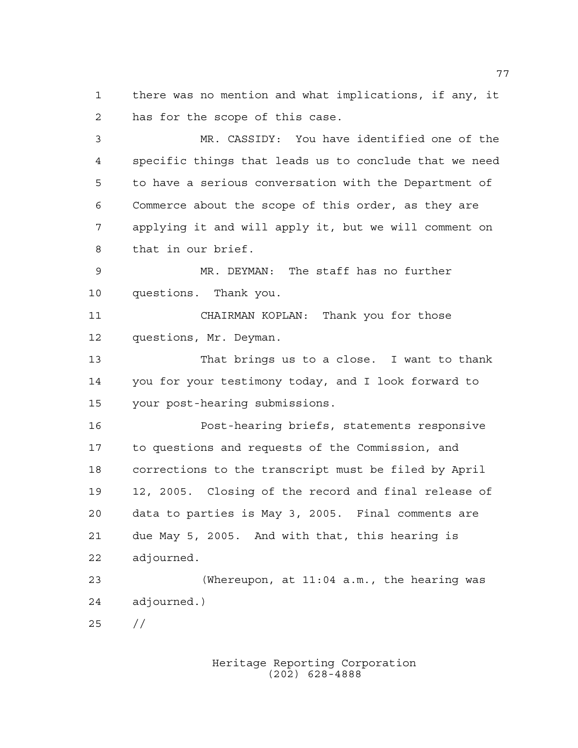there was no mention and what implications, if any, it has for the scope of this case.

MR. CASSIDY: You have identified one of the specific things that leads us to conclude that we need to have a serious conversation with the Department of Commerce about the scope of this order, as they are applying it and will apply it, but we will comment on that in our brief.

MR. DEYMAN: The staff has no further questions. Thank you.

CHAIRMAN KOPLAN: Thank you for those questions, Mr. Deyman.

That brings us to a close. I want to thank you for your testimony today, and I look forward to your post-hearing submissions.

Post-hearing briefs, statements responsive to questions and requests of the Commission, and corrections to the transcript must be filed by April 12, 2005. Closing of the record and final release of data to parties is May 3, 2005. Final comments are due May 5, 2005. And with that, this hearing is adjourned.

(Whereupon, at 11:04 a.m., the hearing was adjourned.)

//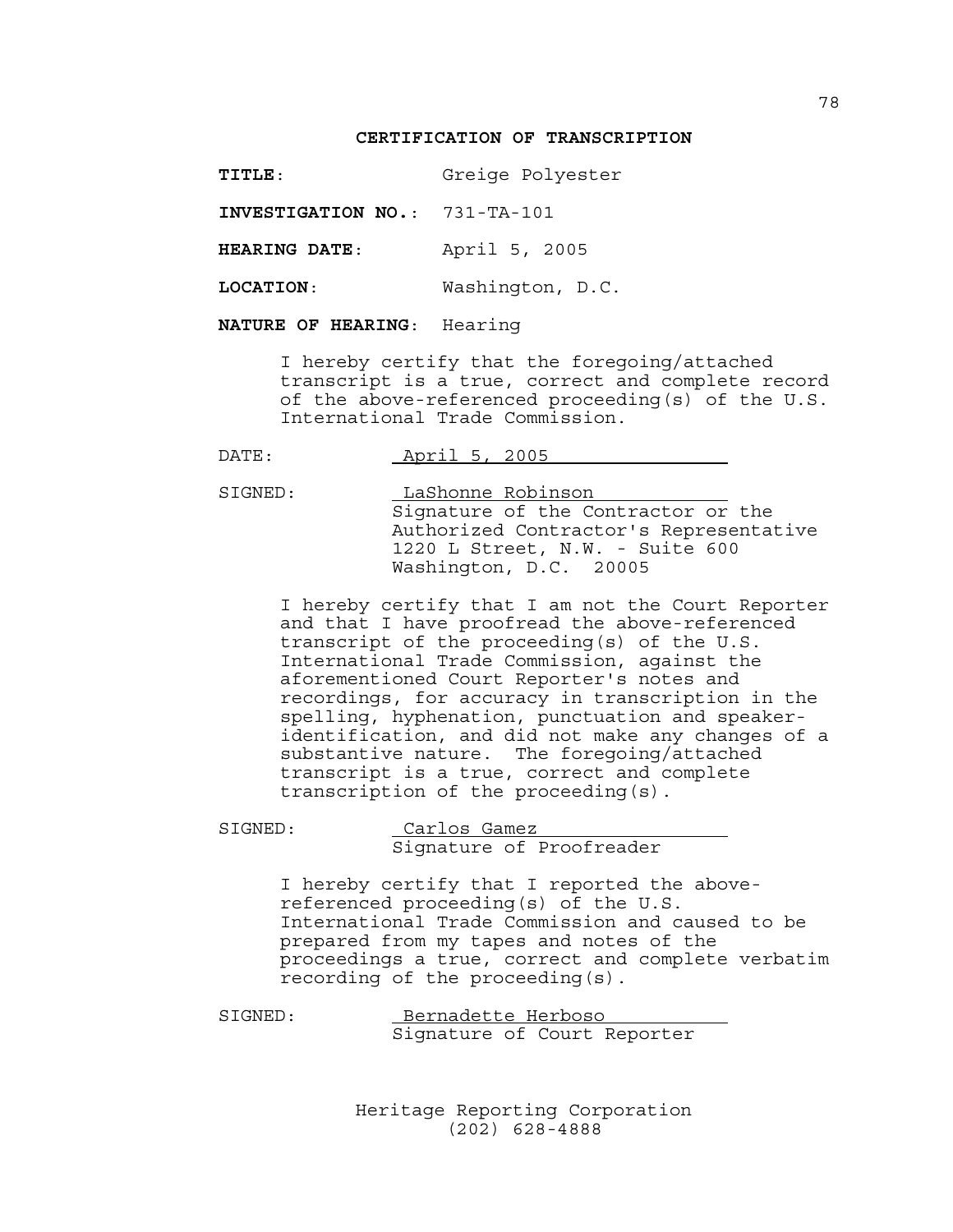# CERTIFICATION OF TRANSCRIPTION

**TITLE**: Greige Polyester

**INVESTIGATION NO.**: 731-TA-101

**HEARING DATE**: April 5, 2005

**LOCATION**: Washington, D.C.

**NATURE OF HEARING**: Hearing

I hereby certify that the foregoing/attached transcript is a true, correct and complete record of the above-referenced proceeding(s) of the U.S. International Trade Commission.

DATE: April 5, 2005

SIGNED: LaShonne Robinson
Signature of the Contractor or the Authorized Contractor's Representative
1220 L Street, N.W. - Suite 600
Washington, D.C. 20005

I hereby certify that I am not the Court Reporter and that I have proofread the above-referenced transcript of the proceeding(s) of the U.S. International Trade Commission, against the aforementioned Court Reporter's notes and recordings, for accuracy in transcription in the spelling, hyphenation, punctuation and speaker-identification, and did not make any changes of a substantive nature. The foregoing/attached transcript is a true, correct and complete transcription of the proceeding(s).

SIGNED: Carlos Gamez
Signature of Proofreader

I hereby certify that I reported the above-referenced proceeding(s) of the U.S. International Trade Commission and caused to be prepared from my tapes and notes of the proceedings a true, correct and complete verbatim recording of the proceeding(s).

SIGNED: Bernadette Herboso
Signature of Court Reporter